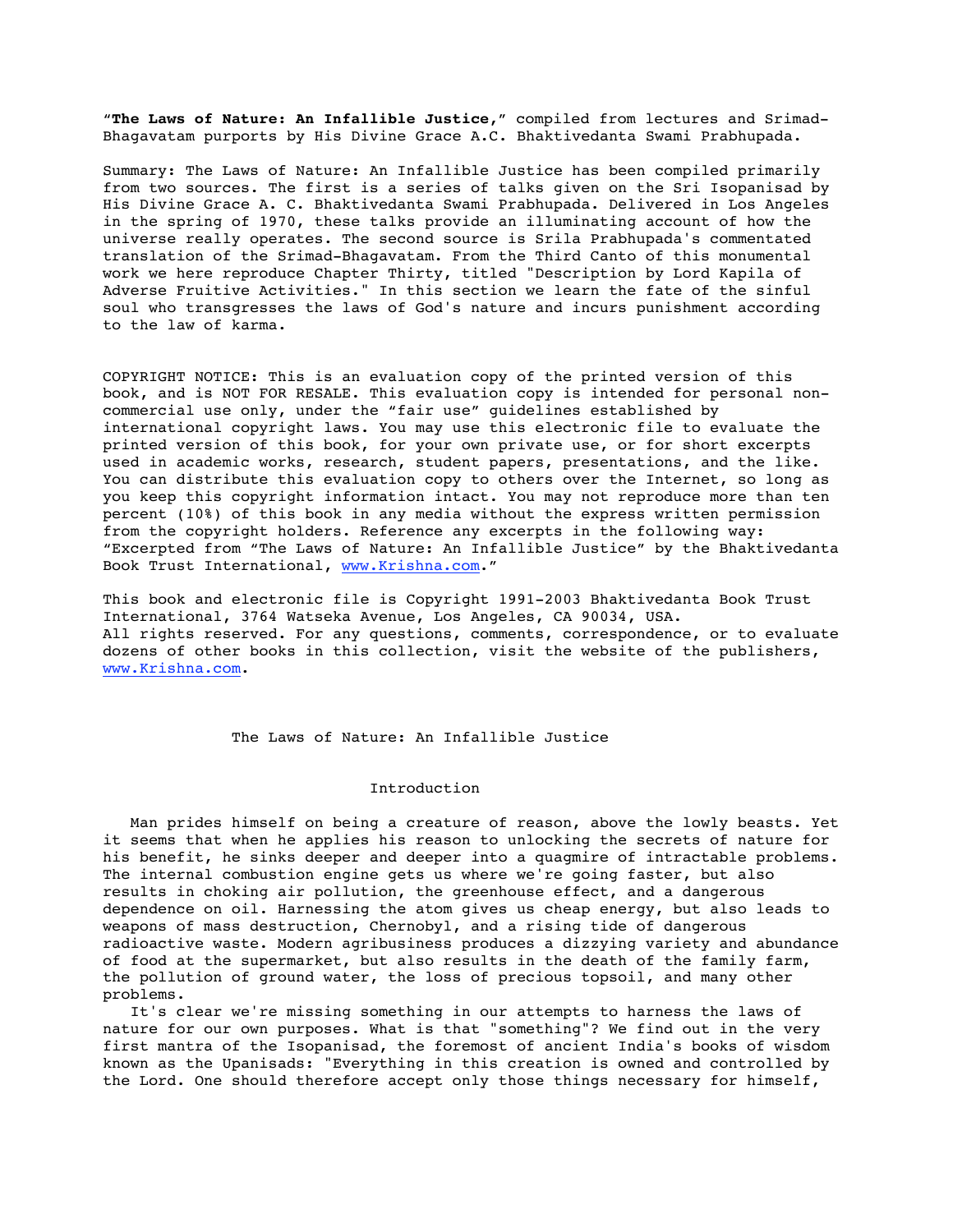"**The Laws of Nature: An Infallible Justice,**" compiled from lectures and Srimad-Bhagavatam purports by His Divine Grace A.C. Bhaktivedanta Swami Prabhupada.

Summary: The Laws of Nature: An Infallible Justice has been compiled primarily from two sources. The first is a series of talks given on the Sri Isopanisad by His Divine Grace A. C. Bhaktivedanta Swami Prabhupada. Delivered in Los Angeles in the spring of 1970, these talks provide an illuminating account of how the universe really operates. The second source is Srila Prabhupada's commentated translation of the Srimad-Bhagavatam. From the Third Canto of this monumental work we here reproduce Chapter Thirty, titled "Description by Lord Kapila of Adverse Fruitive Activities." In this section we learn the fate of the sinful soul who transgresses the laws of God's nature and incurs punishment according to the law of karma.

COPYRIGHT NOTICE: This is an evaluation copy of the printed version of this book, and is NOT FOR RESALE. This evaluation copy is intended for personal non-commercial use only, under the "fair use" guidelines established by international copyright laws. You may use this electronic file to evaluate the printed version of this book, for your own private use, or for short excerpts used in academic works, research, student papers, presentations, and the like. You can distribute this evaluation copy to others over the Internet, so long as you keep this copyright information intact. You may not reproduce more than ten percent (10%) of this book in any media without the express written permission from the copyright holders. Reference any excerpts in the following way: "Excerpted from "The Laws of Nature: An Infallible Justice" by the Bhaktivedanta Book Trust International, www.Krishna.com."

This book and electronic file is Copyright 1991-2003 Bhaktivedanta Book Trust International, 3764 Watseka Avenue, Los Angeles, CA 90034, USA. All rights reserved. For any questions, comments, correspondence, or to evaluate dozens of other books in this collection, visit the website of the publishers, www.Krishna.com.

# The Laws of Nature: An Infallible Justice

## Introduction

Man prides himself on being a creature of reason, above the lowly beasts. Yet it seems that when he applies his reason to unlocking the secrets of nature for his benefit, he sinks deeper and deeper into a quagmire of intractable problems. The internal combustion engine gets us where we're going faster, but also results in choking air pollution, the greenhouse effect, and a dangerous dependence on oil. Harnessing the atom gives us cheap energy, but also leads to weapons of mass destruction, Chernobyl, and a rising tide of dangerous radioactive waste. Modern agribusiness produces a dizzying variety and abundance of food at the supermarket, but also results in the death of the family farm, the pollution of ground water, the loss of precious topsoil, and many other problems.

It's clear we're missing something in our attempts to harness the laws of nature for our own purposes. What is that "something"? We find out in the very first mantra of the Isopanisad, the foremost of ancient India's books of wisdom known as the Upanisads: "Everything in this creation is owned and controlled by the Lord. One should therefore accept only those things necessary for himself,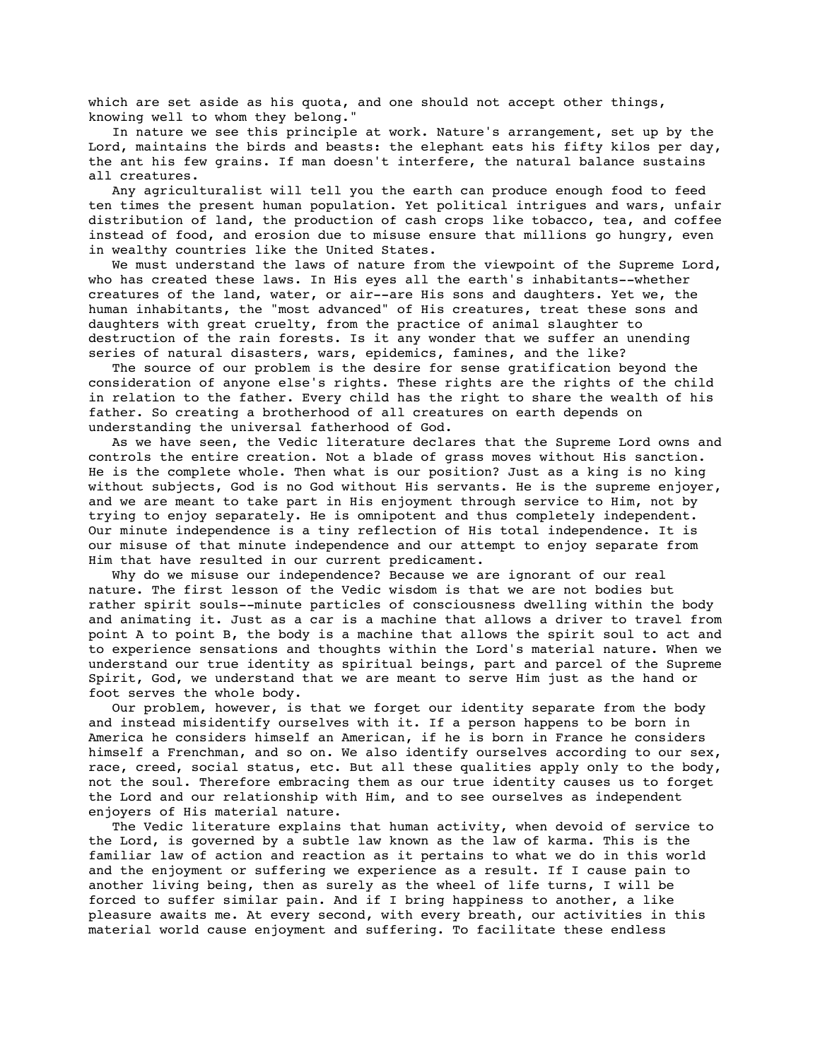which are set aside as his quota, and one should not accept other things, knowing well to whom they belong."

In nature we see this principle at work. Nature's arrangement, set up by the Lord, maintains the birds and beasts: the elephant eats his fifty kilos per day, the ant his few grains. If man doesn't interfere, the natural balance sustains all creatures.

Any agriculturalist will tell you the earth can produce enough food to feed ten times the present human population. Yet political intrigues and wars, unfair distribution of land, the production of cash crops like tobacco, tea, and coffee instead of food, and erosion due to misuse ensure that millions go hungry, even in wealthy countries like the United States.

We must understand the laws of nature from the viewpoint of the Supreme Lord, who has created these laws. In His eyes all the earth's inhabitants--whether creatures of the land, water, or air--are His sons and daughters. Yet we, the human inhabitants, the "most advanced" of His creatures, treat these sons and daughters with great cruelty, from the practice of animal slaughter to destruction of the rain forests. Is it any wonder that we suffer an unending series of natural disasters, wars, epidemics, famines, and the like?

The source of our problem is the desire for sense gratification beyond the consideration of anyone else's rights. These rights are the rights of the child in relation to the father. Every child has the right to share the wealth of his father. So creating a brotherhood of all creatures on earth depends on understanding the universal fatherhood of God.

As we have seen, the Vedic literature declares that the Supreme Lord owns and controls the entire creation. Not a blade of grass moves without His sanction. He is the complete whole. Then what is our position? Just as a king is no king without subjects, God is no God without His servants. He is the supreme enjoyer, and we are meant to take part in His enjoyment through service to Him, not by trying to enjoy separately. He is omnipotent and thus completely independent. Our minute independence is a tiny reflection of His total independence. It is our misuse of that minute independence and our attempt to enjoy separate from Him that have resulted in our current predicament.

Why do we misuse our independence? Because we are ignorant of our real nature. The first lesson of the Vedic wisdom is that we are not bodies but rather spirit souls--minute particles of consciousness dwelling within the body and animating it. Just as a car is a machine that allows a driver to travel from point A to point B, the body is a machine that allows the spirit soul to act and to experience sensations and thoughts within the Lord's material nature. When we understand our true identity as spiritual beings, part and parcel of the Supreme Spirit, God, we understand that we are meant to serve Him just as the hand or foot serves the whole body.

Our problem, however, is that we forget our identity separate from the body and instead misidentify ourselves with it. If a person happens to be born in America he considers himself an American, if he is born in France he considers himself a Frenchman, and so on. We also identify ourselves according to our sex, race, creed, social status, etc. But all these qualities apply only to the body, not the soul. Therefore embracing them as our true identity causes us to forget the Lord and our relationship with Him, and to see ourselves as independent enjoyers of His material nature.

The Vedic literature explains that human activity, when devoid of service to the Lord, is governed by a subtle law known as the law of karma. This is the familiar law of action and reaction as it pertains to what we do in this world and the enjoyment or suffering we experience as a result. If I cause pain to another living being, then as surely as the wheel of life turns, I will be forced to suffer similar pain. And if I bring happiness to another, a like pleasure awaits me. At every second, with every breath, our activities in this material world cause enjoyment and suffering. To facilitate these endless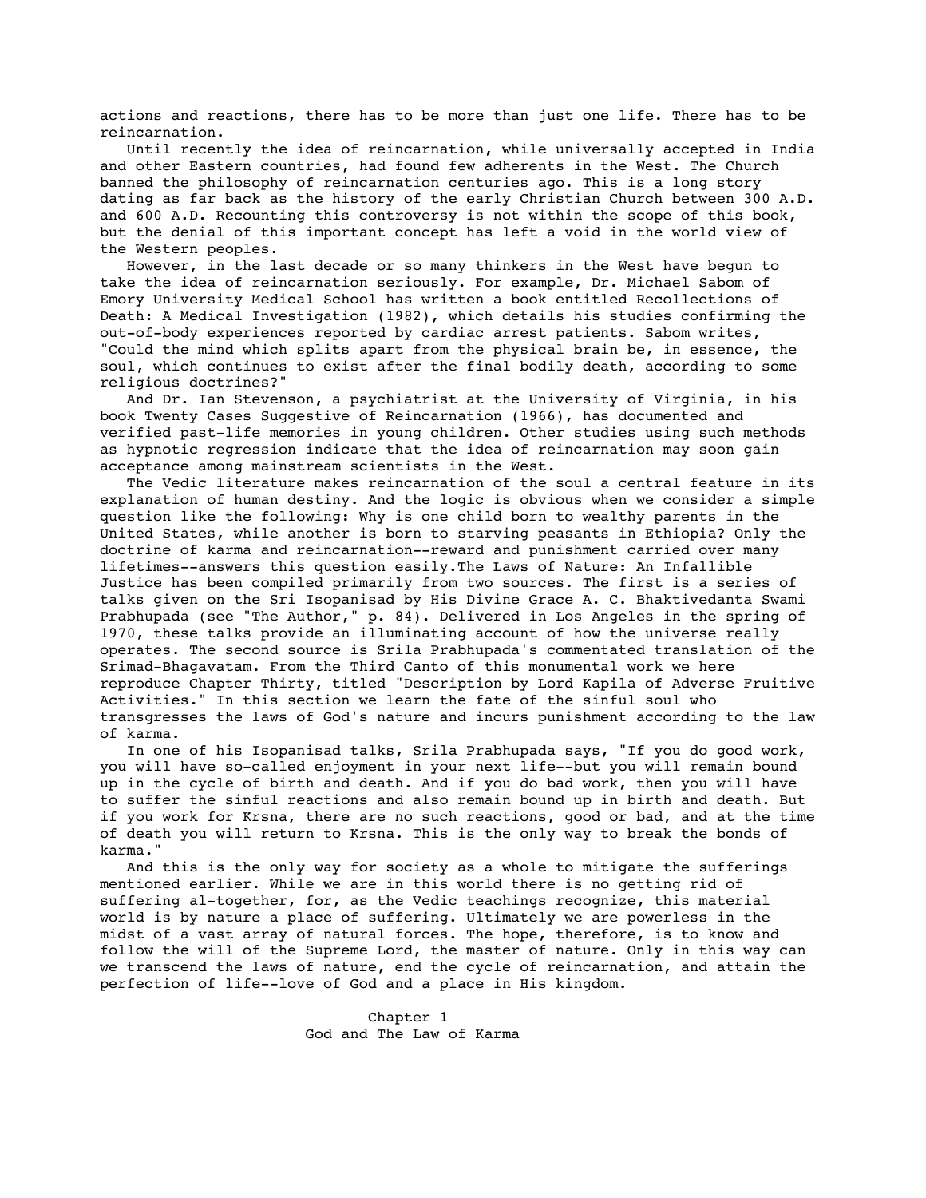actions and reactions, there has to be more than just one life. There has to be reincarnation.

Until recently the idea of reincarnation, while universally accepted in India and other Eastern countries, had found few adherents in the West. The Church banned the philosophy of reincarnation centuries ago. This is a long story dating as far back as the history of the early Christian Church between 300 A.D. and 600 A.D. Recounting this controversy is not within the scope of this book, but the denial of this important concept has left a void in the world view of the Western peoples.

However, in the last decade or so many thinkers in the West have begun to take the idea of reincarnation seriously. For example, Dr. Michael Sabom of Emory University Medical School has written a book entitled Recollections of Death: A Medical Investigation (1982), which details his studies confirming the out-of-body experiences reported by cardiac arrest patients. Sabom writes, "Could the mind which splits apart from the physical brain be, in essence, the soul, which continues to exist after the final bodily death, according to some religious doctrines?"

And Dr. Ian Stevenson, a psychiatrist at the University of Virginia, in his book Twenty Cases Suggestive of Reincarnation (1966), has documented and verified past-life memories in young children. Other studies using such methods as hypnotic regression indicate that the idea of reincarnation may soon gain acceptance among mainstream scientists in the West.

The Vedic literature makes reincarnation of the soul a central feature in its explanation of human destiny. And the logic is obvious when we consider a simple question like the following: Why is one child born to wealthy parents in the United States, while another is born to starving peasants in Ethiopia? Only the doctrine of karma and reincarnation--reward and punishment carried over many lifetimes--answers this question easily.The Laws of Nature: An Infallible Justice has been compiled primarily from two sources. The first is a series of talks given on the Sri Isopanisad by His Divine Grace A. C. Bhaktivedanta Swami Prabhupada (see "The Author," p. 84). Delivered in Los Angeles in the spring of 1970, these talks provide an illuminating account of how the universe really operates. The second source is Srila Prabhupada's commentated translation of the Srimad-Bhagavatam. From the Third Canto of this monumental work we here reproduce Chapter Thirty, titled "Description by Lord Kapila of Adverse Fruitive Activities." In this section we learn the fate of the sinful soul who transgresses the laws of God's nature and incurs punishment according to the law of karma.

In one of his Isopanisad talks, Srila Prabhupada says, "If you do good work, you will have so-called enjoyment in your next life--but you will remain bound up in the cycle of birth and death. And if you do bad work, then you will have to suffer the sinful reactions and also remain bound up in birth and death. But if you work for Krsna, there are no such reactions, good or bad, and at the time of death you will return to Krsna. This is the only way to break the bonds of karma."

And this is the only way for society as a whole to mitigate the sufferings mentioned earlier. While we are in this world there is no getting rid of suffering al-together, for, as the Vedic teachings recognize, this material world is by nature a place of suffering. Ultimately we are powerless in the midst of a vast array of natural forces. The hope, therefore, is to know and follow the will of the Supreme Lord, the master of nature. Only in this way can we transcend the laws of nature, end the cycle of reincarnation, and attain the perfection of life--love of God and a place in His kingdom.

# Chapter 1
## God and The Law of Karma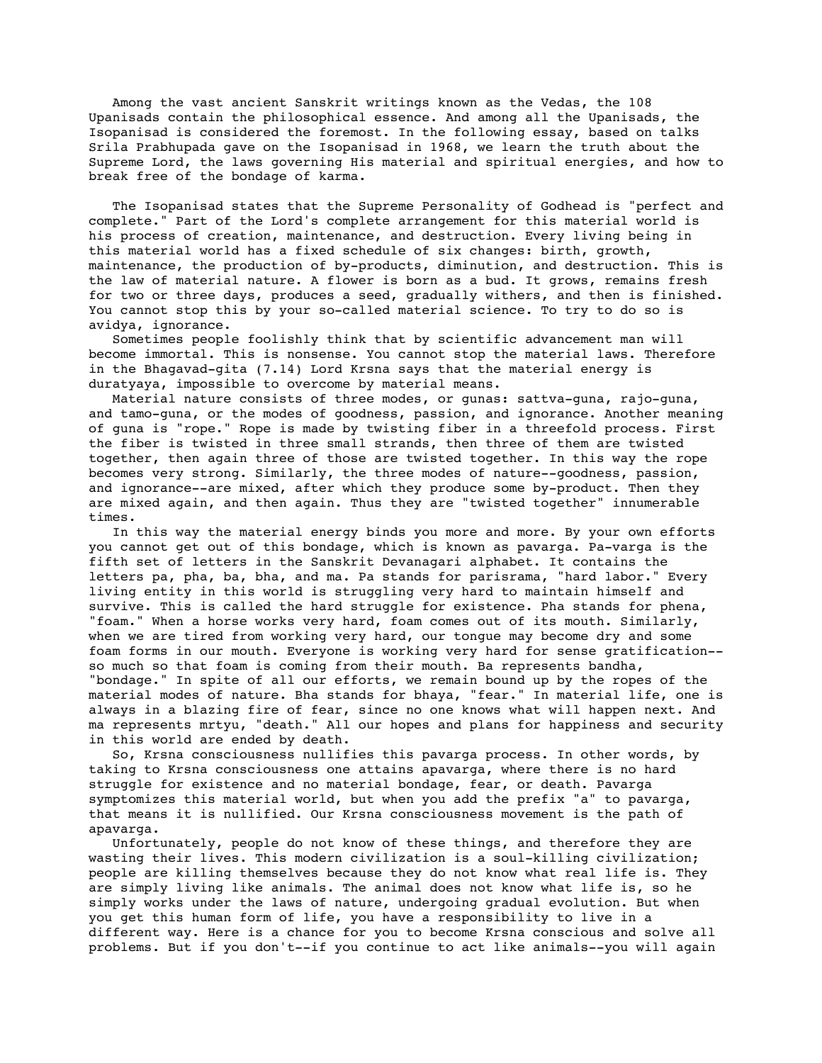Among the vast ancient Sanskrit writings known as the Vedas, the 108 Upanisads contain the philosophical essence. And among all the Upanisads, the Isopanisad is considered the foremost. In the following essay, based on talks Srila Prabhupada gave on the Isopanisad in 1968, we learn the truth about the Supreme Lord, the laws governing His material and spiritual energies, and how to break free of the bondage of karma.

The Isopanisad states that the Supreme Personality of Godhead is "perfect and complete." Part of the Lord's complete arrangement for this material world is his process of creation, maintenance, and destruction. Every living being in this material world has a fixed schedule of six changes: birth, growth, maintenance, the production of by-products, diminution, and destruction. This is the law of material nature. A flower is born as a bud. It grows, remains fresh for two or three days, produces a seed, gradually withers, and then is finished. You cannot stop this by your so-called material science. To try to do so is avidya, ignorance.

Sometimes people foolishly think that by scientific advancement man will become immortal. This is nonsense. You cannot stop the material laws. Therefore in the Bhagavad-gita (7.14) Lord Krsna says that the material energy is duratyaya, impossible to overcome by material means.

Material nature consists of three modes, or gunas: sattva-guna, rajo-guna, and tamo-guna, or the modes of goodness, passion, and ignorance. Another meaning of guna is "rope." Rope is made by twisting fiber in a threefold process. First the fiber is twisted in three small strands, then three of them are twisted together, then again three of those are twisted together. In this way the rope becomes very strong. Similarly, the three modes of nature--goodness, passion, and ignorance--are mixed, after which they produce some by-product. Then they are mixed again, and then again. Thus they are "twisted together" innumerable times.

In this way the material energy binds you more and more. By your own efforts you cannot get out of this bondage, which is known as pavarga. Pa-varga is the fifth set of letters in the Sanskrit Devanagari alphabet. It contains the letters pa, pha, ba, bha, and ma. Pa stands for parisrama, "hard labor." Every living entity in this world is struggling very hard to maintain himself and survive. This is called the hard struggle for existence. Pha stands for phena, "foam." When a horse works very hard, foam comes out of its mouth. Similarly, when we are tired from working very hard, our tongue may become dry and some foam forms in our mouth. Everyone is working very hard for sense gratification--so much so that foam is coming from their mouth. Ba represents bandha, "bondage." In spite of all our efforts, we remain bound up by the ropes of the material modes of nature. Bha stands for bhaya, "fear." In material life, one is always in a blazing fire of fear, since no one knows what will happen next. And ma represents mrtyu, "death." All our hopes and plans for happiness and security in this world are ended by death.

So, Krsna consciousness nullifies this pavarga process. In other words, by taking to Krsna consciousness one attains apavarga, where there is no hard struggle for existence and no material bondage, fear, or death. Pavarga symptomizes this material world, but when you add the prefix "a" to pavarga, that means it is nullified. Our Krsna consciousness movement is the path of apavarga.

Unfortunately, people do not know of these things, and therefore they are wasting their lives. This modern civilization is a soul-killing civilization; people are killing themselves because they do not know what real life is. They are simply living like animals. The animal does not know what life is, so he simply works under the laws of nature, undergoing gradual evolution. But when you get this human form of life, you have a responsibility to live in a different way. Here is a chance for you to become Krsna conscious and solve all problems. But if you don't--if you continue to act like animals--you will again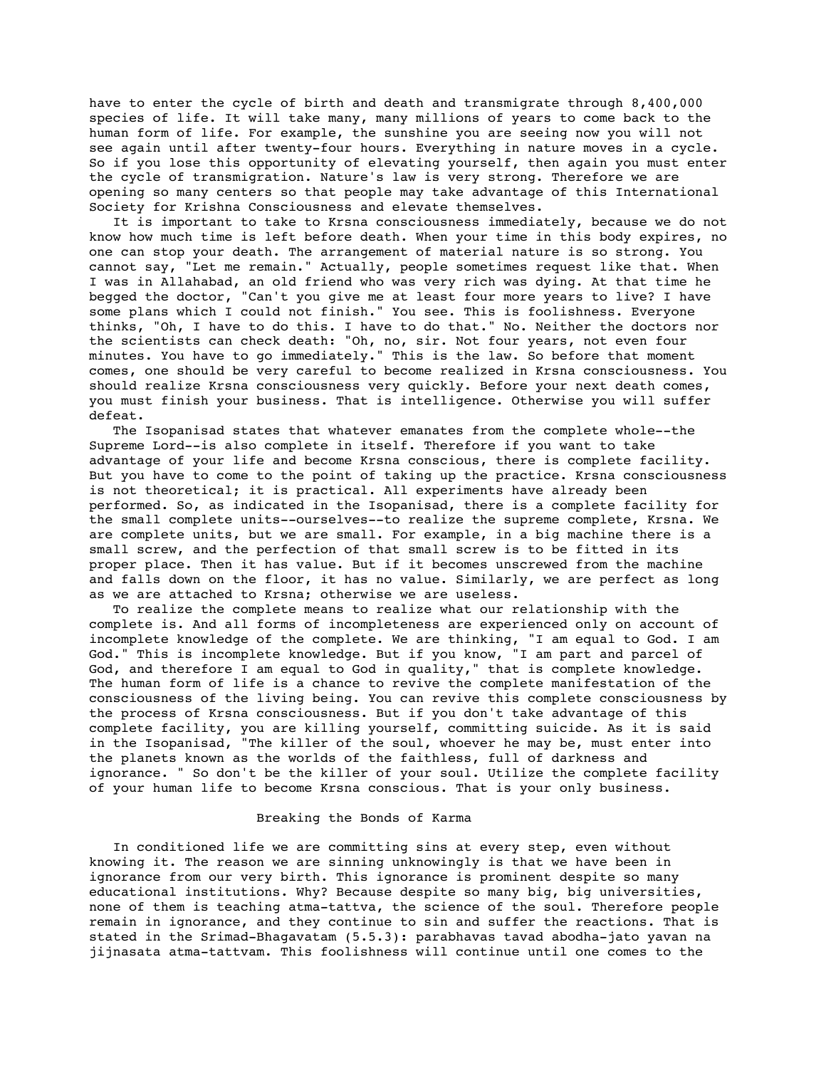have to enter the cycle of birth and death and transmigrate through 8,400,000 species of life. It will take many, many millions of years to come back to the human form of life. For example, the sunshine you are seeing now you will not see again until after twenty-four hours. Everything in nature moves in a cycle. So if you lose this opportunity of elevating yourself, then again you must enter the cycle of transmigration. Nature's law is very strong. Therefore we are opening so many centers so that people may take advantage of this International Society for Krishna Consciousness and elevate themselves.

It is important to take to Krsna consciousness immediately, because we do not know how much time is left before death. When your time in this body expires, no one can stop your death. The arrangement of material nature is so strong. You cannot say, "Let me remain." Actually, people sometimes request like that. When I was in Allahabad, an old friend who was very rich was dying. At that time he begged the doctor, "Can't you give me at least four more years to live? I have some plans which I could not finish." You see. This is foolishness. Everyone thinks, "Oh, I have to do this. I have to do that." No. Neither the doctors nor the scientists can check death: "Oh, no, sir. Not four years, not even four minutes. You have to go immediately." This is the law. So before that moment comes, one should be very careful to become realized in Krsna consciousness. You should realize Krsna consciousness very quickly. Before your next death comes, you must finish your business. That is intelligence. Otherwise you will suffer defeat.

The Isopanisad states that whatever emanates from the complete whole--the Supreme Lord--is also complete in itself. Therefore if you want to take advantage of your life and become Krsna conscious, there is complete facility. But you have to come to the point of taking up the practice. Krsna consciousness is not theoretical; it is practical. All experiments have already been performed. So, as indicated in the Isopanisad, there is a complete facility for the small complete units--ourselves--to realize the supreme complete, Krsna. We are complete units, but we are small. For example, in a big machine there is a small screw, and the perfection of that small screw is to be fitted in its proper place. Then it has value. But if it becomes unscrewed from the machine and falls down on the floor, it has no value. Similarly, we are perfect as long as we are attached to Krsna; otherwise we are useless.

To realize the complete means to realize what our relationship with the complete is. And all forms of incompleteness are experienced only on account of incomplete knowledge of the complete. We are thinking, "I am equal to God. I am God." This is incomplete knowledge. But if you know, "I am part and parcel of God, and therefore I am equal to God in quality," that is complete knowledge. The human form of life is a chance to revive the complete manifestation of the consciousness of the living being. You can revive this complete consciousness by the process of Krsna consciousness. But if you don't take advantage of this complete facility, you are killing yourself, committing suicide. As it is said in the Isopanisad, "The killer of the soul, whoever he may be, must enter into the planets known as the worlds of the faithless, full of darkness and ignorance. " So don't be the killer of your soul. Utilize the complete facility of your human life to become Krsna conscious. That is your only business.

## Breaking the Bonds of Karma

In conditioned life we are committing sins at every step, even without knowing it. The reason we are sinning unknowingly is that we have been in ignorance from our very birth. This ignorance is prominent despite so many educational institutions. Why? Because despite so many big, big universities, none of them is teaching atma-tattva, the science of the soul. Therefore people remain in ignorance, and they continue to sin and suffer the reactions. That is stated in the Srimad-Bhagavatam (5.5.3): parabhavas tavad abodha-jato yavan na jijnasata atma-tattvam. This foolishness will continue until one comes to the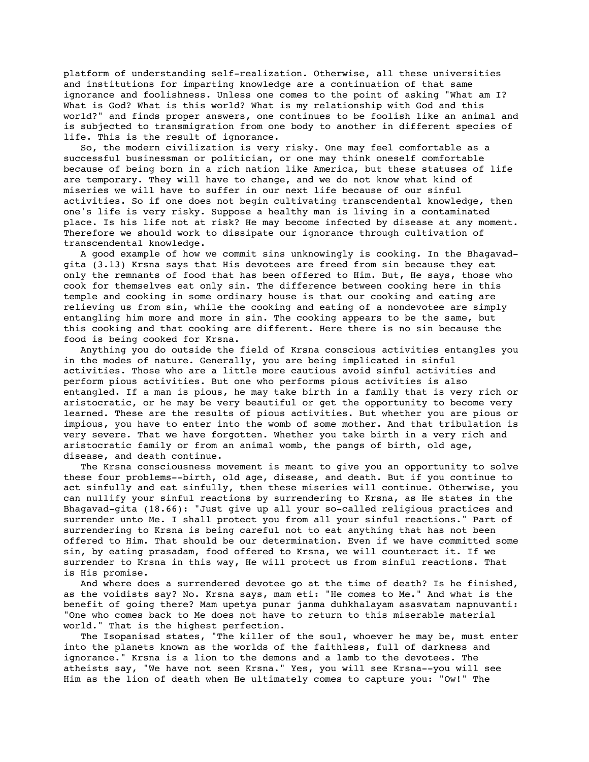platform of understanding self-realization. Otherwise, all these universities and institutions for imparting knowledge are a continuation of that same ignorance and foolishness. Unless one comes to the point of asking "What am I? What is God? What is this world? What is my relationship with God and this world?" and finds proper answers, one continues to be foolish like an animal and is subjected to transmigration from one body to another in different species of life. This is the result of ignorance.

So, the modern civilization is very risky. One may feel comfortable as a successful businessman or politician, or one may think oneself comfortable because of being born in a rich nation like America, but these statuses of life are temporary. They will have to change, and we do not know what kind of miseries we will have to suffer in our next life because of our sinful activities. So if one does not begin cultivating transcendental knowledge, then one's life is very risky. Suppose a healthy man is living in a contaminated place. Is his life not at risk? He may become infected by disease at any moment. Therefore we should work to dissipate our ignorance through cultivation of transcendental knowledge.

A good example of how we commit sins unknowingly is cooking. In the Bhagavad-gita (3.13) Krsna says that His devotees are freed from sin because they eat only the remnants of food that has been offered to Him. But, He says, those who cook for themselves eat only sin. The difference between cooking here in this temple and cooking in some ordinary house is that our cooking and eating are relieving us from sin, while the cooking and eating of a nondevotee are simply entangling him more and more in sin. The cooking appears to be the same, but this cooking and that cooking are different. Here there is no sin because the food is being cooked for Krsna.

Anything you do outside the field of Krsna conscious activities entangles you in the modes of nature. Generally, you are being implicated in sinful activities. Those who are a little more cautious avoid sinful activities and perform pious activities. But one who performs pious activities is also entangled. If a man is pious, he may take birth in a family that is very rich or aristocratic, or he may be very beautiful or get the opportunity to become very learned. These are the results of pious activities. But whether you are pious or impious, you have to enter into the womb of some mother. And that tribulation is very severe. That we have forgotten. Whether you take birth in a very rich and aristocratic family or from an animal womb, the pangs of birth, old age, disease, and death continue.

The Krsna consciousness movement is meant to give you an opportunity to solve these four problems--birth, old age, disease, and death. But if you continue to act sinfully and eat sinfully, then these miseries will continue. Otherwise, you can nullify your sinful reactions by surrendering to Krsna, as He states in the Bhagavad-gita (18.66): "Just give up all your so-called religious practices and surrender unto Me. I shall protect you from all your sinful reactions." Part of surrendering to Krsna is being careful not to eat anything that has not been offered to Him. That should be our determination. Even if we have committed some sin, by eating prasadam, food offered to Krsna, we will counteract it. If we surrender to Krsna in this way, He will protect us from sinful reactions. That is His promise.

And where does a surrendered devotee go at the time of death? Is he finished, as the voidists say? No. Krsna says, mam eti: "He comes to Me." And what is the benefit of going there? Mam upetya punar janma duhkhalayam asasvatam napnuvanti: "One who comes back to Me does not have to return to this miserable material world." That is the highest perfection.

The Isopanisad states, "The killer of the soul, whoever he may be, must enter into the planets known as the worlds of the faithless, full of darkness and ignorance." Krsna is a lion to the demons and a lamb to the devotees. The atheists say, "We have not seen Krsna." Yes, you will see Krsna--you will see Him as the lion of death when He ultimately comes to capture you: "Ow!" The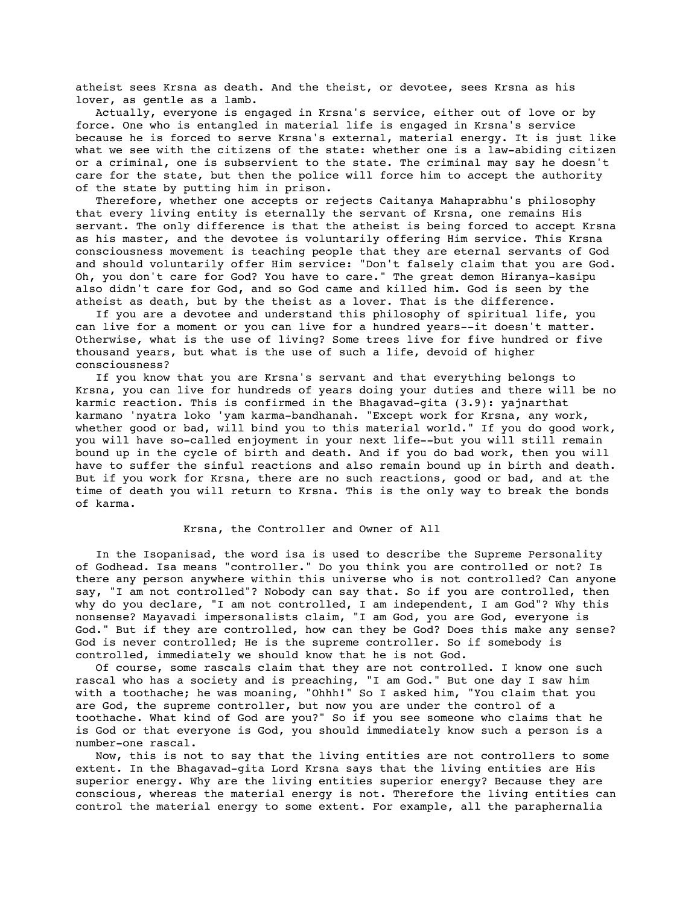atheist sees Krsna as death. And the theist, or devotee, sees Krsna as his lover, as gentle as a lamb.

Actually, everyone is engaged in Krsna's service, either out of love or by force. One who is entangled in material life is engaged in Krsna's service because he is forced to serve Krsna's external, material energy. It is just like what we see with the citizens of the state: whether one is a law-abiding citizen or a criminal, one is subservient to the state. The criminal may say he doesn't care for the state, but then the police will force him to accept the authority of the state by putting him in prison.

Therefore, whether one accepts or rejects Caitanya Mahaprabhu's philosophy that every living entity is eternally the servant of Krsna, one remains His servant. The only difference is that the atheist is being forced to accept Krsna as his master, and the devotee is voluntarily offering Him service. This Krsna consciousness movement is teaching people that they are eternal servants of God and should voluntarily offer Him service: "Don't falsely claim that you are God. Oh, you don't care for God? You have to care." The great demon Hiranya-kasipu also didn't care for God, and so God came and killed him. God is seen by the atheist as death, but by the theist as a lover. That is the difference.

If you are a devotee and understand this philosophy of spiritual life, you can live for a moment or you can live for a hundred years--it doesn't matter. Otherwise, what is the use of living? Some trees live for five hundred or five thousand years, but what is the use of such a life, devoid of higher consciousness?

If you know that you are Krsna's servant and that everything belongs to Krsna, you can live for hundreds of years doing your duties and there will be no karmic reaction. This is confirmed in the Bhagavad-gita (3.9): yajnarthat karmano 'nyatra loko 'yam karma-bandhanah. "Except work for Krsna, any work, whether good or bad, will bind you to this material world." If you do good work, you will have so-called enjoyment in your next life--but you will still remain bound up in the cycle of birth and death. And if you do bad work, then you will have to suffer the sinful reactions and also remain bound up in birth and death. But if you work for Krsna, there are no such reactions, good or bad, and at the time of death you will return to Krsna. This is the only way to break the bonds of karma.

## Krsna, the Controller and Owner of All

In the Isopanisad, the word isa is used to describe the Supreme Personality of Godhead. Isa means "controller." Do you think you are controlled or not? Is there any person anywhere within this universe who is not controlled? Can anyone say, "I am not controlled"? Nobody can say that. So if you are controlled, then why do you declare, "I am not controlled, I am independent, I am God"? Why this nonsense? Mayavadi impersonalists claim, "I am God, you are God, everyone is God." But if they are controlled, how can they be God? Does this make any sense? God is never controlled; He is the supreme controller. So if somebody is controlled, immediately we should know that he is not God.

Of course, some rascals claim that they are not controlled. I know one such rascal who has a society and is preaching, "I am God." But one day I saw him with a toothache; he was moaning, "Ohhh!" So I asked him, "You claim that you are God, the supreme controller, but now you are under the control of a toothache. What kind of God are you?" So if you see someone who claims that he is God or that everyone is God, you should immediately know such a person is a number-one rascal.

Now, this is not to say that the living entities are not controllers to some extent. In the Bhagavad-gita Lord Krsna says that the living entities are His superior energy. Why are the living entities superior energy? Because they are conscious, whereas the material energy is not. Therefore the living entities can control the material energy to some extent. For example, all the paraphernalia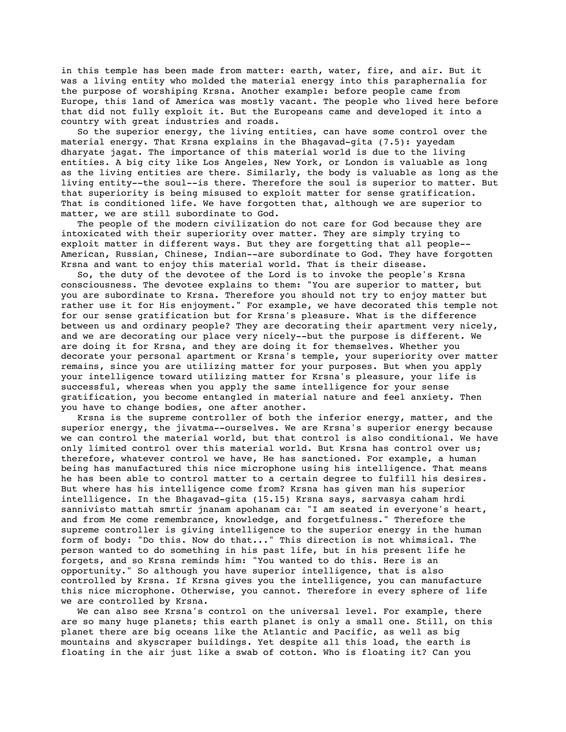in this temple has been made from matter: earth, water, fire, and air. But it was a living entity who molded the material energy into this paraphernalia for the purpose of worshiping Krsna. Another example: before people came from Europe, this land of America was mostly vacant. The people who lived here before that did not fully exploit it. But the Europeans came and developed it into a country with great industries and roads.

So the superior energy, the living entities, can have some control over the material energy. That Krsna explains in the Bhagavad-gita (7.5): yayedam dharyate jagat. The importance of this material world is due to the living entities. A big city like Los Angeles, New York, or London is valuable as long as the living entities are there. Similarly, the body is valuable as long as the living entity--the soul--is there. Therefore the soul is superior to matter. But that superiority is being misused to exploit matter for sense gratification. That is conditioned life. We have forgotten that, although we are superior to matter, we are still subordinate to God.

The people of the modern civilization do not care for God because they are intoxicated with their superiority over matter. They are simply trying to exploit matter in different ways. But they are forgetting that all people--American, Russian, Chinese, Indian--are subordinate to God. They have forgotten Krsna and want to enjoy this material world. That is their disease.

So, the duty of the devotee of the Lord is to invoke the people's Krsna consciousness. The devotee explains to them: "You are superior to matter, but you are subordinate to Krsna. Therefore you should not try to enjoy matter but rather use it for His enjoyment." For example, we have decorated this temple not for our sense gratification but for Krsna's pleasure. What is the difference between us and ordinary people? They are decorating their apartment very nicely, and we are decorating our place very nicely--but the purpose is different. We are doing it for Krsna, and they are doing it for themselves. Whether you decorate your personal apartment or Krsna's temple, your superiority over matter remains, since you are utilizing matter for your purposes. But when you apply your intelligence toward utilizing matter for Krsna's pleasure, your life is successful, whereas when you apply the same intelligence for your sense gratification, you become entangled in material nature and feel anxiety. Then you have to change bodies, one after another.

Krsna is the supreme controller of both the inferior energy, matter, and the superior energy, the jivatma--ourselves. We are Krsna's superior energy because we can control the material world, but that control is also conditional. We have only limited control over this material world. But Krsna has control over us; therefore, whatever control we have, He has sanctioned. For example, a human being has manufactured this nice microphone using his intelligence. That means he has been able to control matter to a certain degree to fulfill his desires. But where has his intelligence come from? Krsna has given man his superior intelligence. In the Bhagavad-gita (15.15) Krsna says, sarvasya caham hrdi sannivisto mattah smrtir jnanam apohanam ca: "I am seated in everyone's heart, and from Me come remembrance, knowledge, and forgetfulness." Therefore the supreme controller is giving intelligence to the superior energy in the human form of body: "Do this. Now do that..." This direction is not whimsical. The person wanted to do something in his past life, but in his present life he forgets, and so Krsna reminds him: "You wanted to do this. Here is an opportunity." So although you have superior intelligence, that is also controlled by Krsna. If Krsna gives you the intelligence, you can manufacture this nice microphone. Otherwise, you cannot. Therefore in every sphere of life we are controlled by Krsna.

We can also see Krsna's control on the universal level. For example, there are so many huge planets; this earth planet is only a small one. Still, on this planet there are big oceans like the Atlantic and Pacific, as well as big mountains and skyscraper buildings. Yet despite all this load, the earth is floating in the air just like a swab of cotton. Who is floating it? Can you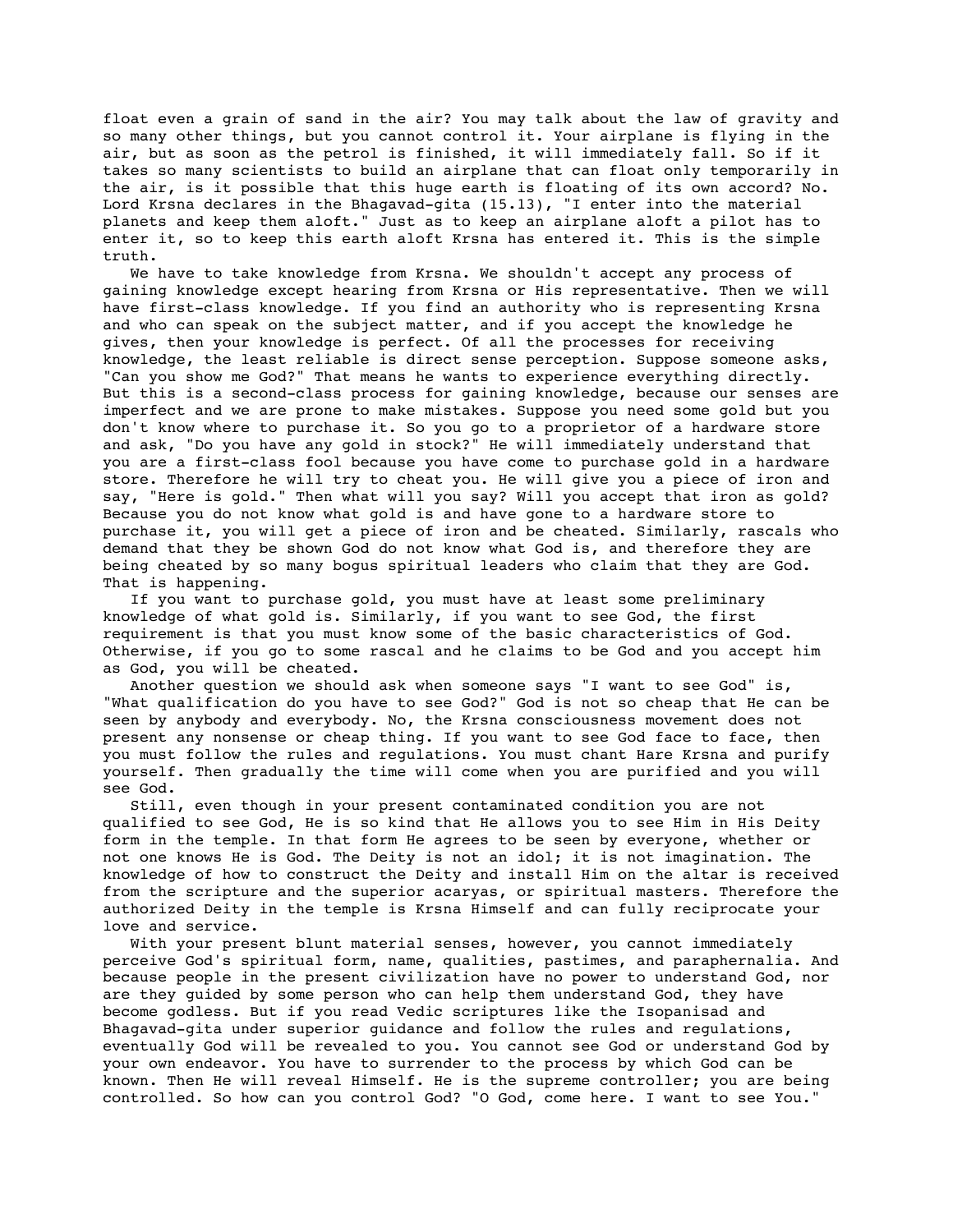float even a grain of sand in the air? You may talk about the law of gravity and so many other things, but you cannot control it. Your airplane is flying in the air, but as soon as the petrol is finished, it will immediately fall. So if it takes so many scientists to build an airplane that can float only temporarily in the air, is it possible that this huge earth is floating of its own accord? No. Lord Krsna declares in the Bhagavad-gita (15.13), "I enter into the material planets and keep them aloft." Just as to keep an airplane aloft a pilot has to enter it, so to keep this earth aloft Krsna has entered it. This is the simple truth.

We have to take knowledge from Krsna. We shouldn't accept any process of gaining knowledge except hearing from Krsna or His representative. Then we will have first-class knowledge. If you find an authority who is representing Krsna and who can speak on the subject matter, and if you accept the knowledge he gives, then your knowledge is perfect. Of all the processes for receiving knowledge, the least reliable is direct sense perception. Suppose someone asks, "Can you show me God?" That means he wants to experience everything directly. But this is a second-class process for gaining knowledge, because our senses are imperfect and we are prone to make mistakes. Suppose you need some gold but you don't know where to purchase it. So you go to a proprietor of a hardware store and ask, "Do you have any gold in stock?" He will immediately understand that you are a first-class fool because you have come to purchase gold in a hardware store. Therefore he will try to cheat you. He will give you a piece of iron and say, "Here is gold." Then what will you say? Will you accept that iron as gold? Because you do not know what gold is and have gone to a hardware store to purchase it, you will get a piece of iron and be cheated. Similarly, rascals who demand that they be shown God do not know what God is, and therefore they are being cheated by so many bogus spiritual leaders who claim that they are God. That is happening.

If you want to purchase gold, you must have at least some preliminary knowledge of what gold is. Similarly, if you want to see God, the first requirement is that you must know some of the basic characteristics of God. Otherwise, if you go to some rascal and he claims to be God and you accept him as God, you will be cheated.

Another question we should ask when someone says "I want to see God" is, "What qualification do you have to see God?" God is not so cheap that He can be seen by anybody and everybody. No, the Krsna consciousness movement does not present any nonsense or cheap thing. If you want to see God face to face, then you must follow the rules and regulations. You must chant Hare Krsna and purify yourself. Then gradually the time will come when you are purified and you will see God.

Still, even though in your present contaminated condition you are not qualified to see God, He is so kind that He allows you to see Him in His Deity form in the temple. In that form He agrees to be seen by everyone, whether or not one knows He is God. The Deity is not an idol; it is not imagination. The knowledge of how to construct the Deity and install Him on the altar is received from the scripture and the superior acaryas, or spiritual masters. Therefore the authorized Deity in the temple is Krsna Himself and can fully reciprocate your love and service.

With your present blunt material senses, however, you cannot immediately perceive God's spiritual form, name, qualities, pastimes, and paraphernalia. And because people in the present civilization have no power to understand God, nor are they guided by some person who can help them understand God, they have become godless. But if you read Vedic scriptures like the Isopanisad and Bhagavad-gita under superior guidance and follow the rules and regulations, eventually God will be revealed to you. You cannot see God or understand God by your own endeavor. You have to surrender to the process by which God can be known. Then He will reveal Himself. He is the supreme controller; you are being controlled. So how can you control God? "O God, come here. I want to see You."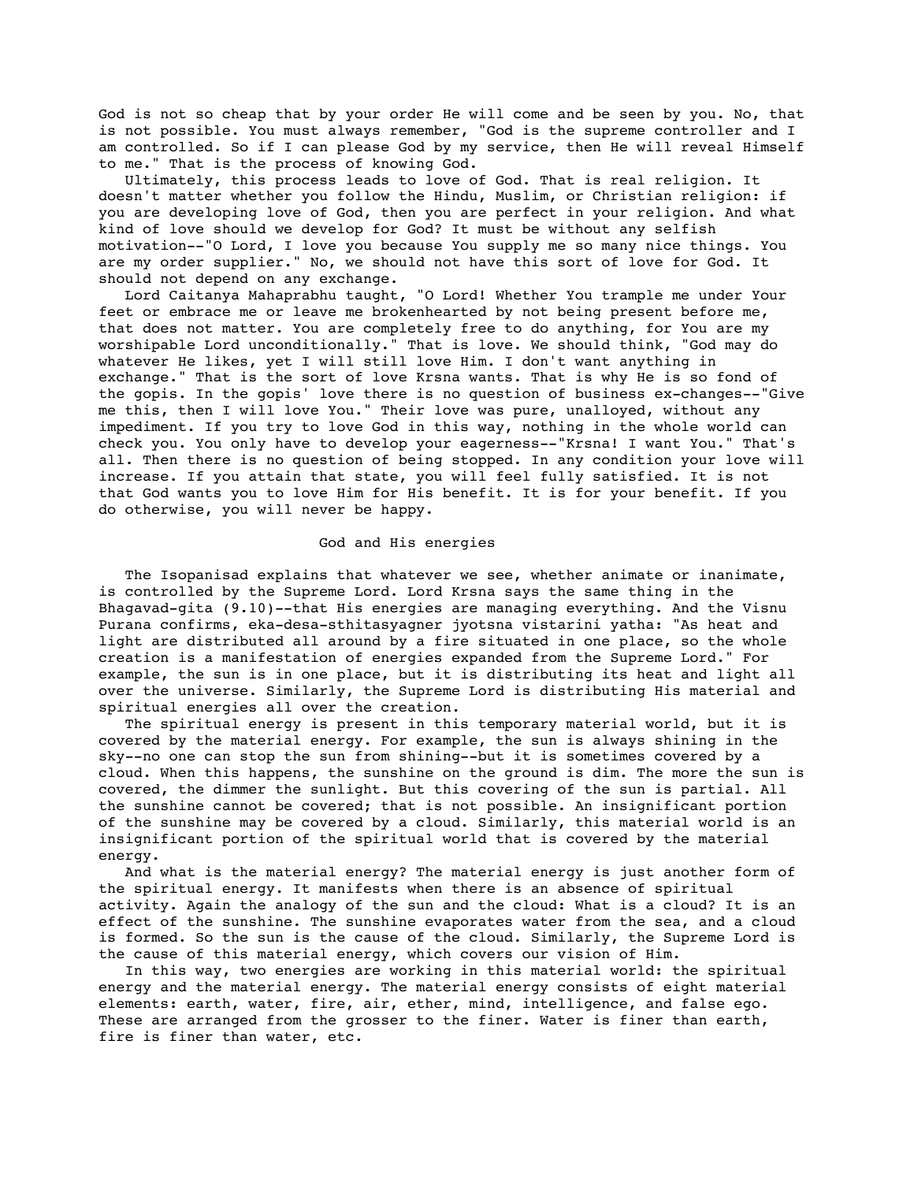God is not so cheap that by your order He will come and be seen by you. No, that is not possible. You must always remember, "God is the supreme controller and I am controlled. So if I can please God by my service, then He will reveal Himself to me." That is the process of knowing God.

Ultimately, this process leads to love of God. That is real religion. It doesn't matter whether you follow the Hindu, Muslim, or Christian religion: if you are developing love of God, then you are perfect in your religion. And what kind of love should we develop for God? It must be without any selfish motivation--"O Lord, I love you because You supply me so many nice things. You are my order supplier." No, we should not have this sort of love for God. It should not depend on any exchange.

Lord Caitanya Mahaprabhu taught, "O Lord! Whether You trample me under Your feet or embrace me or leave me brokenhearted by not being present before me, that does not matter. You are completely free to do anything, for You are my worshipable Lord unconditionally." That is love. We should think, "God may do whatever He likes, yet I will still love Him. I don't want anything in exchange." That is the sort of love Krsna wants. That is why He is so fond of the gopis. In the gopis' love there is no question of business ex-changes--"Give me this, then I will love You." Their love was pure, unalloyed, without any impediment. If you try to love God in this way, nothing in the whole world can check you. You only have to develop your eagerness--"Krsna! I want You." That's all. Then there is no question of being stopped. In any condition your love will increase. If you attain that state, you will feel fully satisfied. It is not that God wants you to love Him for His benefit. It is for your benefit. If you do otherwise, you will never be happy.

## God and His energies

The Isopanisad explains that whatever we see, whether animate or inanimate, is controlled by the Supreme Lord. Lord Krsna says the same thing in the Bhagavad-gita (9.10)--that His energies are managing everything. And the Visnu Purana confirms, eka-desa-sthitasyagner jyotsna vistarini yatha: "As heat and light are distributed all around by a fire situated in one place, so the whole creation is a manifestation of energies expanded from the Supreme Lord." For example, the sun is in one place, but it is distributing its heat and light all over the universe. Similarly, the Supreme Lord is distributing His material and spiritual energies all over the creation.

The spiritual energy is present in this temporary material world, but it is covered by the material energy. For example, the sun is always shining in the sky--no one can stop the sun from shining--but it is sometimes covered by a cloud. When this happens, the sunshine on the ground is dim. The more the sun is covered, the dimmer the sunlight. But this covering of the sun is partial. All the sunshine cannot be covered; that is not possible. An insignificant portion of the sunshine may be covered by a cloud. Similarly, this material world is an insignificant portion of the spiritual world that is covered by the material energy.

And what is the material energy? The material energy is just another form of the spiritual energy. It manifests when there is an absence of spiritual activity. Again the analogy of the sun and the cloud: What is a cloud? It is an effect of the sunshine. The sunshine evaporates water from the sea, and a cloud is formed. So the sun is the cause of the cloud. Similarly, the Supreme Lord is the cause of this material energy, which covers our vision of Him.

In this way, two energies are working in this material world: the spiritual energy and the material energy. The material energy consists of eight material elements: earth, water, fire, air, ether, mind, intelligence, and false ego. These are arranged from the grosser to the finer. Water is finer than earth, fire is finer than water, etc.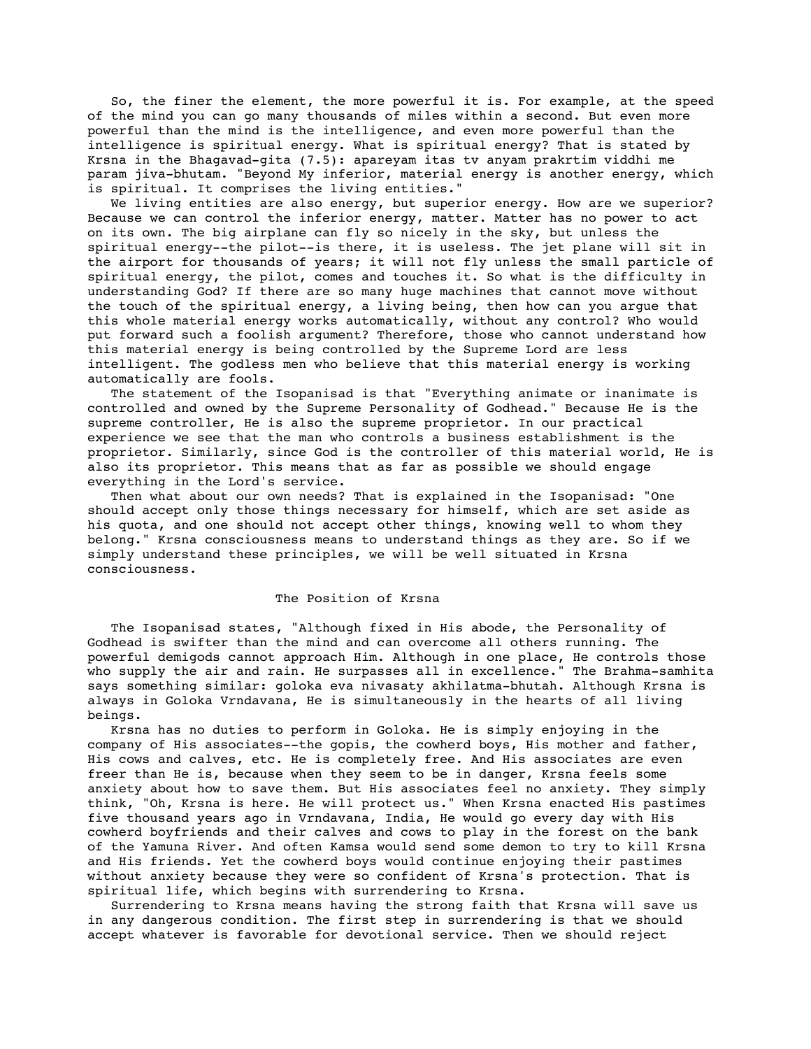So, the finer the element, the more powerful it is. For example, at the speed of the mind you can go many thousands of miles within a second. But even more powerful than the mind is the intelligence, and even more powerful than the intelligence is spiritual energy. What is spiritual energy? That is stated by Krsna in the Bhagavad-gita (7.5): apareyam itas tv anyam prakrtim viddhi me param jiva-bhutam. "Beyond My inferior, material energy is another energy, which is spiritual. It comprises the living entities."

We living entities are also energy, but superior energy. How are we superior? Because we can control the inferior energy, matter. Matter has no power to act on its own. The big airplane can fly so nicely in the sky, but unless the spiritual energy--the pilot--is there, it is useless. The jet plane will sit in the airport for thousands of years; it will not fly unless the small particle of spiritual energy, the pilot, comes and touches it. So what is the difficulty in understanding God? If there are so many huge machines that cannot move without the touch of the spiritual energy, a living being, then how can you argue that this whole material energy works automatically, without any control? Who would put forward such a foolish argument? Therefore, those who cannot understand how this material energy is being controlled by the Supreme Lord are less intelligent. The godless men who believe that this material energy is working automatically are fools.

The statement of the Isopanisad is that "Everything animate or inanimate is controlled and owned by the Supreme Personality of Godhead." Because He is the supreme controller, He is also the supreme proprietor. In our practical experience we see that the man who controls a business establishment is the proprietor. Similarly, since God is the controller of this material world, He is also its proprietor. This means that as far as possible we should engage everything in the Lord's service.

Then what about our own needs? That is explained in the Isopanisad: "One should accept only those things necessary for himself, which are set aside as his quota, and one should not accept other things, knowing well to whom they belong." Krsna consciousness means to understand things as they are. So if we simply understand these principles, we will be well situated in Krsna consciousness.

## The Position of Krsna

The Isopanisad states, "Although fixed in His abode, the Personality of Godhead is swifter than the mind and can overcome all others running. The powerful demigods cannot approach Him. Although in one place, He controls those who supply the air and rain. He surpasses all in excellence." The Brahma-samhita says something similar: goloka eva nivasaty akhilatma-bhutah. Although Krsna is always in Goloka Vrndavana, He is simultaneously in the hearts of all living beings.

Krsna has no duties to perform in Goloka. He is simply enjoying in the company of His associates--the gopis, the cowherd boys, His mother and father, His cows and calves, etc. He is completely free. And His associates are even freer than He is, because when they seem to be in danger, Krsna feels some anxiety about how to save them. But His associates feel no anxiety. They simply think, "Oh, Krsna is here. He will protect us." When Krsna enacted His pastimes five thousand years ago in Vrndavana, India, He would go every day with His cowherd boyfriends and their calves and cows to play in the forest on the bank of the Yamuna River. And often Kamsa would send some demon to try to kill Krsna and His friends. Yet the cowherd boys would continue enjoying their pastimes without anxiety because they were so confident of Krsna's protection. That is spiritual life, which begins with surrendering to Krsna.

Surrendering to Krsna means having the strong faith that Krsna will save us in any dangerous condition. The first step in surrendering is that we should accept whatever is favorable for devotional service. Then we should reject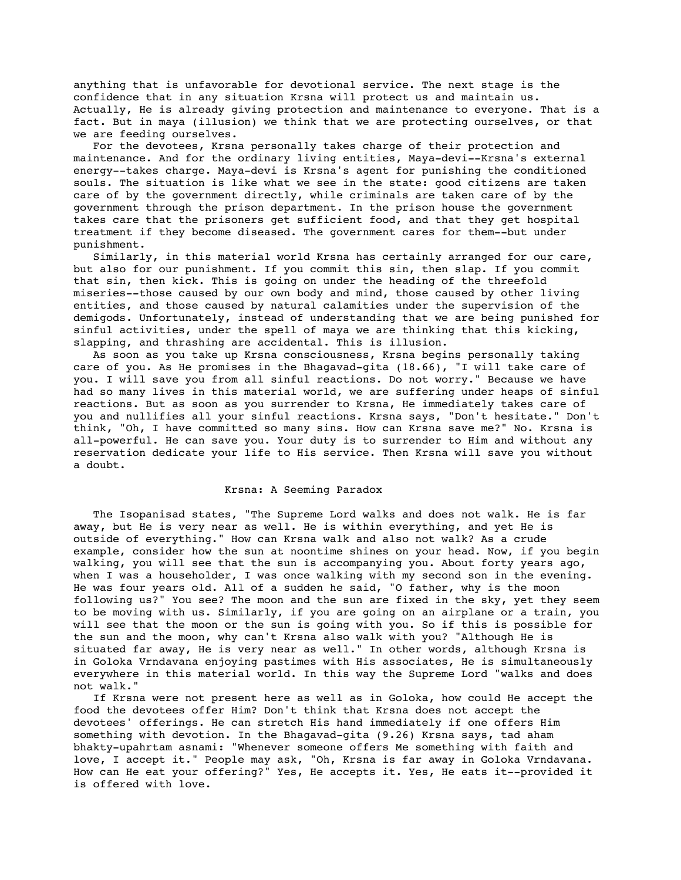anything that is unfavorable for devotional service. The next stage is the confidence that in any situation Krsna will protect us and maintain us. Actually, He is already giving protection and maintenance to everyone. That is a fact. But in maya (illusion) we think that we are protecting ourselves, or that we are feeding ourselves.

For the devotees, Krsna personally takes charge of their protection and maintenance. And for the ordinary living entities, Maya-devi--Krsna's external energy--takes charge. Maya-devi is Krsna's agent for punishing the conditioned souls. The situation is like what we see in the state: good citizens are taken care of by the government directly, while criminals are taken care of by the government through the prison department. In the prison house the government takes care that the prisoners get sufficient food, and that they get hospital treatment if they become diseased. The government cares for them--but under punishment.

Similarly, in this material world Krsna has certainly arranged for our care, but also for our punishment. If you commit this sin, then slap. If you commit that sin, then kick. This is going on under the heading of the threefold miseries--those caused by our own body and mind, those caused by other living entities, and those caused by natural calamities under the supervision of the demigods. Unfortunately, instead of understanding that we are being punished for sinful activities, under the spell of maya we are thinking that this kicking, slapping, and thrashing are accidental. This is illusion.

As soon as you take up Krsna consciousness, Krsna begins personally taking care of you. As He promises in the Bhagavad-gita (18.66), "I will take care of you. I will save you from all sinful reactions. Do not worry." Because we have had so many lives in this material world, we are suffering under heaps of sinful reactions. But as soon as you surrender to Krsna, He immediately takes care of you and nullifies all your sinful reactions. Krsna says, "Don't hesitate." Don't think, "Oh, I have committed so many sins. How can Krsna save me?" No. Krsna is all-powerful. He can save you. Your duty is to surrender to Him and without any reservation dedicate your life to His service. Then Krsna will save you without a doubt.

## Krsna: A Seeming Paradox

The Isopanisad states, "The Supreme Lord walks and does not walk. He is far away, but He is very near as well. He is within everything, and yet He is outside of everything." How can Krsna walk and also not walk? As a crude example, consider how the sun at noontime shines on your head. Now, if you begin walking, you will see that the sun is accompanying you. About forty years ago, when I was a householder, I was once walking with my second son in the evening. He was four years old. All of a sudden he said, "O father, why is the moon following us?" You see? The moon and the sun are fixed in the sky, yet they seem to be moving with us. Similarly, if you are going on an airplane or a train, you will see that the moon or the sun is going with you. So if this is possible for the sun and the moon, why can't Krsna also walk with you? "Although He is situated far away, He is very near as well." In other words, although Krsna is in Goloka Vrndavana enjoying pastimes with His associates, He is simultaneously everywhere in this material world. In this way the Supreme Lord "walks and does not walk."

If Krsna were not present here as well as in Goloka, how could He accept the food the devotees offer Him? Don't think that Krsna does not accept the devotees' offerings. He can stretch His hand immediately if one offers Him something with devotion. In the Bhagavad-gita (9.26) Krsna says, tad aham bhakty-upahrtam asnami: "Whenever someone offers Me something with faith and love, I accept it." People may ask, "Oh, Krsna is far away in Goloka Vrndavana. How can He eat your offering?" Yes, He accepts it. Yes, He eats it--provided it is offered with love.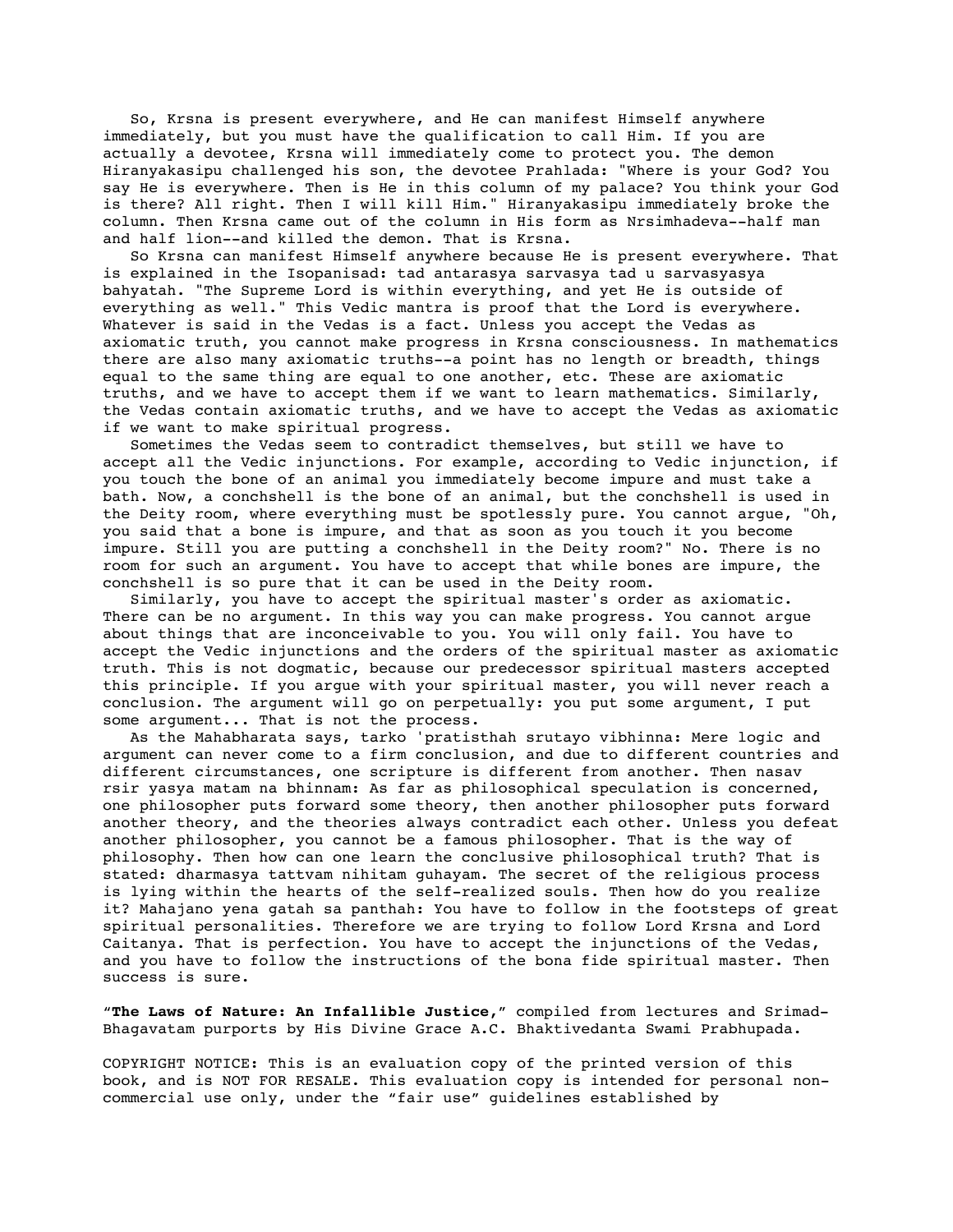So, Krsna is present everywhere, and He can manifest Himself anywhere immediately, but you must have the qualification to call Him. If you are actually a devotee, Krsna will immediately come to protect you. The demon Hiranyakasipu challenged his son, the devotee Prahlada: "Where is your God? You say He is everywhere. Then is He in this column of my palace? You think your God is there? All right. Then I will kill Him." Hiranyakasipu immediately broke the column. Then Krsna came out of the column in His form as Nrsimhadeva--half man and half lion--and killed the demon. That is Krsna.

So Krsna can manifest Himself anywhere because He is present everywhere. That is explained in the Isopanisad: tad antarasya sarvasya tad u sarvasyasya bahyatah. "The Supreme Lord is within everything, and yet He is outside of everything as well." This Vedic mantra is proof that the Lord is everywhere. Whatever is said in the Vedas is a fact. Unless you accept the Vedas as axiomatic truth, you cannot make progress in Krsna consciousness. In mathematics there are also many axiomatic truths--a point has no length or breadth, things equal to the same thing are equal to one another, etc. These are axiomatic truths, and we have to accept them if we want to learn mathematics. Similarly, the Vedas contain axiomatic truths, and we have to accept the Vedas as axiomatic if we want to make spiritual progress.

Sometimes the Vedas seem to contradict themselves, but still we have to accept all the Vedic injunctions. For example, according to Vedic injunction, if you touch the bone of an animal you immediately become impure and must take a bath. Now, a conchshell is the bone of an animal, but the conchshell is used in the Deity room, where everything must be spotlessly pure. You cannot argue, "Oh, you said that a bone is impure, and that as soon as you touch it you become impure. Still you are putting a conchshell in the Deity room?" No. There is no room for such an argument. You have to accept that while bones are impure, the conchshell is so pure that it can be used in the Deity room.

Similarly, you have to accept the spiritual master's order as axiomatic. There can be no argument. In this way you can make progress. You cannot argue about things that are inconceivable to you. You will only fail. You have to accept the Vedic injunctions and the orders of the spiritual master as axiomatic truth. This is not dogmatic, because our predecessor spiritual masters accepted this principle. If you argue with your spiritual master, you will never reach a conclusion. The argument will go on perpetually: you put some argument, I put some argument... That is not the process.

As the Mahabharata says, tarko 'pratisthah srutayo vibhinna: Mere logic and argument can never come to a firm conclusion, and due to different countries and different circumstances, one scripture is different from another. Then nasav rsir yasya matam na bhinnam: As far as philosophical speculation is concerned, one philosopher puts forward some theory, then another philosopher puts forward another theory, and the theories always contradict each other. Unless you defeat another philosopher, you cannot be a famous philosopher. That is the way of philosophy. Then how can one learn the conclusive philosophical truth? That is stated: dharmasya tattvam nihitam guhayam. The secret of the religious process is lying within the hearts of the self-realized souls. Then how do you realize it? Mahajano yena gatah sa panthah: You have to follow in the footsteps of great spiritual personalities. Therefore we are trying to follow Lord Krsna and Lord Caitanya. That is perfection. You have to accept the injunctions of the Vedas, and you have to follow the instructions of the bona fide spiritual master. Then success is sure.

“**The Laws of Nature: An Infallible Justice,**” compiled from lectures and Srimad-Bhagavatam purports by His Divine Grace A.C. Bhaktivedanta Swami Prabhupada.

COPYRIGHT NOTICE: This is an evaluation copy of the printed version of this book, and is NOT FOR RESALE. This evaluation copy is intended for personal non-commercial use only, under the “fair use” guidelines established by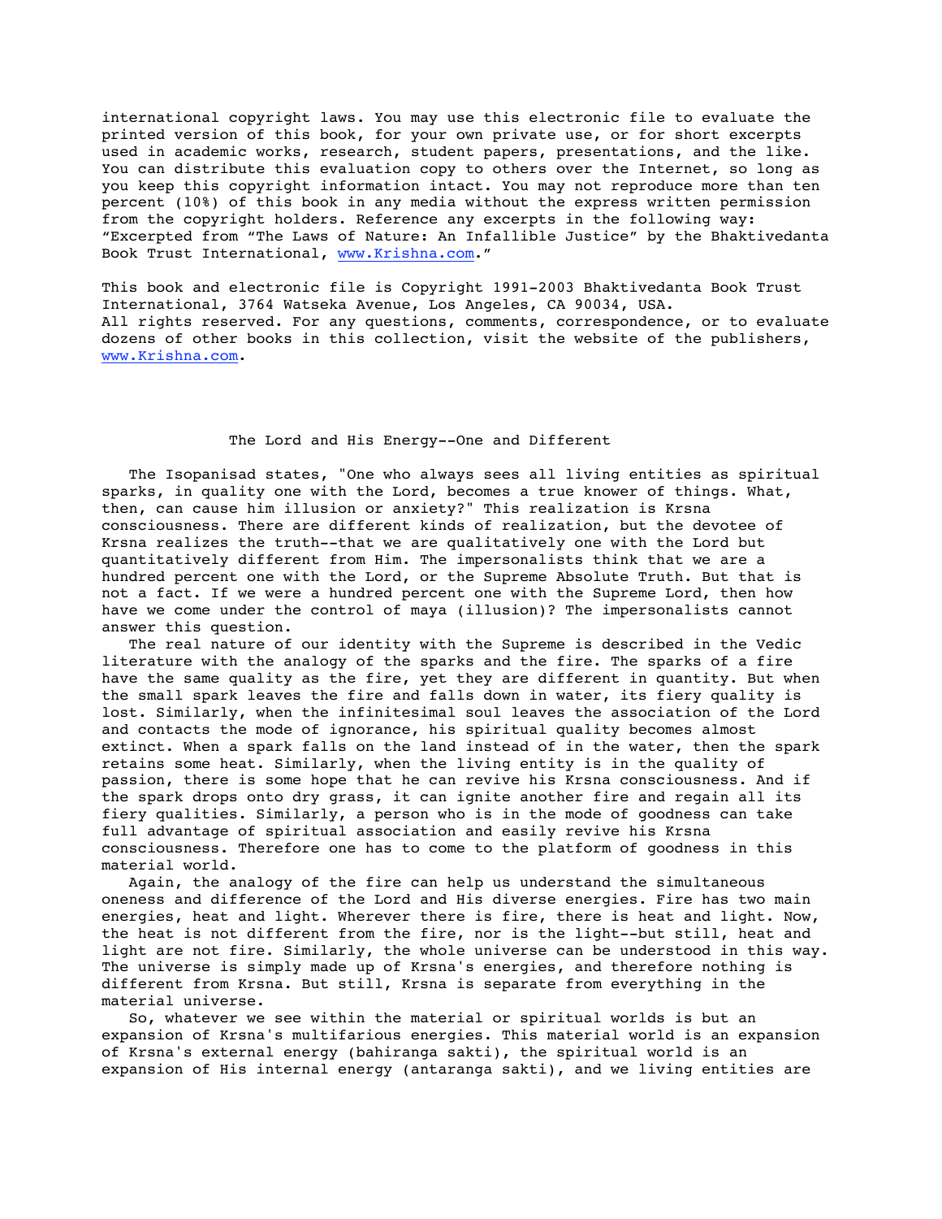international copyright laws. You may use this electronic file to evaluate the printed version of this book, for your own private use, or for short excerpts used in academic works, research, student papers, presentations, and the like. You can distribute this evaluation copy to others over the Internet, so long as you keep this copyright information intact. You may not reproduce more than ten percent (10%) of this book in any media without the express written permission from the copyright holders. Reference any excerpts in the following way: "Excerpted from "The Laws of Nature: An Infallible Justice" by the Bhaktivedanta Book Trust International, www.Krishna.com."

This book and electronic file is Copyright 1991-2003 Bhaktivedanta Book Trust International, 3764 Watseka Avenue, Los Angeles, CA 90034, USA. All rights reserved. For any questions, comments, correspondence, or to evaluate dozens of other books in this collection, visit the website of the publishers, www.Krishna.com.

## The Lord and His Energy--One and Different

The Isopanisad states, "One who always sees all living entities as spiritual sparks, in quality one with the Lord, becomes a true knower of things. What, then, can cause him illusion or anxiety?" This realization is Krsna consciousness. There are different kinds of realization, but the devotee of Krsna realizes the truth--that we are qualitatively one with the Lord but quantitatively different from Him. The impersonalists think that we are a hundred percent one with the Lord, or the Supreme Absolute Truth. But that is not a fact. If we were a hundred percent one with the Supreme Lord, then how have we come under the control of maya (illusion)? The impersonalists cannot answer this question.

The real nature of our identity with the Supreme is described in the Vedic literature with the analogy of the sparks and the fire. The sparks of a fire have the same quality as the fire, yet they are different in quantity. But when the small spark leaves the fire and falls down in water, its fiery quality is lost. Similarly, when the infinitesimal soul leaves the association of the Lord and contacts the mode of ignorance, his spiritual quality becomes almost extinct. When a spark falls on the land instead of in the water, then the spark retains some heat. Similarly, when the living entity is in the quality of passion, there is some hope that he can revive his Krsna consciousness. And if the spark drops onto dry grass, it can ignite another fire and regain all its fiery qualities. Similarly, a person who is in the mode of goodness can take full advantage of spiritual association and easily revive his Krsna consciousness. Therefore one has to come to the platform of goodness in this material world.

Again, the analogy of the fire can help us understand the simultaneous oneness and difference of the Lord and His diverse energies. Fire has two main energies, heat and light. Wherever there is fire, there is heat and light. Now, the heat is not different from the fire, nor is the light--but still, heat and light are not fire. Similarly, the whole universe can be understood in this way. The universe is simply made up of Krsna's energies, and therefore nothing is different from Krsna. But still, Krsna is separate from everything in the material universe.

So, whatever we see within the material or spiritual worlds is but an expansion of Krsna's multifarious energies. This material world is an expansion of Krsna's external energy (bahiranga sakti), the spiritual world is an expansion of His internal energy (antaranga sakti), and we living entities are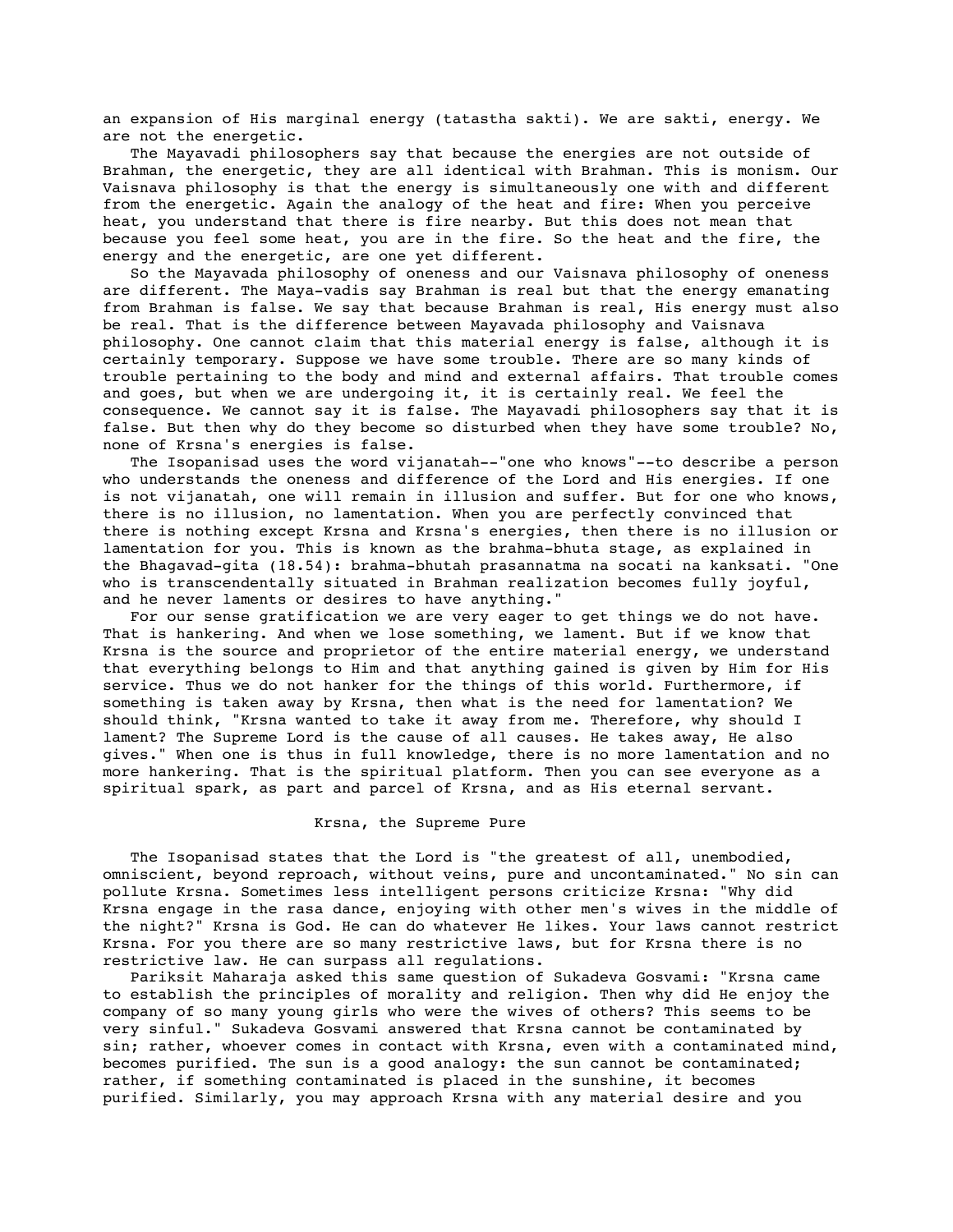an expansion of His marginal energy (tatastha sakti). We are sakti, energy. We are not the energetic.

The Mayavadi philosophers say that because the energies are not outside of Brahman, the energetic, they are all identical with Brahman. This is monism. Our Vaisnava philosophy is that the energy is simultaneously one with and different from the energetic. Again the analogy of the heat and fire: When you perceive heat, you understand that there is fire nearby. But this does not mean that because you feel some heat, you are in the fire. So the heat and the fire, the energy and the energetic, are one yet different.

So the Mayavada philosophy of oneness and our Vaisnava philosophy of oneness are different. The Maya-vadis say Brahman is real but that the energy emanating from Brahman is false. We say that because Brahman is real, His energy must also be real. That is the difference between Mayavada philosophy and Vaisnava philosophy. One cannot claim that this material energy is false, although it is certainly temporary. Suppose we have some trouble. There are so many kinds of trouble pertaining to the body and mind and external affairs. That trouble comes and goes, but when we are undergoing it, it is certainly real. We feel the consequence. We cannot say it is false. The Mayavadi philosophers say that it is false. But then why do they become so disturbed when they have some trouble? No, none of Krsna's energies is false.

The Isopanisad uses the word vijanatah--"one who knows"--to describe a person who understands the oneness and difference of the Lord and His energies. If one is not vijanatah, one will remain in illusion and suffer. But for one who knows, there is no illusion, no lamentation. When you are perfectly convinced that there is nothing except Krsna and Krsna's energies, then there is no illusion or lamentation for you. This is known as the brahma-bhuta stage, as explained in the Bhagavad-gita (18.54): brahma-bhutah prasannatma na socati na kanksati. "One who is transcendentally situated in Brahman realization becomes fully joyful, and he never laments or desires to have anything."

For our sense gratification we are very eager to get things we do not have. That is hankering. And when we lose something, we lament. But if we know that Krsna is the source and proprietor of the entire material energy, we understand that everything belongs to Him and that anything gained is given by Him for His service. Thus we do not hanker for the things of this world. Furthermore, if something is taken away by Krsna, then what is the need for lamentation? We should think, "Krsna wanted to take it away from me. Therefore, why should I lament? The Supreme Lord is the cause of all causes. He takes away, He also gives." When one is thus in full knowledge, there is no more lamentation and no more hankering. That is the spiritual platform. Then you can see everyone as a spiritual spark, as part and parcel of Krsna, and as His eternal servant.

## Krsna, the Supreme Pure

The Isopanisad states that the Lord is "the greatest of all, unembodied, omniscient, beyond reproach, without veins, pure and uncontaminated." No sin can pollute Krsna. Sometimes less intelligent persons criticize Krsna: "Why did Krsna engage in the rasa dance, enjoying with other men's wives in the middle of the night?" Krsna is God. He can do whatever He likes. Your laws cannot restrict Krsna. For you there are so many restrictive laws, but for Krsna there is no restrictive law. He can surpass all regulations.

Pariksit Maharaja asked this same question of Sukadeva Gosvami: "Krsna came to establish the principles of morality and religion. Then why did He enjoy the company of so many young girls who were the wives of others? This seems to be very sinful." Sukadeva Gosvami answered that Krsna cannot be contaminated by sin; rather, whoever comes in contact with Krsna, even with a contaminated mind, becomes purified. The sun is a good analogy: the sun cannot be contaminated; rather, if something contaminated is placed in the sunshine, it becomes purified. Similarly, you may approach Krsna with any material desire and you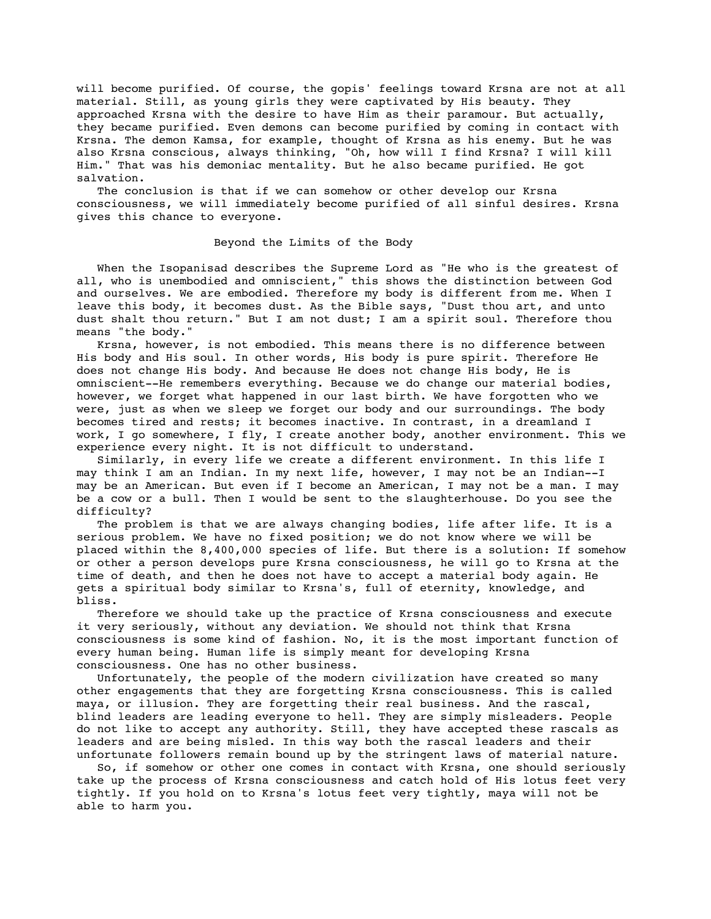will become purified. Of course, the gopis' feelings toward Krsna are not at all material. Still, as young girls they were captivated by His beauty. They approached Krsna with the desire to have Him as their paramour. But actually, they became purified. Even demons can become purified by coming in contact with Krsna. The demon Kamsa, for example, thought of Krsna as his enemy. But he was also Krsna conscious, always thinking, "Oh, how will I find Krsna? I will kill Him." That was his demoniac mentality. But he also became purified. He got salvation.

The conclusion is that if we can somehow or other develop our Krsna consciousness, we will immediately become purified of all sinful desires. Krsna gives this chance to everyone.

## Beyond the Limits of the Body

When the Isopanisad describes the Supreme Lord as "He who is the greatest of all, who is unembodied and omniscient," this shows the distinction between God and ourselves. We are embodied. Therefore my body is different from me. When I leave this body, it becomes dust. As the Bible says, "Dust thou art, and unto dust shalt thou return." But I am not dust; I am a spirit soul. Therefore thou means "the body."

Krsna, however, is not embodied. This means there is no difference between His body and His soul. In other words, His body is pure spirit. Therefore He does not change His body. And because He does not change His body, He is omniscient--He remembers everything. Because we do change our material bodies, however, we forget what happened in our last birth. We have forgotten who we were, just as when we sleep we forget our body and our surroundings. The body becomes tired and rests; it becomes inactive. In contrast, in a dreamland I work, I go somewhere, I fly, I create another body, another environment. This we experience every night. It is not difficult to understand.

Similarly, in every life we create a different environment. In this life I may think I am an Indian. In my next life, however, I may not be an Indian--I may be an American. But even if I become an American, I may not be a man. I may be a cow or a bull. Then I would be sent to the slaughterhouse. Do you see the difficulty?

The problem is that we are always changing bodies, life after life. It is a serious problem. We have no fixed position; we do not know where we will be placed within the 8,400,000 species of life. But there is a solution: If somehow or other a person develops pure Krsna consciousness, he will go to Krsna at the time of death, and then he does not have to accept a material body again. He gets a spiritual body similar to Krsna's, full of eternity, knowledge, and bliss.

Therefore we should take up the practice of Krsna consciousness and execute it very seriously, without any deviation. We should not think that Krsna consciousness is some kind of fashion. No, it is the most important function of every human being. Human life is simply meant for developing Krsna consciousness. One has no other business.

Unfortunately, the people of the modern civilization have created so many other engagements that they are forgetting Krsna consciousness. This is called maya, or illusion. They are forgetting their real business. And the rascal, blind leaders are leading everyone to hell. They are simply misleaders. People do not like to accept any authority. Still, they have accepted these rascals as leaders and are being misled. In this way both the rascal leaders and their unfortunate followers remain bound up by the stringent laws of material nature.

So, if somehow or other one comes in contact with Krsna, one should seriously take up the process of Krsna consciousness and catch hold of His lotus feet very tightly. If you hold on to Krsna's lotus feet very tightly, maya will not be able to harm you.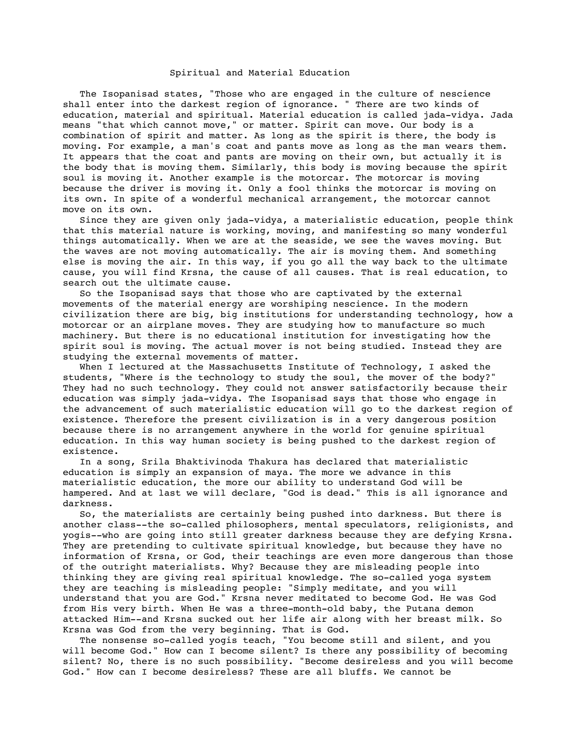# Spiritual and Material Education

The Isopanisad states, "Those who are engaged in the culture of nescience shall enter into the darkest region of ignorance. " There are two kinds of education, material and spiritual. Material education is called jada-vidya. Jada means "that which cannot move," or matter. Spirit can move. Our body is a combination of spirit and matter. As long as the spirit is there, the body is moving. For example, a man's coat and pants move as long as the man wears them. It appears that the coat and pants are moving on their own, but actually it is the body that is moving them. Similarly, this body is moving because the spirit soul is moving it. Another example is the motorcar. The motorcar is moving because the driver is moving it. Only a fool thinks the motorcar is moving on its own. In spite of a wonderful mechanical arrangement, the motorcar cannot move on its own.

Since they are given only jada-vidya, a materialistic education, people think that this material nature is working, moving, and manifesting so many wonderful things automatically. When we are at the seaside, we see the waves moving. But the waves are not moving automatically. The air is moving them. And something else is moving the air. In this way, if you go all the way back to the ultimate cause, you will find Krsna, the cause of all causes. That is real education, to search out the ultimate cause.

So the Isopanisad says that those who are captivated by the external movements of the material energy are worshiping nescience. In the modern civilization there are big, big institutions for understanding technology, how a motorcar or an airplane moves. They are studying how to manufacture so much machinery. But there is no educational institution for investigating how the spirit soul is moving. The actual mover is not being studied. Instead they are studying the external movements of matter.

When I lectured at the Massachusetts Institute of Technology, I asked the students, "Where is the technology to study the soul, the mover of the body?" They had no such technology. They could not answer satisfactorily because their education was simply jada-vidya. The Isopanisad says that those who engage in the advancement of such materialistic education will go to the darkest region of existence. Therefore the present civilization is in a very dangerous position because there is no arrangement anywhere in the world for genuine spiritual education. In this way human society is being pushed to the darkest region of existence.

In a song, Srila Bhaktivinoda Thakura has declared that materialistic education is simply an expansion of maya. The more we advance in this materialistic education, the more our ability to understand God will be hampered. And at last we will declare, "God is dead." This is all ignorance and darkness.

So, the materialists are certainly being pushed into darkness. But there is another class--the so-called philosophers, mental speculators, religionists, and yogis--who are going into still greater darkness because they are defying Krsna. They are pretending to cultivate spiritual knowledge, but because they have no information of Krsna, or God, their teachings are even more dangerous than those of the outright materialists. Why? Because they are misleading people into thinking they are giving real spiritual knowledge. The so-called yoga system they are teaching is misleading people: "Simply meditate, and you will understand that you are God." Krsna never meditated to become God. He was God from His very birth. When He was a three-month-old baby, the Putana demon attacked Him--and Krsna sucked out her life air along with her breast milk. So Krsna was God from the very beginning. That is God.

The nonsense so-called yogis teach, "You become still and silent, and you will become God." How can I become silent? Is there any possibility of becoming silent? No, there is no such possibility. "Become desireless and you will become God." How can I become desireless? These are all bluffs. We cannot be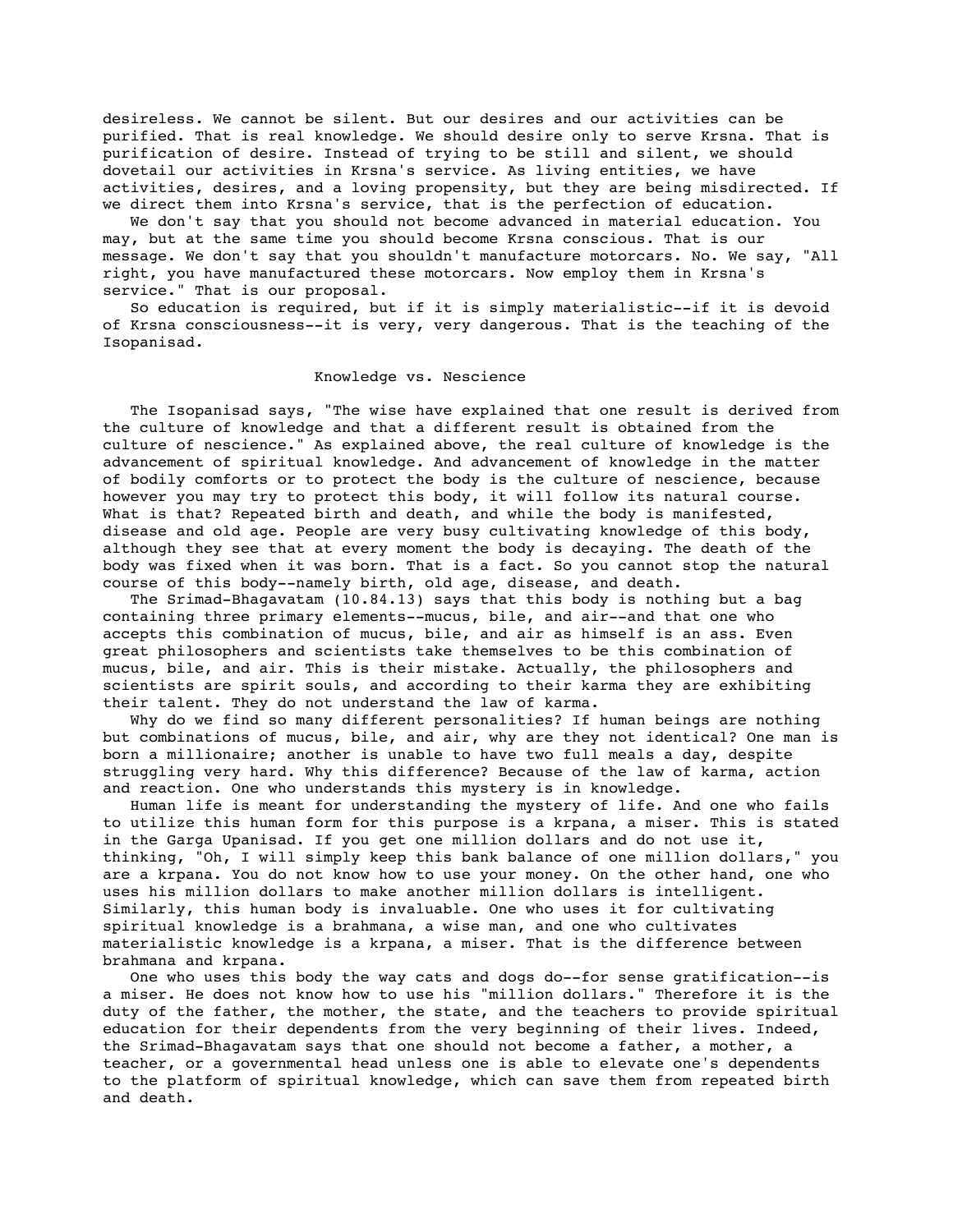desireless. We cannot be silent. But our desires and our activities can be purified. That is real knowledge. We should desire only to serve Krsna. That is purification of desire. Instead of trying to be still and silent, we should dovetail our activities in Krsna's service. As living entities, we have activities, desires, and a loving propensity, but they are being misdirected. If we direct them into Krsna's service, that is the perfection of education.

We don't say that you should not become advanced in material education. You may, but at the same time you should become Krsna conscious. That is our message. We don't say that you shouldn't manufacture motorcars. No. We say, "All right, you have manufactured these motorcars. Now employ them in Krsna's service." That is our proposal.

So education is required, but if it is simply materialistic--if it is devoid of Krsna consciousness--it is very, very dangerous. That is the teaching of the Isopanisad.

## Knowledge vs. Nescience

The Isopanisad says, "The wise have explained that one result is derived from the culture of knowledge and that a different result is obtained from the culture of nescience." As explained above, the real culture of knowledge is the advancement of spiritual knowledge. And advancement of knowledge in the matter of bodily comforts or to protect the body is the culture of nescience, because however you may try to protect this body, it will follow its natural course. What is that? Repeated birth and death, and while the body is manifested, disease and old age. People are very busy cultivating knowledge of this body, although they see that at every moment the body is decaying. The death of the body was fixed when it was born. That is a fact. So you cannot stop the natural course of this body--namely birth, old age, disease, and death.

The Srimad-Bhagavatam (10.84.13) says that this body is nothing but a bag containing three primary elements--mucus, bile, and air--and that one who accepts this combination of mucus, bile, and air as himself is an ass. Even great philosophers and scientists take themselves to be this combination of mucus, bile, and air. This is their mistake. Actually, the philosophers and scientists are spirit souls, and according to their karma they are exhibiting their talent. They do not understand the law of karma.

Why do we find so many different personalities? If human beings are nothing but combinations of mucus, bile, and air, why are they not identical? One man is born a millionaire; another is unable to have two full meals a day, despite struggling very hard. Why this difference? Because of the law of karma, action and reaction. One who understands this mystery is in knowledge.

Human life is meant for understanding the mystery of life. And one who fails to utilize this human form for this purpose is a krpana, a miser. This is stated in the Garga Upanisad. If you get one million dollars and do not use it, thinking, "Oh, I will simply keep this bank balance of one million dollars," you are a krpana. You do not know how to use your money. On the other hand, one who uses his million dollars to make another million dollars is intelligent. Similarly, this human body is invaluable. One who uses it for cultivating spiritual knowledge is a brahmana, a wise man, and one who cultivates materialistic knowledge is a krpana, a miser. That is the difference between brahmana and krpana.

One who uses this body the way cats and dogs do--for sense gratification--is a miser. He does not know how to use his "million dollars." Therefore it is the duty of the father, the mother, the state, and the teachers to provide spiritual education for their dependents from the very beginning of their lives. Indeed, the Srimad-Bhagavatam says that one should not become a father, a mother, a teacher, or a governmental head unless one is able to elevate one's dependents to the platform of spiritual knowledge, which can save them from repeated birth and death.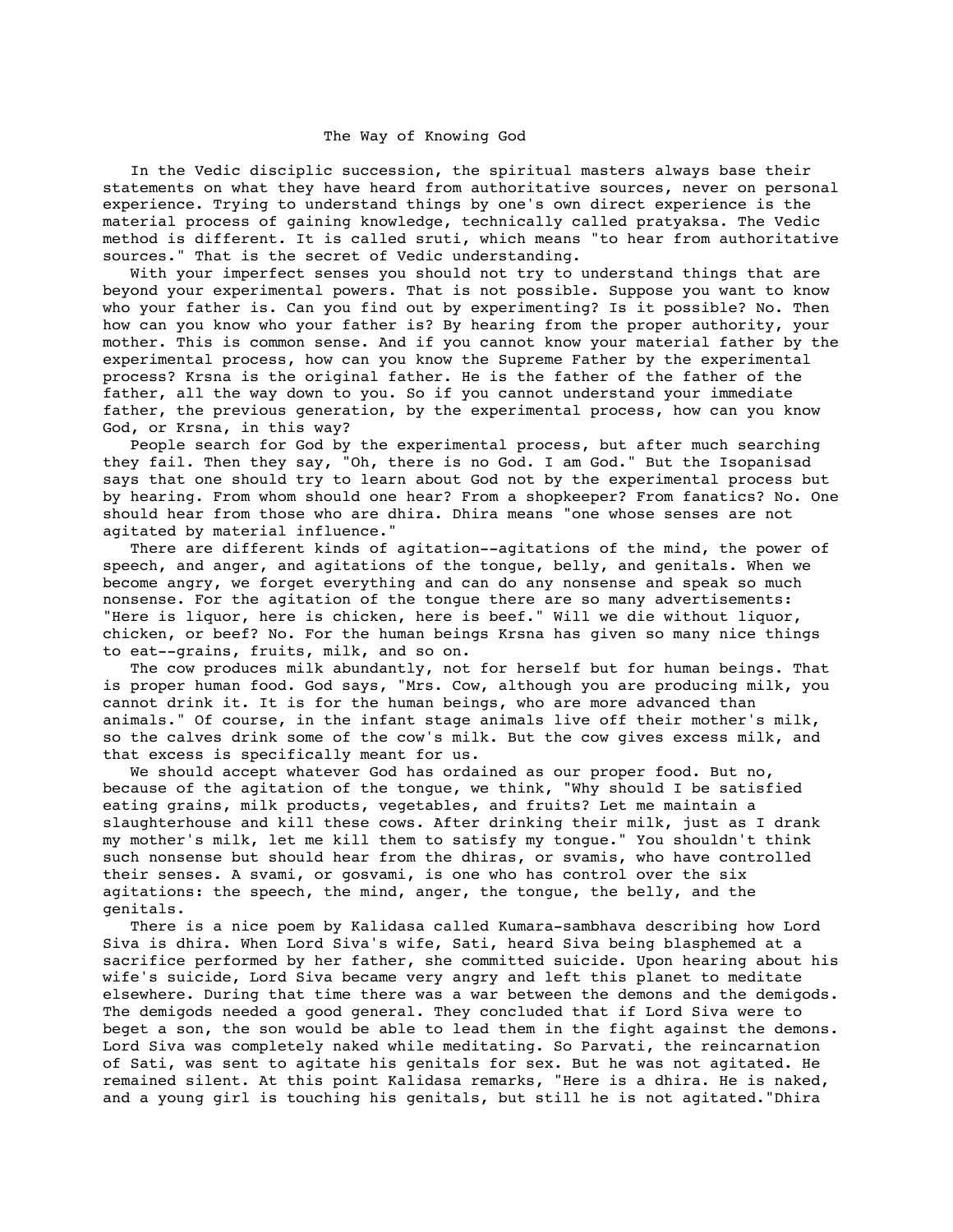# The Way of Knowing God

In the Vedic disciplic succession, the spiritual masters always base their statements on what they have heard from authoritative sources, never on personal experience. Trying to understand things by one's own direct experience is the material process of gaining knowledge, technically called pratyaksa. The Vedic method is different. It is called sruti, which means "to hear from authoritative sources." That is the secret of Vedic understanding.

With your imperfect senses you should not try to understand things that are beyond your experimental powers. That is not possible. Suppose you want to know who your father is. Can you find out by experimenting? Is it possible? No. Then how can you know who your father is? By hearing from the proper authority, your mother. This is common sense. And if you cannot know your material father by the experimental process, how can you know the Supreme Father by the experimental process? Krsna is the original father. He is the father of the father of the father, all the way down to you. So if you cannot understand your immediate father, the previous generation, by the experimental process, how can you know God, or Krsna, in this way?

People search for God by the experimental process, but after much searching they fail. Then they say, "Oh, there is no God. I am God." But the Isopanisad says that one should try to learn about God not by the experimental process but by hearing. From whom should one hear? From a shopkeeper? From fanatics? No. One should hear from those who are dhira. Dhira means "one whose senses are not agitated by material influence."

There are different kinds of agitation--agitations of the mind, the power of speech, and anger, and agitations of the tongue, belly, and genitals. When we become angry, we forget everything and can do any nonsense and speak so much nonsense. For the agitation of the tongue there are so many advertisements: "Here is liquor, here is chicken, here is beef." Will we die without liquor, chicken, or beef? No. For the human beings Krsna has given so many nice things to eat--grains, fruits, milk, and so on.

The cow produces milk abundantly, not for herself but for human beings. That is proper human food. God says, "Mrs. Cow, although you are producing milk, you cannot drink it. It is for the human beings, who are more advanced than animals." Of course, in the infant stage animals live off their mother's milk, so the calves drink some of the cow's milk. But the cow gives excess milk, and that excess is specifically meant for us.

We should accept whatever God has ordained as our proper food. But no, because of the agitation of the tongue, we think, "Why should I be satisfied eating grains, milk products, vegetables, and fruits? Let me maintain a slaughterhouse and kill these cows. After drinking their milk, just as I drank my mother's milk, let me kill them to satisfy my tongue." You shouldn't think such nonsense but should hear from the dhiras, or svamis, who have controlled their senses. A svami, or gosvami, is one who has control over the six agitations: the speech, the mind, anger, the tongue, the belly, and the genitals.

There is a nice poem by Kalidasa called Kumara-sambhava describing how Lord Siva is dhira. When Lord Siva's wife, Sati, heard Siva being blasphemed at a sacrifice performed by her father, she committed suicide. Upon hearing about his wife's suicide, Lord Siva became very angry and left this planet to meditate elsewhere. During that time there was a war between the demons and the demigods. The demigods needed a good general. They concluded that if Lord Siva were to beget a son, the son would be able to lead them in the fight against the demons. Lord Siva was completely naked while meditating. So Parvati, the reincarnation of Sati, was sent to agitate his genitals for sex. But he was not agitated. He remained silent. At this point Kalidasa remarks, "Here is a dhira. He is naked, and a young girl is touching his genitals, but still he is not agitated."Dhira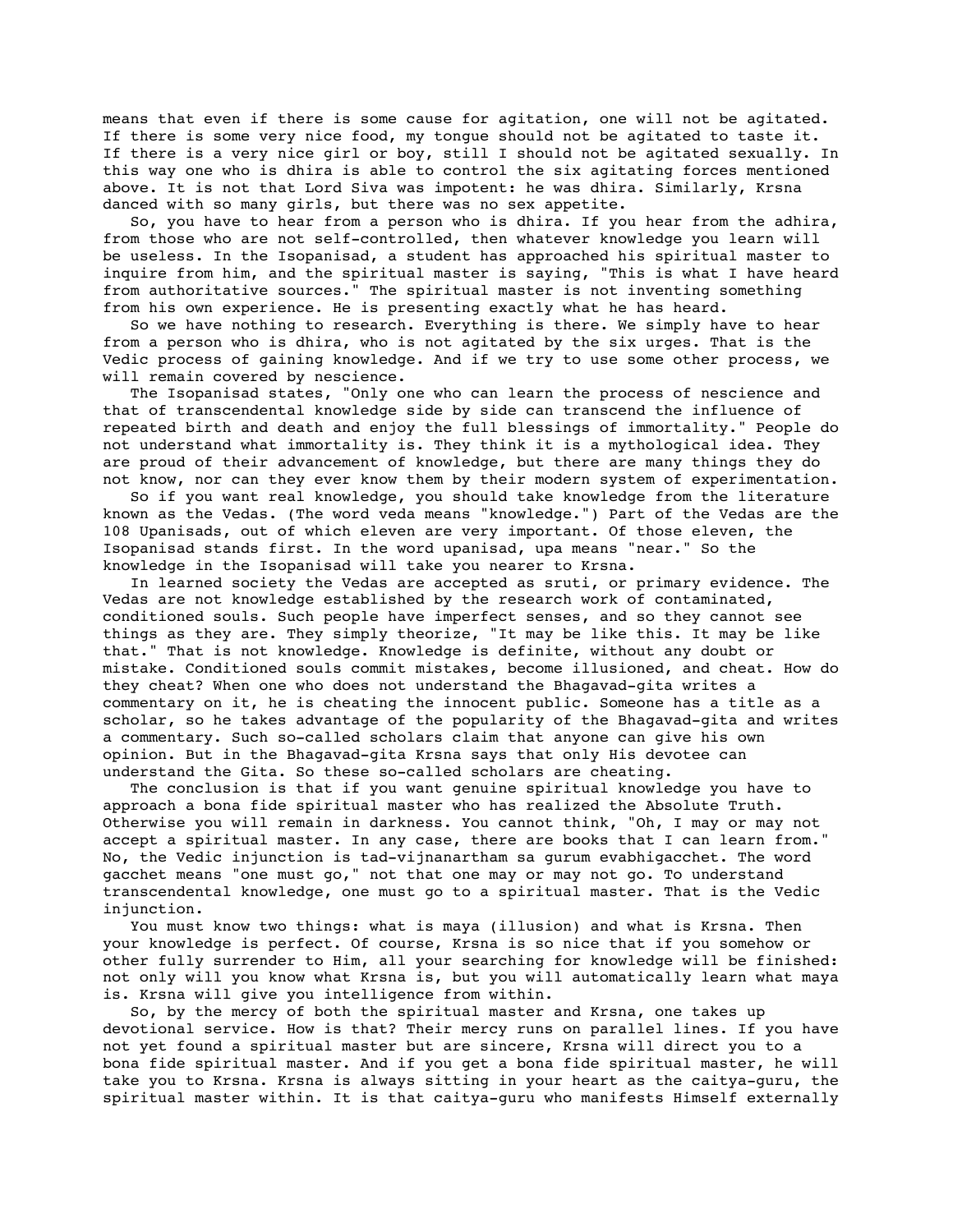means that even if there is some cause for agitation, one will not be agitated. If there is some very nice food, my tongue should not be agitated to taste it. If there is a very nice girl or boy, still I should not be agitated sexually. In this way one who is dhira is able to control the six agitating forces mentioned above. It is not that Lord Siva was impotent: he was dhira. Similarly, Krsna danced with so many girls, but there was no sex appetite.

So, you have to hear from a person who is dhira. If you hear from the adhira, from those who are not self-controlled, then whatever knowledge you learn will be useless. In the Isopanisad, a student has approached his spiritual master to inquire from him, and the spiritual master is saying, "This is what I have heard from authoritative sources." The spiritual master is not inventing something from his own experience. He is presenting exactly what he has heard.

So we have nothing to research. Everything is there. We simply have to hear from a person who is dhira, who is not agitated by the six urges. That is the Vedic process of gaining knowledge. And if we try to use some other process, we will remain covered by nescience.

The Isopanisad states, "Only one who can learn the process of nescience and that of transcendental knowledge side by side can transcend the influence of repeated birth and death and enjoy the full blessings of immortality." People do not understand what immortality is. They think it is a mythological idea. They are proud of their advancement of knowledge, but there are many things they do not know, nor can they ever know them by their modern system of experimentation.

So if you want real knowledge, you should take knowledge from the literature known as the Vedas. (The word veda means "knowledge.") Part of the Vedas are the 108 Upanisads, out of which eleven are very important. Of those eleven, the Isopanisad stands first. In the word upanisad, upa means "near." So the knowledge in the Isopanisad will take you nearer to Krsna.

In learned society the Vedas are accepted as sruti, or primary evidence. The Vedas are not knowledge established by the research work of contaminated, conditioned souls. Such people have imperfect senses, and so they cannot see things as they are. They simply theorize, "It may be like this. It may be like that." That is not knowledge. Knowledge is definite, without any doubt or mistake. Conditioned souls commit mistakes, become illusioned, and cheat. How do they cheat? When one who does not understand the Bhagavad-gita writes a commentary on it, he is cheating the innocent public. Someone has a title as a scholar, so he takes advantage of the popularity of the Bhagavad-gita and writes a commentary. Such so-called scholars claim that anyone can give his own opinion. But in the Bhagavad-gita Krsna says that only His devotee can understand the Gita. So these so-called scholars are cheating.

The conclusion is that if you want genuine spiritual knowledge you have to approach a bona fide spiritual master who has realized the Absolute Truth. Otherwise you will remain in darkness. You cannot think, "Oh, I may or may not accept a spiritual master. In any case, there are books that I can learn from." No, the Vedic injunction is tad-vijnanartham sa gurum evabhigacchet. The word gacchet means "one must go," not that one may or may not go. To understand transcendental knowledge, one must go to a spiritual master. That is the Vedic injunction.

You must know two things: what is maya (illusion) and what is Krsna. Then your knowledge is perfect. Of course, Krsna is so nice that if you somehow or other fully surrender to Him, all your searching for knowledge will be finished: not only will you know what Krsna is, but you will automatically learn what maya is. Krsna will give you intelligence from within.

So, by the mercy of both the spiritual master and Krsna, one takes up devotional service. How is that? Their mercy runs on parallel lines. If you have not yet found a spiritual master but are sincere, Krsna will direct you to a bona fide spiritual master. And if you get a bona fide spiritual master, he will take you to Krsna. Krsna is always sitting in your heart as the caitya-guru, the spiritual master within. It is that caitya-guru who manifests Himself externally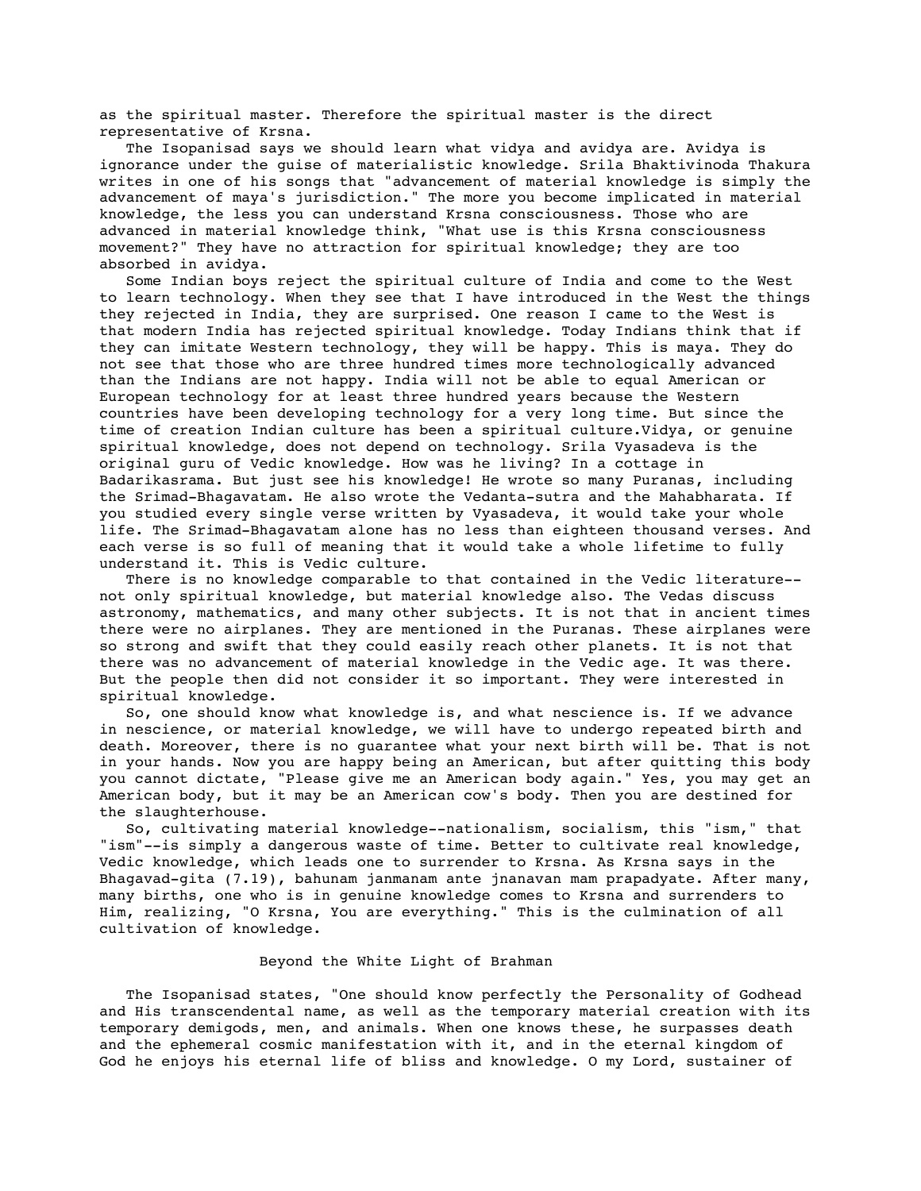as the spiritual master. Therefore the spiritual master is the direct representative of Krsna.

The Isopanisad says we should learn what vidya and avidya are. Avidya is ignorance under the guise of materialistic knowledge. Srila Bhaktivinoda Thakura writes in one of his songs that "advancement of material knowledge is simply the advancement of maya's jurisdiction." The more you become implicated in material knowledge, the less you can understand Krsna consciousness. Those who are advanced in material knowledge think, "What use is this Krsna consciousness movement?" They have no attraction for spiritual knowledge; they are too absorbed in avidya.

Some Indian boys reject the spiritual culture of India and come to the West to learn technology. When they see that I have introduced in the West the things they rejected in India, they are surprised. One reason I came to the West is that modern India has rejected spiritual knowledge. Today Indians think that if they can imitate Western technology, they will be happy. This is maya. They do not see that those who are three hundred times more technologically advanced than the Indians are not happy. India will not be able to equal American or European technology for at least three hundred years because the Western countries have been developing technology for a very long time. But since the time of creation Indian culture has been a spiritual culture.Vidya, or genuine spiritual knowledge, does not depend on technology. Srila Vyasadeva is the original guru of Vedic knowledge. How was he living? In a cottage in Badarikasrama. But just see his knowledge! He wrote so many Puranas, including the Srimad-Bhagavatam. He also wrote the Vedanta-sutra and the Mahabharata. If you studied every single verse written by Vyasadeva, it would take your whole life. The Srimad-Bhagavatam alone has no less than eighteen thousand verses. And each verse is so full of meaning that it would take a whole lifetime to fully understand it. This is Vedic culture.

There is no knowledge comparable to that contained in the Vedic literature--not only spiritual knowledge, but material knowledge also. The Vedas discuss astronomy, mathematics, and many other subjects. It is not that in ancient times there were no airplanes. They are mentioned in the Puranas. These airplanes were so strong and swift that they could easily reach other planets. It is not that there was no advancement of material knowledge in the Vedic age. It was there. But the people then did not consider it so important. They were interested in spiritual knowledge.

So, one should know what knowledge is, and what nescience is. If we advance in nescience, or material knowledge, we will have to undergo repeated birth and death. Moreover, there is no guarantee what your next birth will be. That is not in your hands. Now you are happy being an American, but after quitting this body you cannot dictate, "Please give me an American body again." Yes, you may get an American body, but it may be an American cow's body. Then you are destined for the slaughterhouse.

So, cultivating material knowledge--nationalism, socialism, this "ism," that "ism"--is simply a dangerous waste of time. Better to cultivate real knowledge, Vedic knowledge, which leads one to surrender to Krsna. As Krsna says in the Bhagavad-gita (7.19), bahunam janmanam ante jnanavan mam prapadyate. After many, many births, one who is in genuine knowledge comes to Krsna and surrenders to Him, realizing, "O Krsna, You are everything." This is the culmination of all cultivation of knowledge.

## Beyond the White Light of Brahman

The Isopanisad states, "One should know perfectly the Personality of Godhead and His transcendental name, as well as the temporary material creation with its temporary demigods, men, and animals. When one knows these, he surpasses death and the ephemeral cosmic manifestation with it, and in the eternal kingdom of God he enjoys his eternal life of bliss and knowledge. O my Lord, sustainer of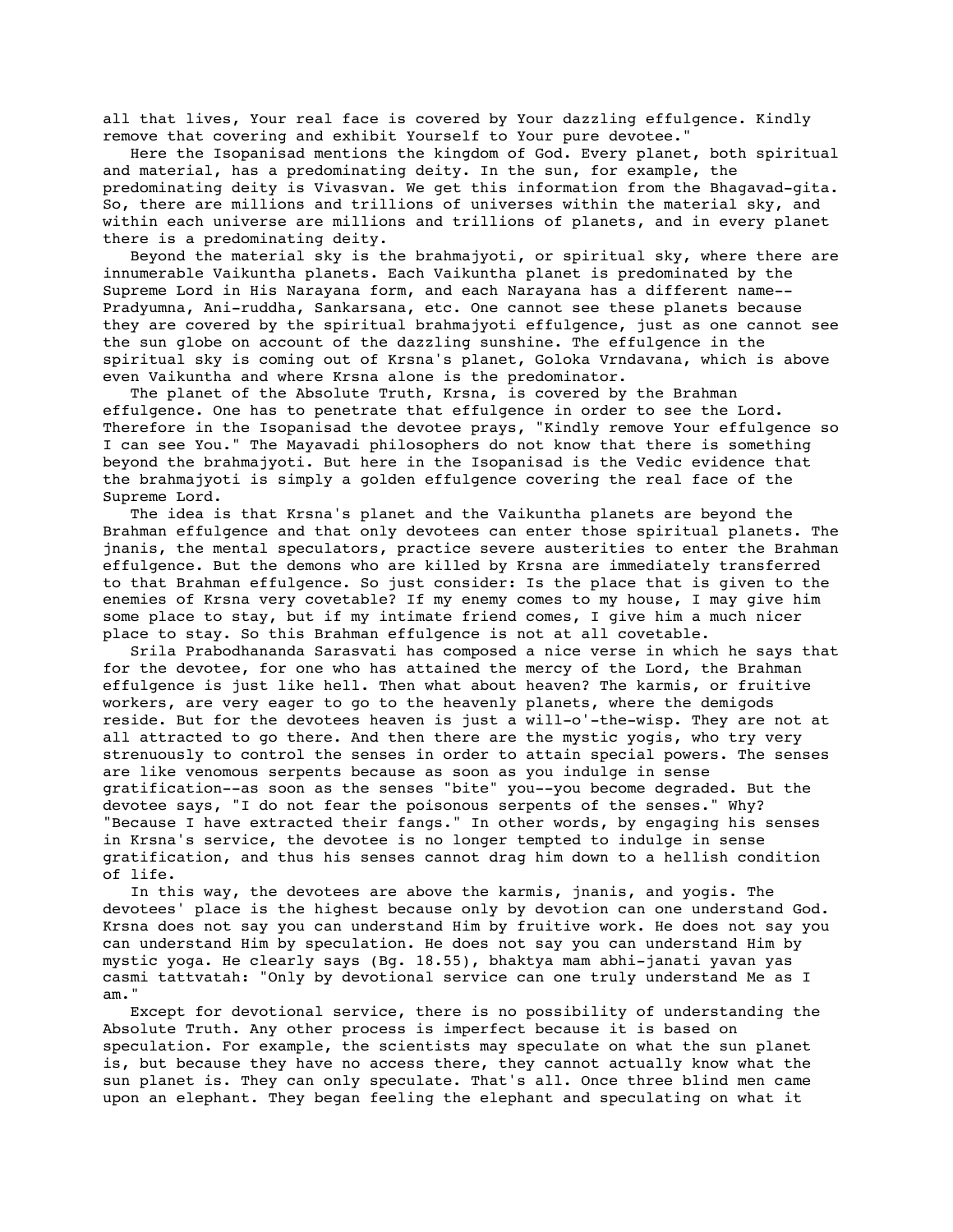all that lives, Your real face is covered by Your dazzling effulgence. Kindly remove that covering and exhibit Yourself to Your pure devotee."

Here the Isopanisad mentions the kingdom of God. Every planet, both spiritual and material, has a predominating deity. In the sun, for example, the predominating deity is Vivasvan. We get this information from the Bhagavad-gita. So, there are millions and trillions of universes within the material sky, and within each universe are millions and trillions of planets, and in every planet there is a predominating deity.

Beyond the material sky is the brahmajyoti, or spiritual sky, where there are innumerable Vaikuntha planets. Each Vaikuntha planet is predominated by the Supreme Lord in His Narayana form, and each Narayana has a different name--Pradyumna, Ani-ruddha, Sankarsana, etc. One cannot see these planets because they are covered by the spiritual brahmajyoti effulgence, just as one cannot see the sun globe on account of the dazzling sunshine. The effulgence in the spiritual sky is coming out of Krsna's planet, Goloka Vrndavana, which is above even Vaikuntha and where Krsna alone is the predominator.

The planet of the Absolute Truth, Krsna, is covered by the Brahman effulgence. One has to penetrate that effulgence in order to see the Lord. Therefore in the Isopanisad the devotee prays, "Kindly remove Your effulgence so I can see You." The Mayavadi philosophers do not know that there is something beyond the brahmajyoti. But here in the Isopanisad is the Vedic evidence that the brahmajyoti is simply a golden effulgence covering the real face of the Supreme Lord.

The idea is that Krsna's planet and the Vaikuntha planets are beyond the Brahman effulgence and that only devotees can enter those spiritual planets. The jnanis, the mental speculators, practice severe austerities to enter the Brahman effulgence. But the demons who are killed by Krsna are immediately transferred to that Brahman effulgence. So just consider: Is the place that is given to the enemies of Krsna very covetable? If my enemy comes to my house, I may give him some place to stay, but if my intimate friend comes, I give him a much nicer place to stay. So this Brahman effulgence is not at all covetable.

Srila Prabodhananda Sarasvati has composed a nice verse in which he says that for the devotee, for one who has attained the mercy of the Lord, the Brahman effulgence is just like hell. Then what about heaven? The karmis, or fruitive workers, are very eager to go to the heavenly planets, where the demigods reside. But for the devotees heaven is just a will-o'-the-wisp. They are not at all attracted to go there. And then there are the mystic yogis, who try very strenuously to control the senses in order to attain special powers. The senses are like venomous serpents because as soon as you indulge in sense gratification--as soon as the senses "bite" you--you become degraded. But the devotee says, "I do not fear the poisonous serpents of the senses." Why? "Because I have extracted their fangs." In other words, by engaging his senses in Krsna's service, the devotee is no longer tempted to indulge in sense gratification, and thus his senses cannot drag him down to a hellish condition of life.

In this way, the devotees are above the karmis, jnanis, and yogis. The devotees' place is the highest because only by devotion can one understand God. Krsna does not say you can understand Him by fruitive work. He does not say you can understand Him by speculation. He does not say you can understand Him by mystic yoga. He clearly says (Bg. 18.55), bhaktya mam abhi-janati yavan yas casmi tattvatah: "Only by devotional service can one truly understand Me as I am."

Except for devotional service, there is no possibility of understanding the Absolute Truth. Any other process is imperfect because it is based on speculation. For example, the scientists may speculate on what the sun planet is, but because they have no access there, they cannot actually know what the sun planet is. They can only speculate. That's all. Once three blind men came upon an elephant. They began feeling the elephant and speculating on what it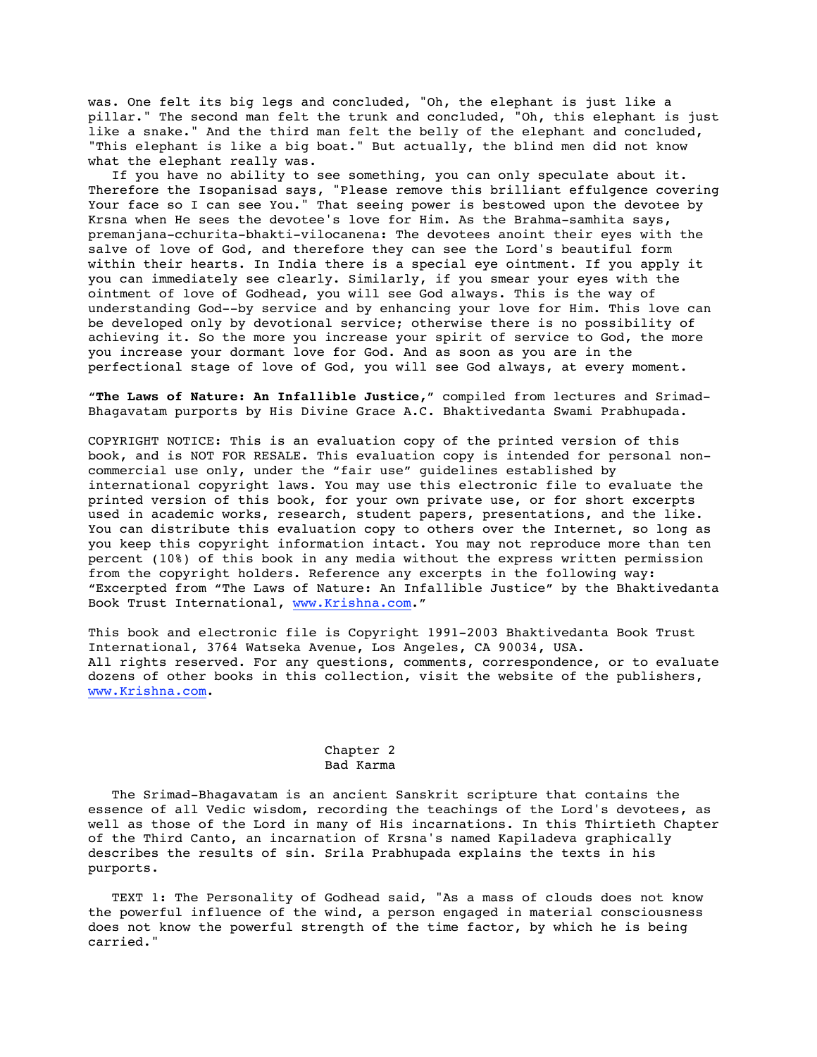was. One felt its big legs and concluded, "Oh, the elephant is just like a pillar." The second man felt the trunk and concluded, "Oh, this elephant is just like a snake." And the third man felt the belly of the elephant and concluded, "This elephant is like a big boat." But actually, the blind men did not know what the elephant really was.

If you have no ability to see something, you can only speculate about it. Therefore the Isopanisad says, "Please remove this brilliant effulgence covering Your face so I can see You." That seeing power is bestowed upon the devotee by Krsna when He sees the devotee's love for Him. As the Brahma-samhita says, premanjana-cchurita-bhakti-vilocanena: The devotees anoint their eyes with the salve of love of God, and therefore they can see the Lord's beautiful form within their hearts. In India there is a special eye ointment. If you apply it you can immediately see clearly. Similarly, if you smear your eyes with the ointment of love of Godhead, you will see God always. This is the way of understanding God--by service and by enhancing your love for Him. This love can be developed only by devotional service; otherwise there is no possibility of achieving it. So the more you increase your spirit of service to God, the more you increase your dormant love for God. And as soon as you are in the perfectional stage of love of God, you will see God always, at every moment.

"**The Laws of Nature: An Infallible Justice,**" compiled from lectures and Srimad-Bhagavatam purports by His Divine Grace A.C. Bhaktivedanta Swami Prabhupada.

COPYRIGHT NOTICE: This is an evaluation copy of the printed version of this book, and is NOT FOR RESALE. This evaluation copy is intended for personal non-commercial use only, under the "fair use" guidelines established by international copyright laws. You may use this electronic file to evaluate the printed version of this book, for your own private use, or for short excerpts used in academic works, research, student papers, presentations, and the like. You can distribute this evaluation copy to others over the Internet, so long as you keep this copyright information intact. You may not reproduce more than ten percent (10%) of this book in any media without the express written permission from the copyright holders. Reference any excerpts in the following way: "Excerpted from "The Laws of Nature: An Infallible Justice" by the Bhaktivedanta Book Trust International, www.Krishna.com."

This book and electronic file is Copyright 1991-2003 Bhaktivedanta Book Trust International, 3764 Watseka Avenue, Los Angeles, CA 90034, USA. All rights reserved. For any questions, comments, correspondence, or to evaluate dozens of other books in this collection, visit the website of the publishers, www.Krishna.com.

## Chapter 2
## Bad Karma

The Srimad-Bhagavatam is an ancient Sanskrit scripture that contains the essence of all Vedic wisdom, recording the teachings of the Lord's devotees, as well as those of the Lord in many of His incarnations. In this Thirtieth Chapter of the Third Canto, an incarnation of Krsna's named Kapiladeva graphically describes the results of sin. Srila Prabhupada explains the texts in his purports.

TEXT 1: The Personality of Godhead said, "As a mass of clouds does not know the powerful influence of the wind, a person engaged in material consciousness does not know the powerful strength of the time factor, by which he is being carried."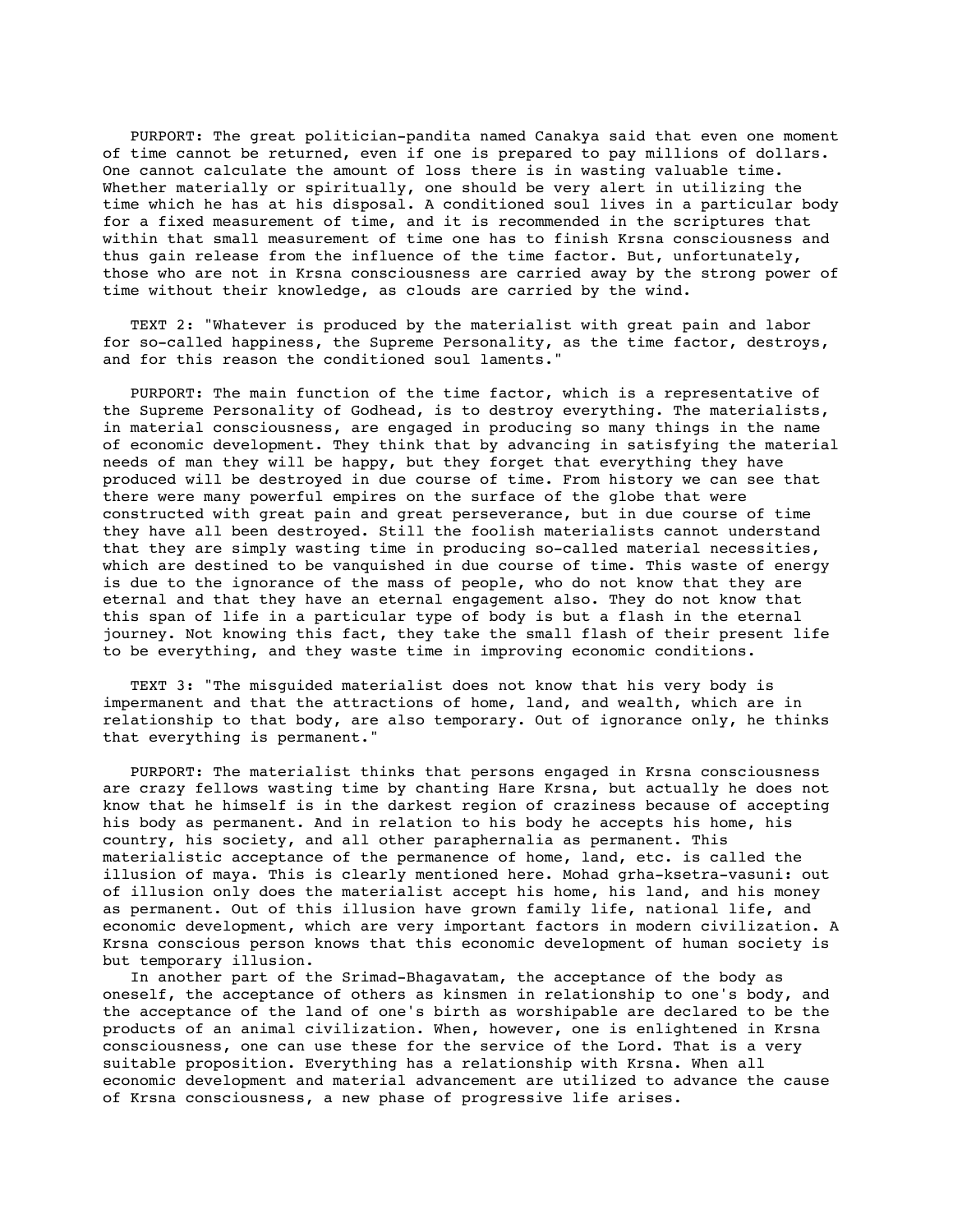PURPORT: The great politician-pandita named Canakya said that even one moment of time cannot be returned, even if one is prepared to pay millions of dollars. One cannot calculate the amount of loss there is in wasting valuable time. Whether materially or spiritually, one should be very alert in utilizing the time which he has at his disposal. A conditioned soul lives in a particular body for a fixed measurement of time, and it is recommended in the scriptures that within that small measurement of time one has to finish Krsna consciousness and thus gain release from the influence of the time factor. But, unfortunately, those who are not in Krsna consciousness are carried away by the strong power of time without their knowledge, as clouds are carried by the wind.

TEXT 2: "Whatever is produced by the materialist with great pain and labor for so-called happiness, the Supreme Personality, as the time factor, destroys, and for this reason the conditioned soul laments."

PURPORT: The main function of the time factor, which is a representative of the Supreme Personality of Godhead, is to destroy everything. The materialists, in material consciousness, are engaged in producing so many things in the name of economic development. They think that by advancing in satisfying the material needs of man they will be happy, but they forget that everything they have produced will be destroyed in due course of time. From history we can see that there were many powerful empires on the surface of the globe that were constructed with great pain and great perseverance, but in due course of time they have all been destroyed. Still the foolish materialists cannot understand that they are simply wasting time in producing so-called material necessities, which are destined to be vanquished in due course of time. This waste of energy is due to the ignorance of the mass of people, who do not know that they are eternal and that they have an eternal engagement also. They do not know that this span of life in a particular type of body is but a flash in the eternal journey. Not knowing this fact, they take the small flash of their present life to be everything, and they waste time in improving economic conditions.

TEXT 3: "The misguided materialist does not know that his very body is impermanent and that the attractions of home, land, and wealth, which are in relationship to that body, are also temporary. Out of ignorance only, he thinks that everything is permanent."

PURPORT: The materialist thinks that persons engaged in Krsna consciousness are crazy fellows wasting time by chanting Hare Krsna, but actually he does not know that he himself is in the darkest region of craziness because of accepting his body as permanent. And in relation to his body he accepts his home, his country, his society, and all other paraphernalia as permanent. This materialistic acceptance of the permanence of home, land, etc. is called the illusion of maya. This is clearly mentioned here. Mohad grha-ksetra-vasuni: out of illusion only does the materialist accept his home, his land, and his money as permanent. Out of this illusion have grown family life, national life, and economic development, which are very important factors in modern civilization. A Krsna conscious person knows that this economic development of human society is but temporary illusion.

In another part of the Srimad-Bhagavatam, the acceptance of the body as oneself, the acceptance of others as kinsmen in relationship to one's body, and the acceptance of the land of one's birth as worshipable are declared to be the products of an animal civilization. When, however, one is enlightened in Krsna consciousness, one can use these for the service of the Lord. That is a very suitable proposition. Everything has a relationship with Krsna. When all economic development and material advancement are utilized to advance the cause of Krsna consciousness, a new phase of progressive life arises.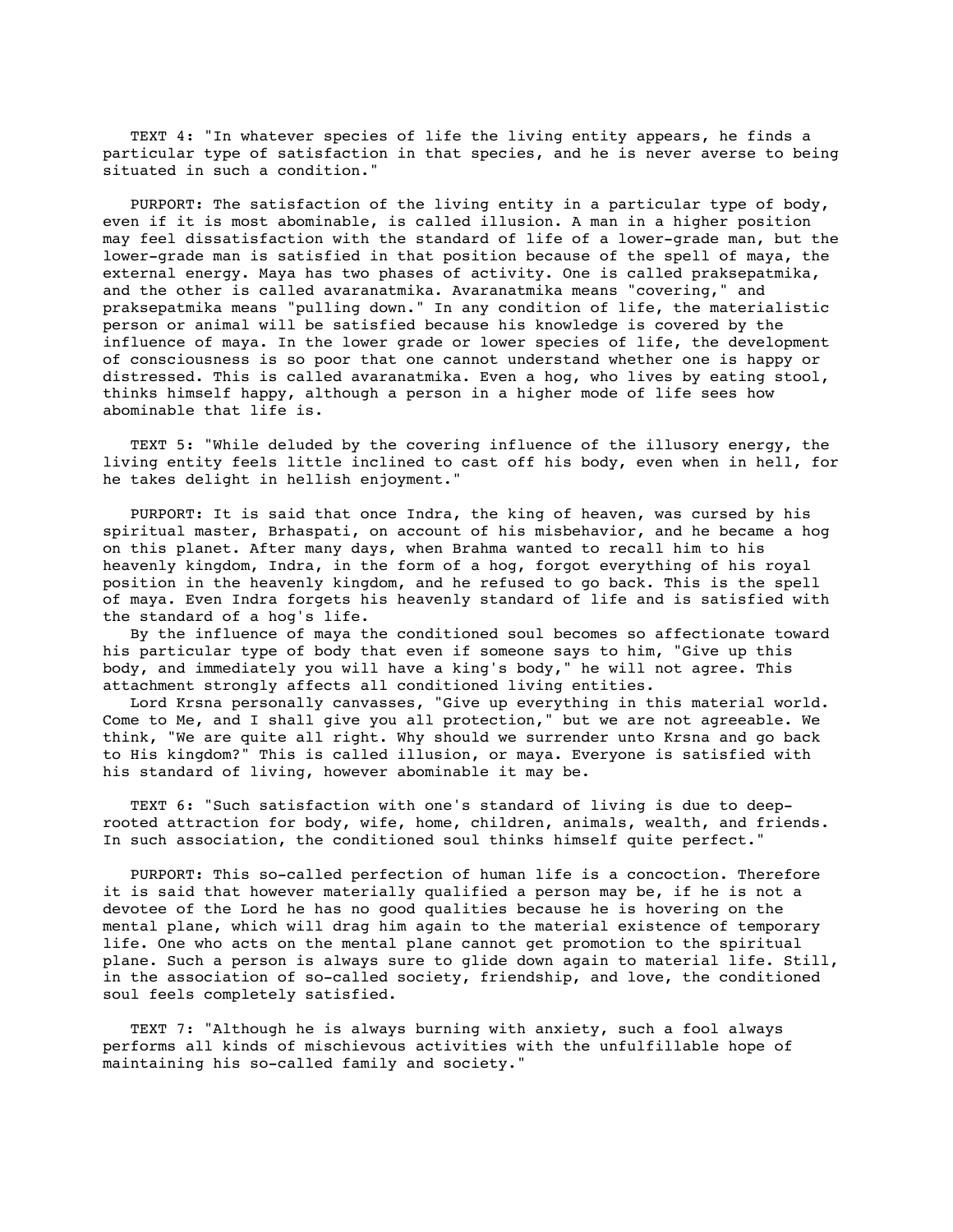TEXT 4: "In whatever species of life the living entity appears, he finds a particular type of satisfaction in that species, and he is never averse to being situated in such a condition."

PURPORT: The satisfaction of the living entity in a particular type of body, even if it is most abominable, is called illusion. A man in a higher position may feel dissatisfaction with the standard of life of a lower-grade man, but the lower-grade man is satisfied in that position because of the spell of maya, the external energy. Maya has two phases of activity. One is called praksepatmika, and the other is called avaranatmika. Avaranatmika means "covering," and praksepatmika means "pulling down." In any condition of life, the materialistic person or animal will be satisfied because his knowledge is covered by the influence of maya. In the lower grade or lower species of life, the development of consciousness is so poor that one cannot understand whether one is happy or distressed. This is called avaranatmika. Even a hog, who lives by eating stool, thinks himself happy, although a person in a higher mode of life sees how abominable that life is.

TEXT 5: "While deluded by the covering influence of the illusory energy, the living entity feels little inclined to cast off his body, even when in hell, for he takes delight in hellish enjoyment."

PURPORT: It is said that once Indra, the king of heaven, was cursed by his spiritual master, Brhaspati, on account of his misbehavior, and he became a hog on this planet. After many days, when Brahma wanted to recall him to his heavenly kingdom, Indra, in the form of a hog, forgot everything of his royal position in the heavenly kingdom, and he refused to go back. This is the spell of maya. Even Indra forgets his heavenly standard of life and is satisfied with the standard of a hog's life.

By the influence of maya the conditioned soul becomes so affectionate toward his particular type of body that even if someone says to him, "Give up this body, and immediately you will have a king's body," he will not agree. This attachment strongly affects all conditioned living entities.

Lord Krsna personally canvasses, "Give up everything in this material world. Come to Me, and I shall give you all protection," but we are not agreeable. We think, "We are quite all right. Why should we surrender unto Krsna and go back to His kingdom?" This is called illusion, or maya. Everyone is satisfied with his standard of living, however abominable it may be.

TEXT 6: "Such satisfaction with one's standard of living is due to deep-rooted attraction for body, wife, home, children, animals, wealth, and friends. In such association, the conditioned soul thinks himself quite perfect."

PURPORT: This so-called perfection of human life is a concoction. Therefore it is said that however materially qualified a person may be, if he is not a devotee of the Lord he has no good qualities because he is hovering on the mental plane, which will drag him again to the material existence of temporary life. One who acts on the mental plane cannot get promotion to the spiritual plane. Such a person is always sure to glide down again to material life. Still, in the association of so-called society, friendship, and love, the conditioned soul feels completely satisfied.

TEXT 7: "Although he is always burning with anxiety, such a fool always performs all kinds of mischievous activities with the unfulfillable hope of maintaining his so-called family and society."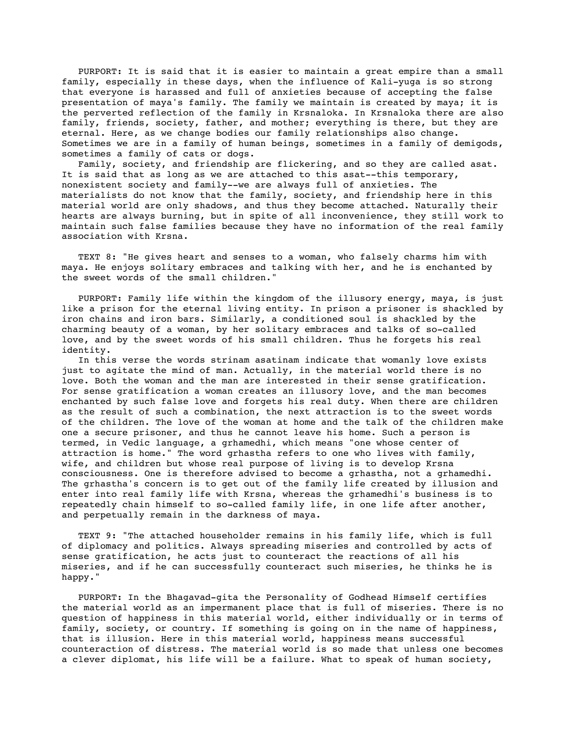PURPORT: It is said that it is easier to maintain a great empire than a small family, especially in these days, when the influence of Kali-yuga is so strong that everyone is harassed and full of anxieties because of accepting the false presentation of maya's family. The family we maintain is created by maya; it is the perverted reflection of the family in Krsnaloka. In Krsnaloka there are also family, friends, society, father, and mother; everything is there, but they are eternal. Here, as we change bodies our family relationships also change. Sometimes we are in a family of human beings, sometimes in a family of demigods, sometimes a family of cats or dogs.

Family, society, and friendship are flickering, and so they are called asat. It is said that as long as we are attached to this asat--this temporary, nonexistent society and family--we are always full of anxieties. The materialists do not know that the family, society, and friendship here in this material world are only shadows, and thus they become attached. Naturally their hearts are always burning, but in spite of all inconvenience, they still work to maintain such false families because they have no information of the real family association with Krsna.

TEXT 8: "He gives heart and senses to a woman, who falsely charms him with maya. He enjoys solitary embraces and talking with her, and he is enchanted by the sweet words of the small children."

PURPORT: Family life within the kingdom of the illusory energy, maya, is just like a prison for the eternal living entity. In prison a prisoner is shackled by iron chains and iron bars. Similarly, a conditioned soul is shackled by the charming beauty of a woman, by her solitary embraces and talks of so-called love, and by the sweet words of his small children. Thus he forgets his real identity.

In this verse the words strinam asatinam indicate that womanly love exists just to agitate the mind of man. Actually, in the material world there is no love. Both the woman and the man are interested in their sense gratification. For sense gratification a woman creates an illusory love, and the man becomes enchanted by such false love and forgets his real duty. When there are children as the result of such a combination, the next attraction is to the sweet words of the children. The love of the woman at home and the talk of the children make one a secure prisoner, and thus he cannot leave his home. Such a person is termed, in Vedic language, a grhamedhi, which means "one whose center of attraction is home." The word grhastha refers to one who lives with family, wife, and children but whose real purpose of living is to develop Krsna consciousness. One is therefore advised to become a grhastha, not a grhamedhi. The grhastha's concern is to get out of the family life created by illusion and enter into real family life with Krsna, whereas the grhamedhi's business is to repeatedly chain himself to so-called family life, in one life after another, and perpetually remain in the darkness of maya.

TEXT 9: "The attached householder remains in his family life, which is full of diplomacy and politics. Always spreading miseries and controlled by acts of sense gratification, he acts just to counteract the reactions of all his miseries, and if he can successfully counteract such miseries, he thinks he is happy."

PURPORT: In the Bhagavad-gita the Personality of Godhead Himself certifies the material world as an impermanent place that is full of miseries. There is no question of happiness in this material world, either individually or in terms of family, society, or country. If something is going on in the name of happiness, that is illusion. Here in this material world, happiness means successful counteraction of distress. The material world is so made that unless one becomes a clever diplomat, his life will be a failure. What to speak of human society,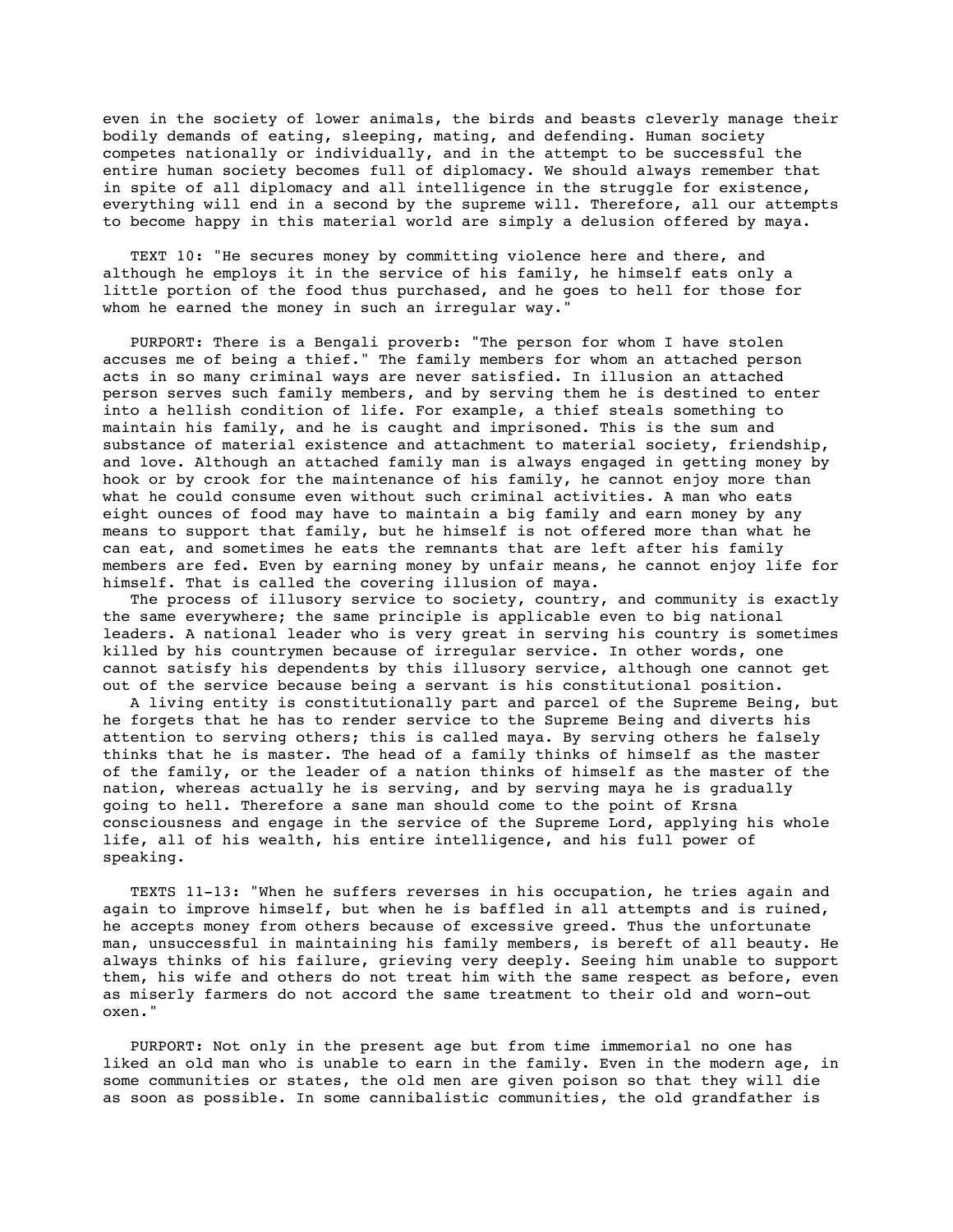even in the society of lower animals, the birds and beasts cleverly manage their bodily demands of eating, sleeping, mating, and defending. Human society competes nationally or individually, and in the attempt to be successful the entire human society becomes full of diplomacy. We should always remember that in spite of all diplomacy and all intelligence in the struggle for existence, everything will end in a second by the supreme will. Therefore, all our attempts to become happy in this material world are simply a delusion offered by maya.

TEXT 10: "He secures money by committing violence here and there, and although he employs it in the service of his family, he himself eats only a little portion of the food thus purchased, and he goes to hell for those for whom he earned the money in such an irregular way."

PURPORT: There is a Bengali proverb: "The person for whom I have stolen accuses me of being a thief." The family members for whom an attached person acts in so many criminal ways are never satisfied. In illusion an attached person serves such family members, and by serving them he is destined to enter into a hellish condition of life. For example, a thief steals something to maintain his family, and he is caught and imprisoned. This is the sum and substance of material existence and attachment to material society, friendship, and love. Although an attached family man is always engaged in getting money by hook or by crook for the maintenance of his family, he cannot enjoy more than what he could consume even without such criminal activities. A man who eats eight ounces of food may have to maintain a big family and earn money by any means to support that family, but he himself is not offered more than what he can eat, and sometimes he eats the remnants that are left after his family members are fed. Even by earning money by unfair means, he cannot enjoy life for himself. That is called the covering illusion of maya.

The process of illusory service to society, country, and community is exactly the same everywhere; the same principle is applicable even to big national leaders. A national leader who is very great in serving his country is sometimes killed by his countrymen because of irregular service. In other words, one cannot satisfy his dependents by this illusory service, although one cannot get out of the service because being a servant is his constitutional position.

A living entity is constitutionally part and parcel of the Supreme Being, but he forgets that he has to render service to the Supreme Being and diverts his attention to serving others; this is called maya. By serving others he falsely thinks that he is master. The head of a family thinks of himself as the master of the family, or the leader of a nation thinks of himself as the master of the nation, whereas actually he is serving, and by serving maya he is gradually going to hell. Therefore a sane man should come to the point of Krsna consciousness and engage in the service of the Supreme Lord, applying his whole life, all of his wealth, his entire intelligence, and his full power of speaking.

TEXTS 11-13: "When he suffers reverses in his occupation, he tries again and again to improve himself, but when he is baffled in all attempts and is ruined, he accepts money from others because of excessive greed. Thus the unfortunate man, unsuccessful in maintaining his family members, is bereft of all beauty. He always thinks of his failure, grieving very deeply. Seeing him unable to support them, his wife and others do not treat him with the same respect as before, even as miserly farmers do not accord the same treatment to their old and worn-out oxen."

PURPORT: Not only in the present age but from time immemorial no one has liked an old man who is unable to earn in the family. Even in the modern age, in some communities or states, the old men are given poison so that they will die as soon as possible. In some cannibalistic communities, the old grandfather is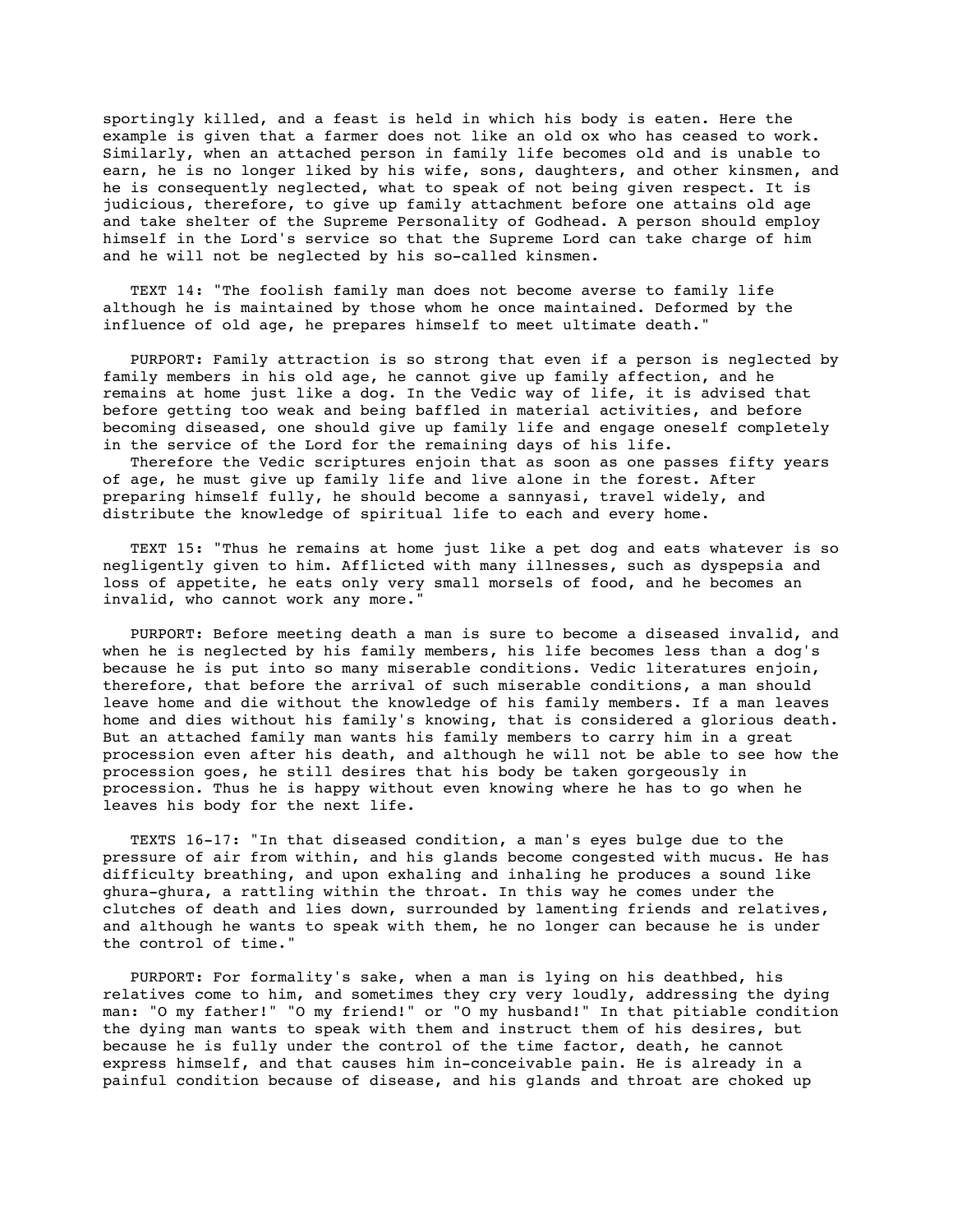sportingly killed, and a feast is held in which his body is eaten. Here the example is given that a farmer does not like an old ox who has ceased to work. Similarly, when an attached person in family life becomes old and is unable to earn, he is no longer liked by his wife, sons, daughters, and other kinsmen, and he is consequently neglected, what to speak of not being given respect. It is judicious, therefore, to give up family attachment before one attains old age and take shelter of the Supreme Personality of Godhead. A person should employ himself in the Lord's service so that the Supreme Lord can take charge of him and he will not be neglected by his so-called kinsmen.

TEXT 14: "The foolish family man does not become averse to family life although he is maintained by those whom he once maintained. Deformed by the influence of old age, he prepares himself to meet ultimate death."

PURPORT: Family attraction is so strong that even if a person is neglected by family members in his old age, he cannot give up family affection, and he remains at home just like a dog. In the Vedic way of life, it is advised that before getting too weak and being baffled in material activities, and before becoming diseased, one should give up family life and engage oneself completely in the service of the Lord for the remaining days of his life.

Therefore the Vedic scriptures enjoin that as soon as one passes fifty years of age, he must give up family life and live alone in the forest. After preparing himself fully, he should become a sannyasi, travel widely, and distribute the knowledge of spiritual life to each and every home.

TEXT 15: "Thus he remains at home just like a pet dog and eats whatever is so negligently given to him. Afflicted with many illnesses, such as dyspepsia and loss of appetite, he eats only very small morsels of food, and he becomes an invalid, who cannot work any more."

PURPORT: Before meeting death a man is sure to become a diseased invalid, and when he is neglected by his family members, his life becomes less than a dog's because he is put into so many miserable conditions. Vedic literatures enjoin, therefore, that before the arrival of such miserable conditions, a man should leave home and die without the knowledge of his family members. If a man leaves home and dies without his family's knowing, that is considered a glorious death. But an attached family man wants his family members to carry him in a great procession even after his death, and although he will not be able to see how the procession goes, he still desires that his body be taken gorgeously in procession. Thus he is happy without even knowing where he has to go when he leaves his body for the next life.

TEXTS 16-17: "In that diseased condition, a man's eyes bulge due to the pressure of air from within, and his glands become congested with mucus. He has difficulty breathing, and upon exhaling and inhaling he produces a sound like ghura-ghura, a rattling within the throat. In this way he comes under the clutches of death and lies down, surrounded by lamenting friends and relatives, and although he wants to speak with them, he no longer can because he is under the control of time."

PURPORT: For formality's sake, when a man is lying on his deathbed, his relatives come to him, and sometimes they cry very loudly, addressing the dying man: "O my father!" "O my friend!" or "O my husband!" In that pitiable condition the dying man wants to speak with them and instruct them of his desires, but because he is fully under the control of the time factor, death, he cannot express himself, and that causes him in-conceivable pain. He is already in a painful condition because of disease, and his glands and throat are choked up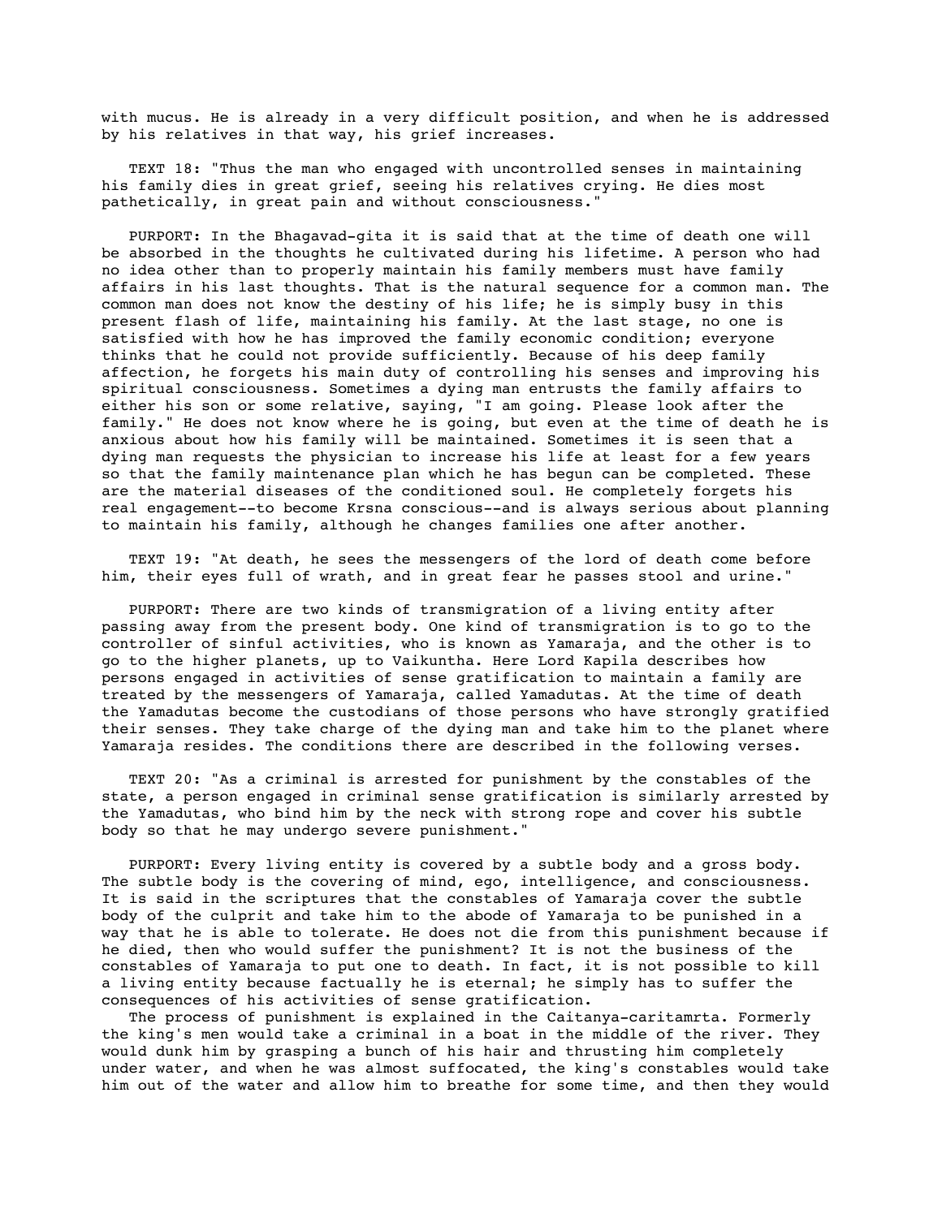with mucus. He is already in a very difficult position, and when he is addressed by his relatives in that way, his grief increases.

TEXT 18: "Thus the man who engaged with uncontrolled senses in maintaining his family dies in great grief, seeing his relatives crying. He dies most pathetically, in great pain and without consciousness."

PURPORT: In the Bhagavad-gita it is said that at the time of death one will be absorbed in the thoughts he cultivated during his lifetime. A person who had no idea other than to properly maintain his family members must have family affairs in his last thoughts. That is the natural sequence for a common man. The common man does not know the destiny of his life; he is simply busy in this present flash of life, maintaining his family. At the last stage, no one is satisfied with how he has improved the family economic condition; everyone thinks that he could not provide sufficiently. Because of his deep family affection, he forgets his main duty of controlling his senses and improving his spiritual consciousness. Sometimes a dying man entrusts the family affairs to either his son or some relative, saying, "I am going. Please look after the family." He does not know where he is going, but even at the time of death he is anxious about how his family will be maintained. Sometimes it is seen that a dying man requests the physician to increase his life at least for a few years so that the family maintenance plan which he has begun can be completed. These are the material diseases of the conditioned soul. He completely forgets his real engagement--to become Krsna conscious--and is always serious about planning to maintain his family, although he changes families one after another.

TEXT 19: "At death, he sees the messengers of the lord of death come before him, their eyes full of wrath, and in great fear he passes stool and urine."

PURPORT: There are two kinds of transmigration of a living entity after passing away from the present body. One kind of transmigration is to go to the controller of sinful activities, who is known as Yamaraja, and the other is to go to the higher planets, up to Vaikuntha. Here Lord Kapila describes how persons engaged in activities of sense gratification to maintain a family are treated by the messengers of Yamaraja, called Yamadutas. At the time of death the Yamadutas become the custodians of those persons who have strongly gratified their senses. They take charge of the dying man and take him to the planet where Yamaraja resides. The conditions there are described in the following verses.

TEXT 20: "As a criminal is arrested for punishment by the constables of the state, a person engaged in criminal sense gratification is similarly arrested by the Yamadutas, who bind him by the neck with strong rope and cover his subtle body so that he may undergo severe punishment."

PURPORT: Every living entity is covered by a subtle body and a gross body. The subtle body is the covering of mind, ego, intelligence, and consciousness. It is said in the scriptures that the constables of Yamaraja cover the subtle body of the culprit and take him to the abode of Yamaraja to be punished in a way that he is able to tolerate. He does not die from this punishment because if he died, then who would suffer the punishment? It is not the business of the constables of Yamaraja to put one to death. In fact, it is not possible to kill a living entity because factually he is eternal; he simply has to suffer the consequences of his activities of sense gratification.

The process of punishment is explained in the Caitanya-caritamrta. Formerly the king's men would take a criminal in a boat in the middle of the river. They would dunk him by grasping a bunch of his hair and thrusting him completely under water, and when he was almost suffocated, the king's constables would take him out of the water and allow him to breathe for some time, and then they would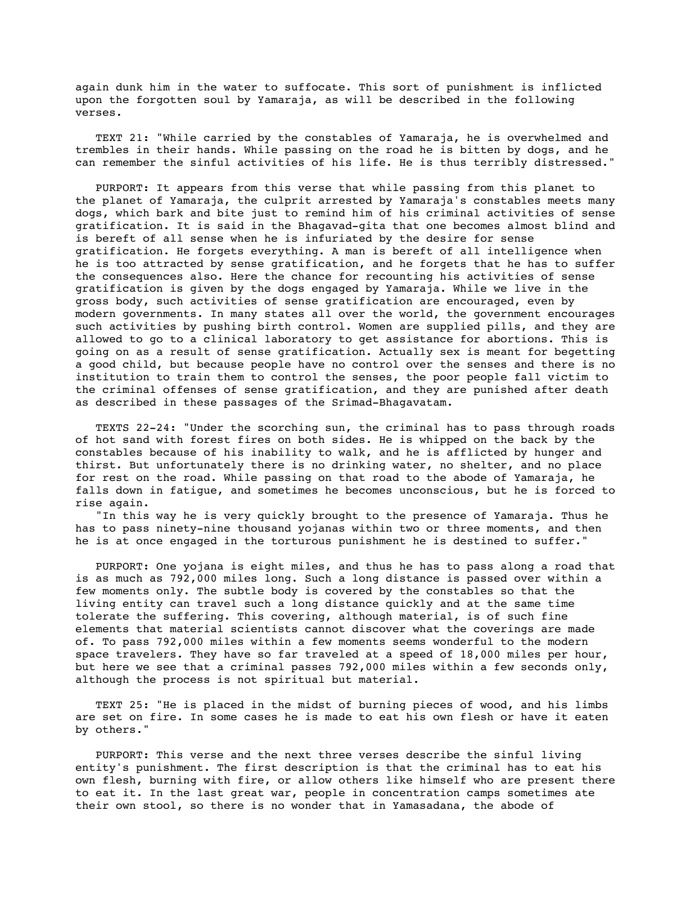again dunk him in the water to suffocate. This sort of punishment is inflicted upon the forgotten soul by Yamaraja, as will be described in the following verses.

TEXT 21: "While carried by the constables of Yamaraja, he is overwhelmed and trembles in their hands. While passing on the road he is bitten by dogs, and he can remember the sinful activities of his life. He is thus terribly distressed."

PURPORT: It appears from this verse that while passing from this planet to the planet of Yamaraja, the culprit arrested by Yamaraja's constables meets many dogs, which bark and bite just to remind him of his criminal activities of sense gratification. It is said in the Bhagavad-gita that one becomes almost blind and is bereft of all sense when he is infuriated by the desire for sense gratification. He forgets everything. A man is bereft of all intelligence when he is too attracted by sense gratification, and he forgets that he has to suffer the consequences also. Here the chance for recounting his activities of sense gratification is given by the dogs engaged by Yamaraja. While we live in the gross body, such activities of sense gratification are encouraged, even by modern governments. In many states all over the world, the government encourages such activities by pushing birth control. Women are supplied pills, and they are allowed to go to a clinical laboratory to get assistance for abortions. This is going on as a result of sense gratification. Actually sex is meant for begetting a good child, but because people have no control over the senses and there is no institution to train them to control the senses, the poor people fall victim to the criminal offenses of sense gratification, and they are punished after death as described in these passages of the Srimad-Bhagavatam.

TEXTS 22-24: "Under the scorching sun, the criminal has to pass through roads of hot sand with forest fires on both sides. He is whipped on the back by the constables because of his inability to walk, and he is afflicted by hunger and thirst. But unfortunately there is no drinking water, no shelter, and no place for rest on the road. While passing on that road to the abode of Yamaraja, he falls down in fatigue, and sometimes he becomes unconscious, but he is forced to rise again.

"In this way he is very quickly brought to the presence of Yamaraja. Thus he has to pass ninety-nine thousand yojanas within two or three moments, and then he is at once engaged in the torturous punishment he is destined to suffer."

PURPORT: One yojana is eight miles, and thus he has to pass along a road that is as much as 792,000 miles long. Such a long distance is passed over within a few moments only. The subtle body is covered by the constables so that the living entity can travel such a long distance quickly and at the same time tolerate the suffering. This covering, although material, is of such fine elements that material scientists cannot discover what the coverings are made of. To pass 792,000 miles within a few moments seems wonderful to the modern space travelers. They have so far traveled at a speed of 18,000 miles per hour, but here we see that a criminal passes 792,000 miles within a few seconds only, although the process is not spiritual but material.

TEXT 25: "He is placed in the midst of burning pieces of wood, and his limbs are set on fire. In some cases he is made to eat his own flesh or have it eaten by others."

PURPORT: This verse and the next three verses describe the sinful living entity's punishment. The first description is that the criminal has to eat his own flesh, burning with fire, or allow others like himself who are present there to eat it. In the last great war, people in concentration camps sometimes ate their own stool, so there is no wonder that in Yamasadana, the abode of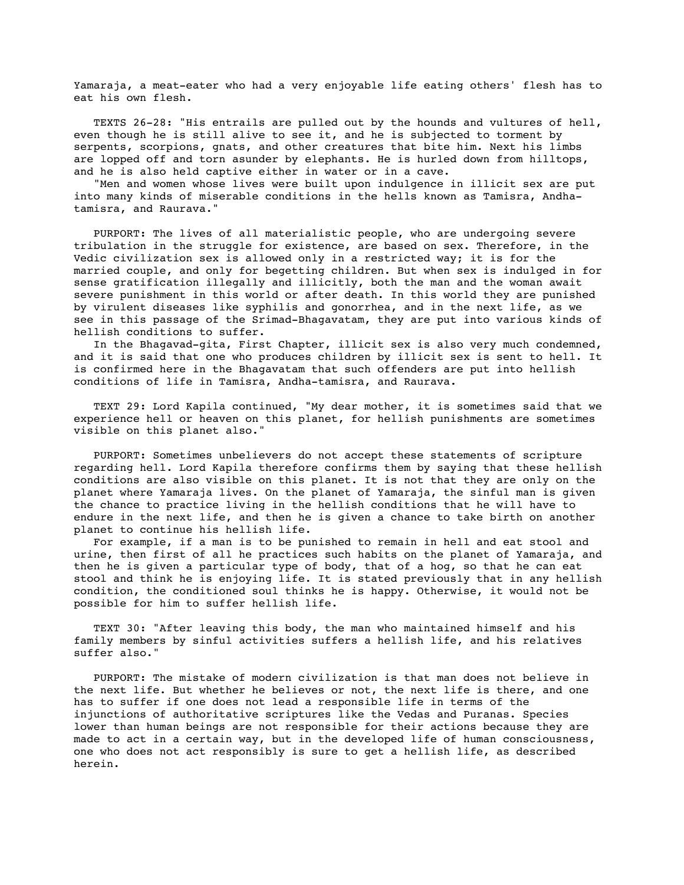Yamaraja, a meat-eater who had a very enjoyable life eating others' flesh has to eat his own flesh.

TEXTS 26-28: "His entrails are pulled out by the hounds and vultures of hell, even though he is still alive to see it, and he is subjected to torment by serpents, scorpions, gnats, and other creatures that bite him. Next his limbs are lopped off and torn asunder by elephants. He is hurled down from hilltops, and he is also held captive either in water or in a cave.

"Men and women whose lives were built upon indulgence in illicit sex are put into many kinds of miserable conditions in the hells known as Tamisra, Andha-tamisra, and Raurava."

PURPORT: The lives of all materialistic people, who are undergoing severe tribulation in the struggle for existence, are based on sex. Therefore, in the Vedic civilization sex is allowed only in a restricted way; it is for the married couple, and only for begetting children. But when sex is indulged in for sense gratification illegally and illicitly, both the man and the woman await severe punishment in this world or after death. In this world they are punished by virulent diseases like syphilis and gonorrhea, and in the next life, as we see in this passage of the Srimad-Bhagavatam, they are put into various kinds of hellish conditions to suffer.

In the Bhagavad-gita, First Chapter, illicit sex is also very much condemned, and it is said that one who produces children by illicit sex is sent to hell. It is confirmed here in the Bhagavatam that such offenders are put into hellish conditions of life in Tamisra, Andha-tamisra, and Raurava.

TEXT 29: Lord Kapila continued, "My dear mother, it is sometimes said that we experience hell or heaven on this planet, for hellish punishments are sometimes visible on this planet also."

PURPORT: Sometimes unbelievers do not accept these statements of scripture regarding hell. Lord Kapila therefore confirms them by saying that these hellish conditions are also visible on this planet. It is not that they are only on the planet where Yamaraja lives. On the planet of Yamaraja, the sinful man is given the chance to practice living in the hellish conditions that he will have to endure in the next life, and then he is given a chance to take birth on another planet to continue his hellish life.

For example, if a man is to be punished to remain in hell and eat stool and urine, then first of all he practices such habits on the planet of Yamaraja, and then he is given a particular type of body, that of a hog, so that he can eat stool and think he is enjoying life. It is stated previously that in any hellish condition, the conditioned soul thinks he is happy. Otherwise, it would not be possible for him to suffer hellish life.

TEXT 30: "After leaving this body, the man who maintained himself and his family members by sinful activities suffers a hellish life, and his relatives suffer also."

PURPORT: The mistake of modern civilization is that man does not believe in the next life. But whether he believes or not, the next life is there, and one has to suffer if one does not lead a responsible life in terms of the injunctions of authoritative scriptures like the Vedas and Puranas. Species lower than human beings are not responsible for their actions because they are made to act in a certain way, but in the developed life of human consciousness, one who does not act responsibly is sure to get a hellish life, as described herein.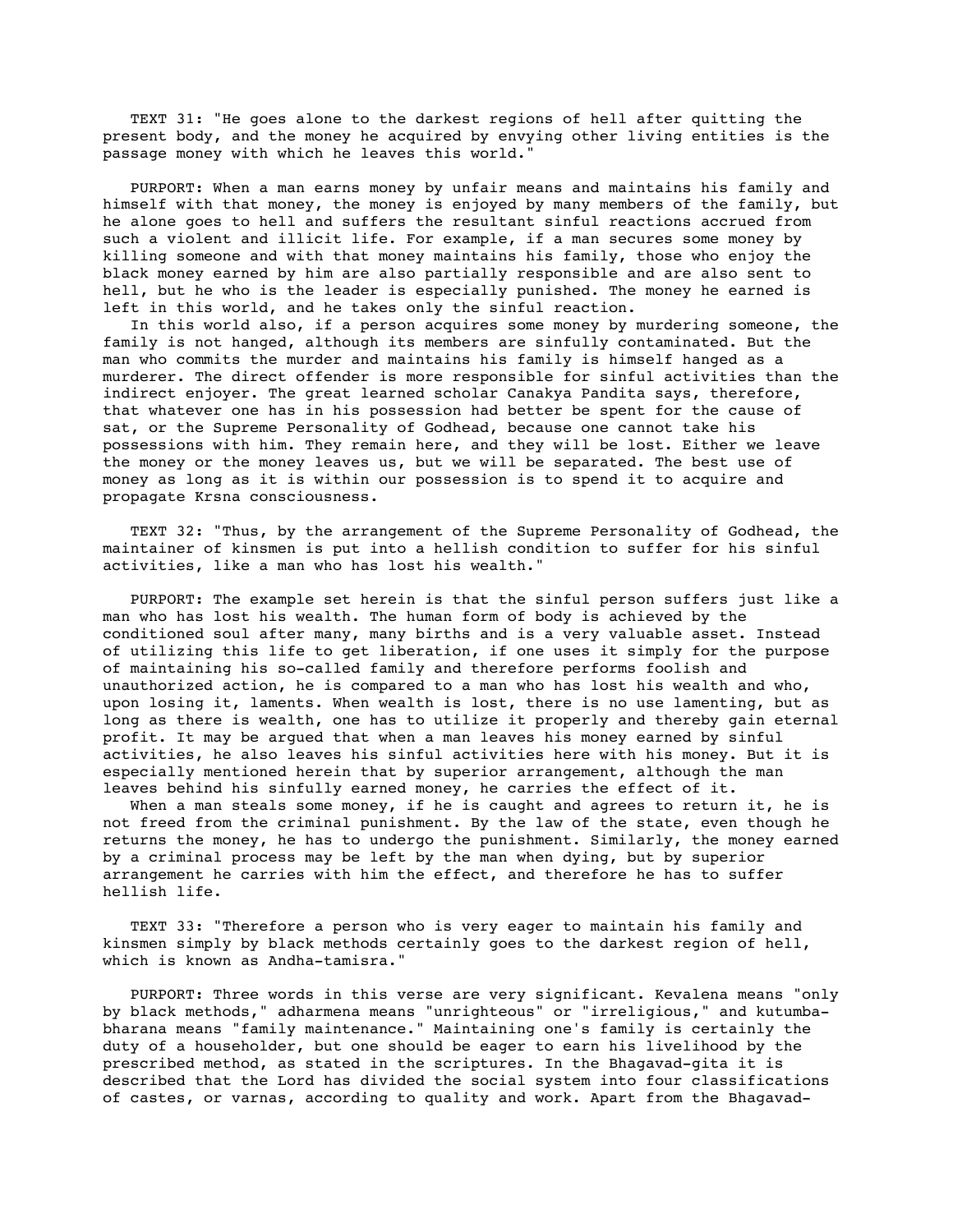TEXT 31: "He goes alone to the darkest regions of hell after quitting the present body, and the money he acquired by envying other living entities is the passage money with which he leaves this world."

PURPORT: When a man earns money by unfair means and maintains his family and himself with that money, the money is enjoyed by many members of the family, but he alone goes to hell and suffers the resultant sinful reactions accrued from such a violent and illicit life. For example, if a man secures some money by killing someone and with that money maintains his family, those who enjoy the black money earned by him are also partially responsible and are also sent to hell, but he who is the leader is especially punished. The money he earned is left in this world, and he takes only the sinful reaction.

In this world also, if a person acquires some money by murdering someone, the family is not hanged, although its members are sinfully contaminated. But the man who commits the murder and maintains his family is himself hanged as a murderer. The direct offender is more responsible for sinful activities than the indirect enjoyer. The great learned scholar Canakya Pandita says, therefore, that whatever one has in his possession had better be spent for the cause of sat, or the Supreme Personality of Godhead, because one cannot take his possessions with him. They remain here, and they will be lost. Either we leave the money or the money leaves us, but we will be separated. The best use of money as long as it is within our possession is to spend it to acquire and propagate Krsna consciousness.

TEXT 32: "Thus, by the arrangement of the Supreme Personality of Godhead, the maintainer of kinsmen is put into a hellish condition to suffer for his sinful activities, like a man who has lost his wealth."

PURPORT: The example set herein is that the sinful person suffers just like a man who has lost his wealth. The human form of body is achieved by the conditioned soul after many, many births and is a very valuable asset. Instead of utilizing this life to get liberation, if one uses it simply for the purpose of maintaining his so-called family and therefore performs foolish and unauthorized action, he is compared to a man who has lost his wealth and who, upon losing it, laments. When wealth is lost, there is no use lamenting, but as long as there is wealth, one has to utilize it properly and thereby gain eternal profit. It may be argued that when a man leaves his money earned by sinful activities, he also leaves his sinful activities here with his money. But it is especially mentioned herein that by superior arrangement, although the man leaves behind his sinfully earned money, he carries the effect of it.

When a man steals some money, if he is caught and agrees to return it, he is not freed from the criminal punishment. By the law of the state, even though he returns the money, he has to undergo the punishment. Similarly, the money earned by a criminal process may be left by the man when dying, but by superior arrangement he carries with him the effect, and therefore he has to suffer hellish life.

TEXT 33: "Therefore a person who is very eager to maintain his family and kinsmen simply by black methods certainly goes to the darkest region of hell, which is known as Andha-tamisra."

PURPORT: Three words in this verse are very significant. Kevalena means "only by black methods," adharmena means "unrighteous" or "irreligious," and kutumba-bharana means "family maintenance." Maintaining one's family is certainly the duty of a householder, but one should be eager to earn his livelihood by the prescribed method, as stated in the scriptures. In the Bhagavad-gita it is described that the Lord has divided the social system into four classifications of castes, or varnas, according to quality and work. Apart from the Bhagavad-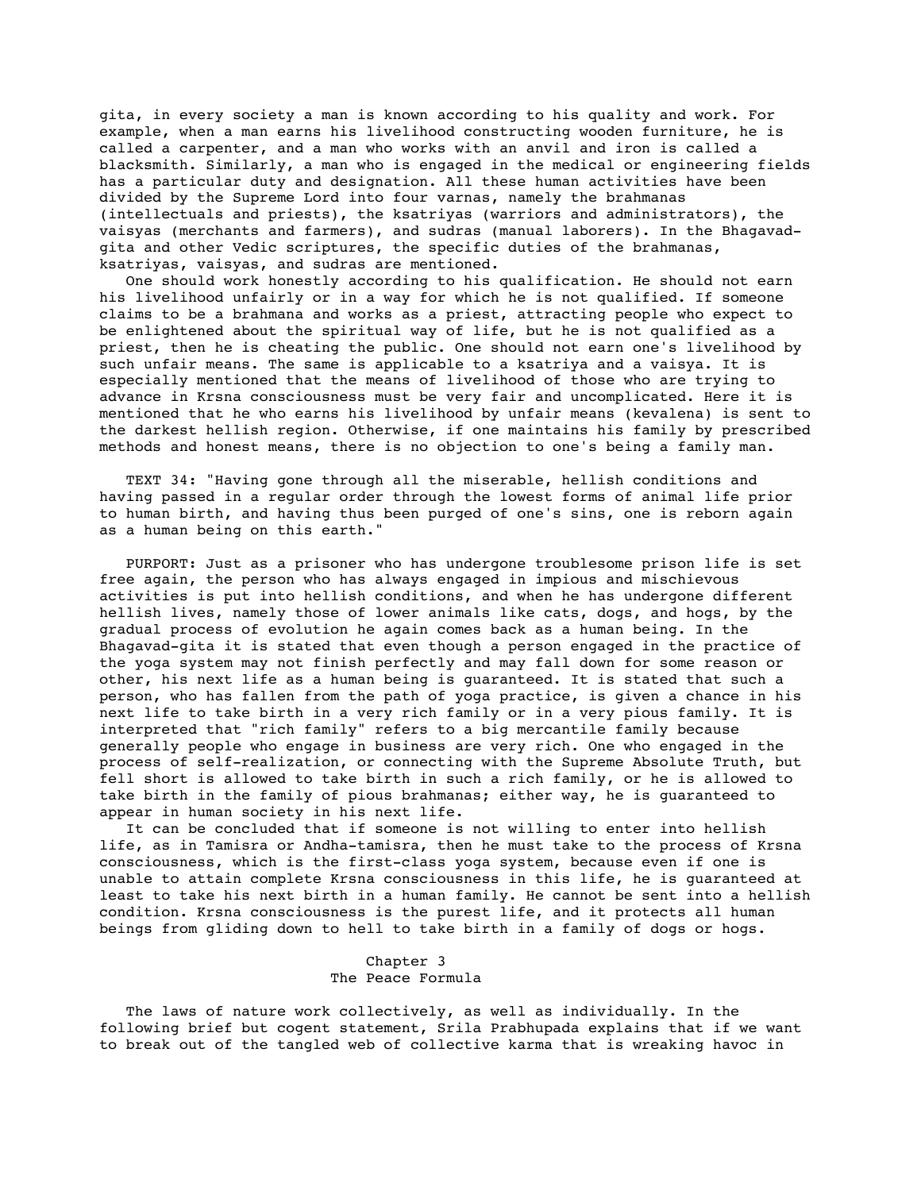gita, in every society a man is known according to his quality and work. For example, when a man earns his livelihood constructing wooden furniture, he is called a carpenter, and a man who works with an anvil and iron is called a blacksmith. Similarly, a man who is engaged in the medical or engineering fields has a particular duty and designation. All these human activities have been divided by the Supreme Lord into four varnas, namely the brahmanas (intellectuals and priests), the ksatriyas (warriors and administrators), the vaisyas (merchants and farmers), and sudras (manual laborers). In the Bhagavad-gita and other Vedic scriptures, the specific duties of the brahmanas, ksatriyas, vaisyas, and sudras are mentioned.

One should work honestly according to his qualification. He should not earn his livelihood unfairly or in a way for which he is not qualified. If someone claims to be a brahmana and works as a priest, attracting people who expect to be enlightened about the spiritual way of life, but he is not qualified as a priest, then he is cheating the public. One should not earn one's livelihood by such unfair means. The same is applicable to a ksatriya and a vaisya. It is especially mentioned that the means of livelihood of those who are trying to advance in Krsna consciousness must be very fair and uncomplicated. Here it is mentioned that he who earns his livelihood by unfair means (kevalena) is sent to the darkest hellish region. Otherwise, if one maintains his family by prescribed methods and honest means, there is no objection to one's being a family man.

TEXT 34: "Having gone through all the miserable, hellish conditions and having passed in a regular order through the lowest forms of animal life prior to human birth, and having thus been purged of one's sins, one is reborn again as a human being on this earth."

PURPORT: Just as a prisoner who has undergone troublesome prison life is set free again, the person who has always engaged in impious and mischievous activities is put into hellish conditions, and when he has undergone different hellish lives, namely those of lower animals like cats, dogs, and hogs, by the gradual process of evolution he again comes back as a human being. In the Bhagavad-gita it is stated that even though a person engaged in the practice of the yoga system may not finish perfectly and may fall down for some reason or other, his next life as a human being is guaranteed. It is stated that such a person, who has fallen from the path of yoga practice, is given a chance in his next life to take birth in a very rich family or in a very pious family. It is interpreted that "rich family" refers to a big mercantile family because generally people who engage in business are very rich. One who engaged in the process of self-realization, or connecting with the Supreme Absolute Truth, but fell short is allowed to take birth in such a rich family, or he is allowed to take birth in the family of pious brahmanas; either way, he is guaranteed to appear in human society in his next life.

It can be concluded that if someone is not willing to enter into hellish life, as in Tamisra or Andha-tamisra, then he must take to the process of Krsna consciousness, which is the first-class yoga system, because even if one is unable to attain complete Krsna consciousness in this life, he is guaranteed at least to take his next birth in a human family. He cannot be sent into a hellish condition. Krsna consciousness is the purest life, and it protects all human beings from gliding down to hell to take birth in a family of dogs or hogs.

## Chapter 3
## The Peace Formula

The laws of nature work collectively, as well as individually. In the following brief but cogent statement, Srila Prabhupada explains that if we want to break out of the tangled web of collective karma that is wreaking havoc in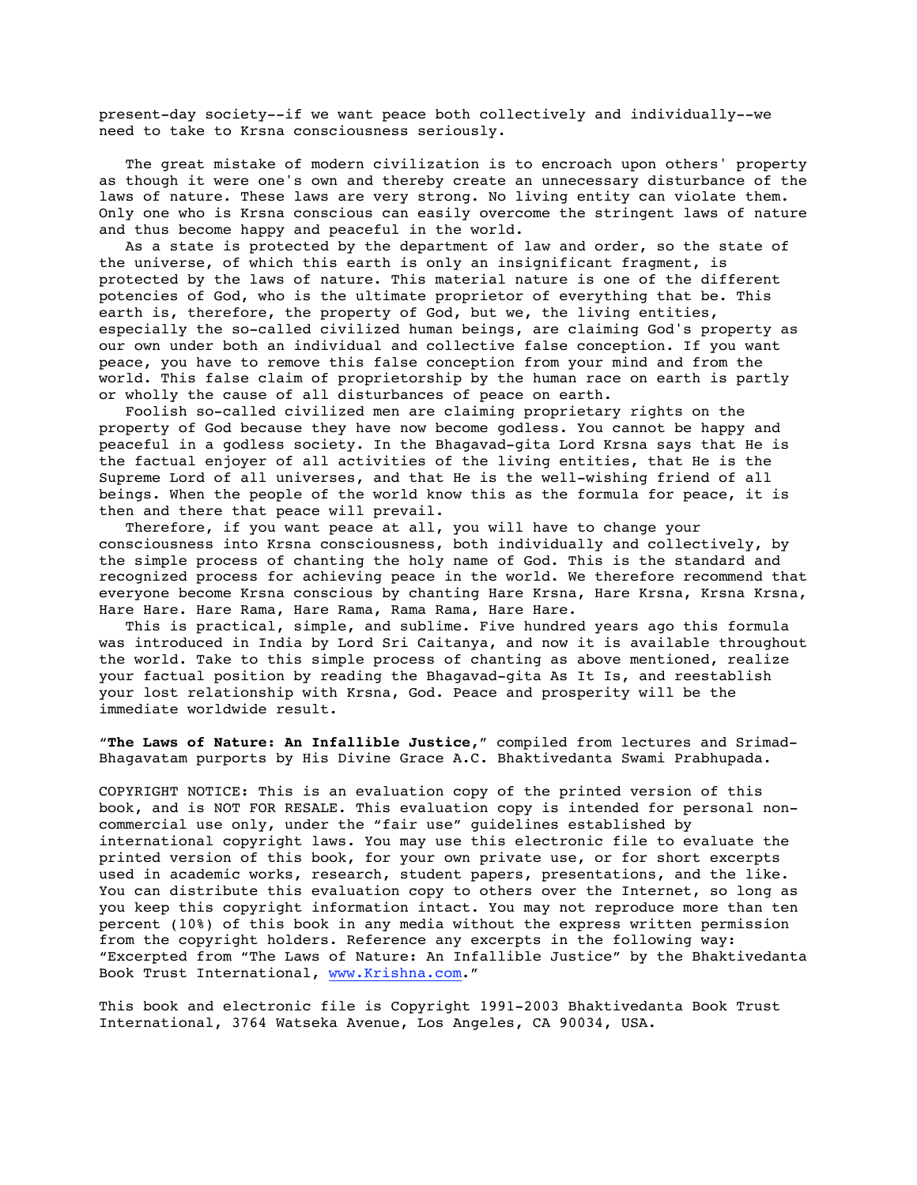present-day society--if we want peace both collectively and individually--we need to take to Krsna consciousness seriously.

The great mistake of modern civilization is to encroach upon others' property as though it were one's own and thereby create an unnecessary disturbance of the laws of nature. These laws are very strong. No living entity can violate them. Only one who is Krsna conscious can easily overcome the stringent laws of nature and thus become happy and peaceful in the world.

As a state is protected by the department of law and order, so the state of the universe, of which this earth is only an insignificant fragment, is protected by the laws of nature. This material nature is one of the different potencies of God, who is the ultimate proprietor of everything that be. This earth is, therefore, the property of God, but we, the living entities, especially the so-called civilized human beings, are claiming God's property as our own under both an individual and collective false conception. If you want peace, you have to remove this false conception from your mind and from the world. This false claim of proprietorship by the human race on earth is partly or wholly the cause of all disturbances of peace on earth.

Foolish so-called civilized men are claiming proprietary rights on the property of God because they have now become godless. You cannot be happy and peaceful in a godless society. In the Bhagavad-gita Lord Krsna says that He is the factual enjoyer of all activities of the living entities, that He is the Supreme Lord of all universes, and that He is the well-wishing friend of all beings. When the people of the world know this as the formula for peace, it is then and there that peace will prevail.

Therefore, if you want peace at all, you will have to change your consciousness into Krsna consciousness, both individually and collectively, by the simple process of chanting the holy name of God. This is the standard and recognized process for achieving peace in the world. We therefore recommend that everyone become Krsna conscious by chanting Hare Krsna, Hare Krsna, Krsna Krsna, Hare Hare. Hare Rama, Hare Rama, Rama Rama, Hare Hare.

This is practical, simple, and sublime. Five hundred years ago this formula was introduced in India by Lord Sri Caitanya, and now it is available throughout the world. Take to this simple process of chanting as above mentioned, realize your factual position by reading the Bhagavad-gita As It Is, and reestablish your lost relationship with Krsna, God. Peace and prosperity will be the immediate worldwide result.

"**The Laws of Nature: An Infallible Justice,**" compiled from lectures and Srimad-Bhagavatam purports by His Divine Grace A.C. Bhaktivedanta Swami Prabhupada.

COPYRIGHT NOTICE: This is an evaluation copy of the printed version of this book, and is NOT FOR RESALE. This evaluation copy is intended for personal non-commercial use only, under the "fair use" guidelines established by international copyright laws. You may use this electronic file to evaluate the printed version of this book, for your own private use, or for short excerpts used in academic works, research, student papers, presentations, and the like. You can distribute this evaluation copy to others over the Internet, so long as you keep this copyright information intact. You may not reproduce more than ten percent (10%) of this book in any media without the express written permission from the copyright holders. Reference any excerpts in the following way: "Excerpted from "The Laws of Nature: An Infallible Justice" by the Bhaktivedanta Book Trust International, www.Krishna.com."

This book and electronic file is Copyright 1991-2003 Bhaktivedanta Book Trust International, 3764 Watseka Avenue, Los Angeles, CA 90034, USA.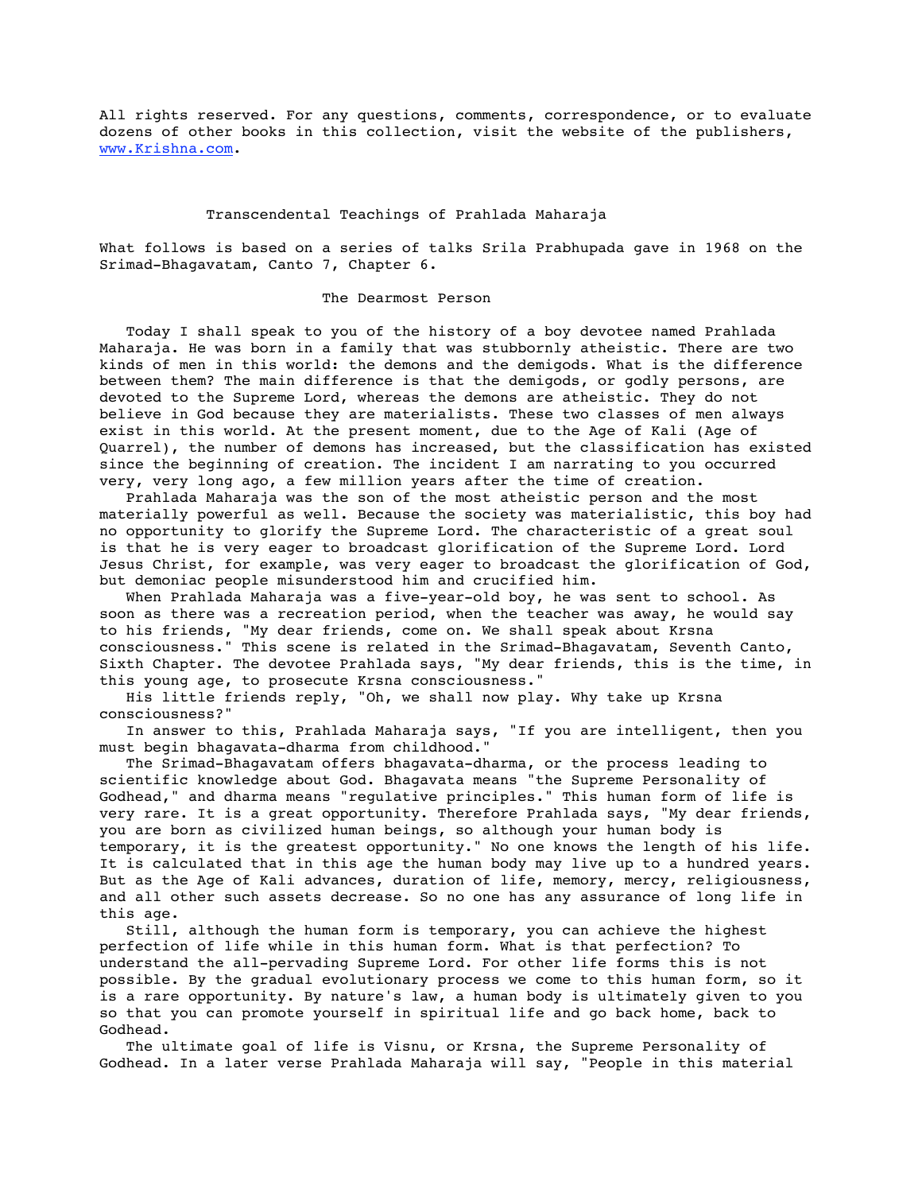All rights reserved. For any questions, comments, correspondence, or to evaluate dozens of other books in this collection, visit the website of the publishers, [www.Krishna.com](http://www.Krishna.com).

# Transcendental Teachings of Prahlada Maharaja

What follows is based on a series of talks Srila Prabhupada gave in 1968 on the Srimad-Bhagavatam, Canto 7, Chapter 6.

## The Dearmost Person

Today I shall speak to you of the history of a boy devotee named Prahlada Maharaja. He was born in a family that was stubbornly atheistic. There are two kinds of men in this world: the demons and the demigods. What is the difference between them? The main difference is that the demigods, or godly persons, are devoted to the Supreme Lord, whereas the demons are atheistic. They do not believe in God because they are materialists. These two classes of men always exist in this world. At the present moment, due to the Age of Kali (Age of Quarrel), the number of demons has increased, but the classification has existed since the beginning of creation. The incident I am narrating to you occurred very, very long ago, a few million years after the time of creation.

Prahlada Maharaja was the son of the most atheistic person and the most materially powerful as well. Because the society was materialistic, this boy had no opportunity to glorify the Supreme Lord. The characteristic of a great soul is that he is very eager to broadcast glorification of the Supreme Lord. Lord Jesus Christ, for example, was very eager to broadcast the glorification of God, but demoniac people misunderstood him and crucified him.

When Prahlada Maharaja was a five-year-old boy, he was sent to school. As soon as there was a recreation period, when the teacher was away, he would say to his friends, "My dear friends, come on. We shall speak about Krsna consciousness." This scene is related in the Srimad-Bhagavatam, Seventh Canto, Sixth Chapter. The devotee Prahlada says, "My dear friends, this is the time, in this young age, to prosecute Krsna consciousness."

His little friends reply, "Oh, we shall now play. Why take up Krsna consciousness?"

In answer to this, Prahlada Maharaja says, "If you are intelligent, then you must begin bhagavata-dharma from childhood."

The Srimad-Bhagavatam offers bhagavata-dharma, or the process leading to scientific knowledge about God. Bhagavata means "the Supreme Personality of Godhead," and dharma means "regulative principles." This human form of life is very rare. It is a great opportunity. Therefore Prahlada says, "My dear friends, you are born as civilized human beings, so although your human body is temporary, it is the greatest opportunity." No one knows the length of his life. It is calculated that in this age the human body may live up to a hundred years. But as the Age of Kali advances, duration of life, memory, mercy, religiousness, and all other such assets decrease. So no one has any assurance of long life in this age.

Still, although the human form is temporary, you can achieve the highest perfection of life while in this human form. What is that perfection? To understand the all-pervading Supreme Lord. For other life forms this is not possible. By the gradual evolutionary process we come to this human form, so it is a rare opportunity. By nature's law, a human body is ultimately given to you so that you can promote yourself in spiritual life and go back home, back to Godhead.

The ultimate goal of life is Visnu, or Krsna, the Supreme Personality of Godhead. In a later verse Prahlada Maharaja will say, "People in this material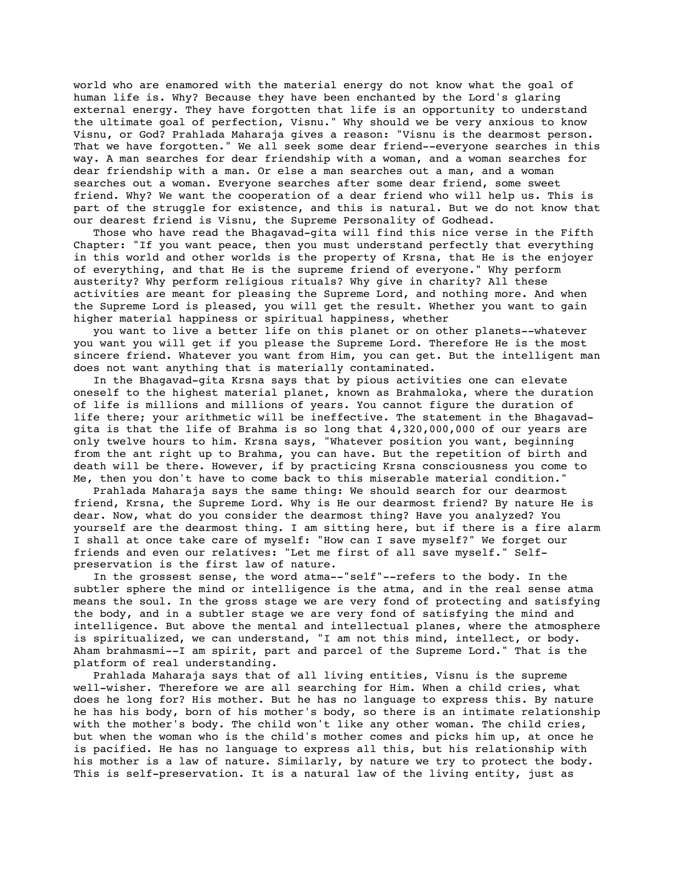world who are enamored with the material energy do not know what the goal of human life is. Why? Because they have been enchanted by the Lord's glaring external energy. They have forgotten that life is an opportunity to understand the ultimate goal of perfection, Visnu." Why should we be very anxious to know Visnu, or God? Prahlada Maharaja gives a reason: "Visnu is the dearmost person. That we have forgotten." We all seek some dear friend--everyone searches in this way. A man searches for dear friendship with a woman, and a woman searches for dear friendship with a man. Or else a man searches out a man, and a woman searches out a woman. Everyone searches after some dear friend, some sweet friend. Why? We want the cooperation of a dear friend who will help us. This is part of the struggle for existence, and this is natural. But we do not know that our dearest friend is Visnu, the Supreme Personality of Godhead.

Those who have read the Bhagavad-gita will find this nice verse in the Fifth Chapter: "If you want peace, then you must understand perfectly that everything in this world and other worlds is the property of Krsna, that He is the enjoyer of everything, and that He is the supreme friend of everyone." Why perform austerity? Why perform religious rituals? Why give in charity? All these activities are meant for pleasing the Supreme Lord, and nothing more. And when the Supreme Lord is pleased, you will get the result. Whether you want to gain higher material happiness or spiritual happiness, whether you want to live a better life on this planet or on other planets--whatever you want you will get if you please the Supreme Lord. Therefore He is the most sincere friend. Whatever you want from Him, you can get. But the intelligent man does not want anything that is materially contaminated.

In the Bhagavad-gita Krsna says that by pious activities one can elevate oneself to the highest material planet, known as Brahmaloka, where the duration of life is millions and millions of years. You cannot figure the duration of life there; your arithmetic will be ineffective. The statement in the Bhagavad-gita is that the life of Brahma is so long that 4,320,000,000 of our years are only twelve hours to him. Krsna says, "Whatever position you want, beginning from the ant right up to Brahma, you can have. But the repetition of birth and death will be there. However, if by practicing Krsna consciousness you come to Me, then you don't have to come back to this miserable material condition."

Prahlada Maharaja says the same thing: We should search for our dearmost friend, Krsna, the Supreme Lord. Why is He our dearmost friend? By nature He is dear. Now, what do you consider the dearmost thing? Have you analyzed? You yourself are the dearmost thing. I am sitting here, but if there is a fire alarm I shall at once take care of myself: "How can I save myself?" We forget our friends and even our relatives: "Let me first of all save myself." Self-preservation is the first law of nature.

In the grossest sense, the word atma--"self"--refers to the body. In the subtler sphere the mind or intelligence is the atma, and in the real sense atma means the soul. In the gross stage we are very fond of protecting and satisfying the body, and in a subtler stage we are very fond of satisfying the mind and intelligence. But above the mental and intellectual planes, where the atmosphere is spiritualized, we can understand, "I am not this mind, intellect, or body. Aham brahmasmi--I am spirit, part and parcel of the Supreme Lord." That is the platform of real understanding.

Prahlada Maharaja says that of all living entities, Visnu is the supreme well-wisher. Therefore we are all searching for Him. When a child cries, what does he long for? His mother. But he has no language to express this. By nature he has his body, born of his mother's body, so there is an intimate relationship with the mother's body. The child won't like any other woman. The child cries, but when the woman who is the child's mother comes and picks him up, at once he is pacified. He has no language to express all this, but his relationship with his mother is a law of nature. Similarly, by nature we try to protect the body. This is self-preservation. It is a natural law of the living entity, just as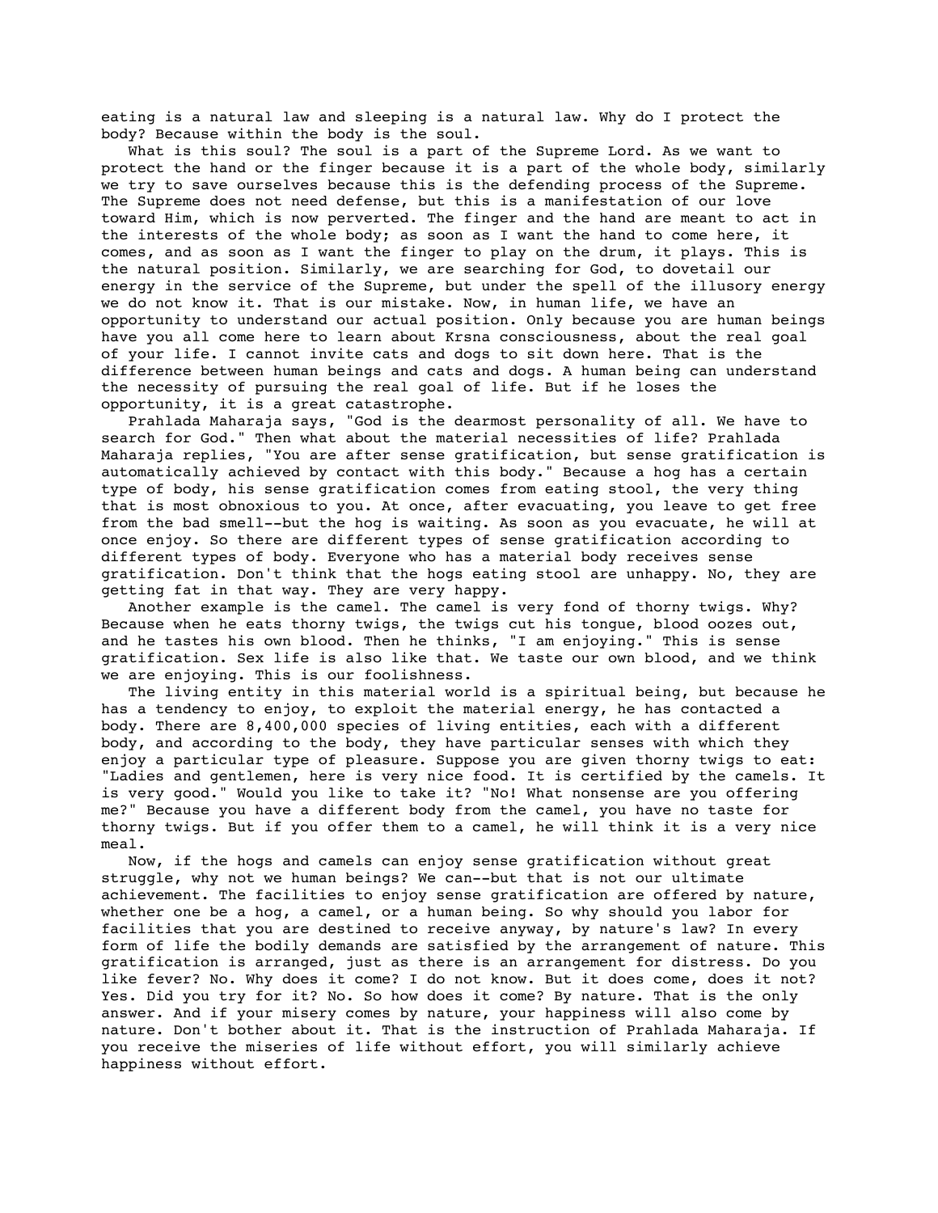eating is a natural law and sleeping is a natural law. Why do I protect the body? Because within the body is the soul.

What is this soul? The soul is a part of the Supreme Lord. As we want to protect the hand or the finger because it is a part of the whole body, similarly we try to save ourselves because this is the defending process of the Supreme. The Supreme does not need defense, but this is a manifestation of our love toward Him, which is now perverted. The finger and the hand are meant to act in the interests of the whole body; as soon as I want the hand to come here, it comes, and as soon as I want the finger to play on the drum, it plays. This is the natural position. Similarly, we are searching for God, to dovetail our energy in the service of the Supreme, but under the spell of the illusory energy we do not know it. That is our mistake. Now, in human life, we have an opportunity to understand our actual position. Only because you are human beings have you all come here to learn about Krsna consciousness, about the real goal of your life. I cannot invite cats and dogs to sit down here. That is the difference between human beings and cats and dogs. A human being can understand the necessity of pursuing the real goal of life. But if he loses the opportunity, it is a great catastrophe.

Prahlada Maharaja says, "God is the dearmost personality of all. We have to search for God." Then what about the material necessities of life? Prahlada Maharaja replies, "You are after sense gratification, but sense gratification is automatically achieved by contact with this body." Because a hog has a certain type of body, his sense gratification comes from eating stool, the very thing that is most obnoxious to you. At once, after evacuating, you leave to get free from the bad smell--but the hog is waiting. As soon as you evacuate, he will at once enjoy. So there are different types of sense gratification according to different types of body. Everyone who has a material body receives sense gratification. Don't think that the hogs eating stool are unhappy. No, they are getting fat in that way. They are very happy.

Another example is the camel. The camel is very fond of thorny twigs. Why? Because when he eats thorny twigs, the twigs cut his tongue, blood oozes out, and he tastes his own blood. Then he thinks, "I am enjoying." This is sense gratification. Sex life is also like that. We taste our own blood, and we think we are enjoying. This is our foolishness.

The living entity in this material world is a spiritual being, but because he has a tendency to enjoy, to exploit the material energy, he has contacted a body. There are 8,400,000 species of living entities, each with a different body, and according to the body, they have particular senses with which they enjoy a particular type of pleasure. Suppose you are given thorny twigs to eat: "Ladies and gentlemen, here is very nice food. It is certified by the camels. It is very good." Would you like to take it? "No! What nonsense are you offering me?" Because you have a different body from the camel, you have no taste for thorny twigs. But if you offer them to a camel, he will think it is a very nice meal.

Now, if the hogs and camels can enjoy sense gratification without great struggle, why not we human beings? We can--but that is not our ultimate achievement. The facilities to enjoy sense gratification are offered by nature, whether one be a hog, a camel, or a human being. So why should you labor for facilities that you are destined to receive anyway, by nature's law? In every form of life the bodily demands are satisfied by the arrangement of nature. This gratification is arranged, just as there is an arrangement for distress. Do you like fever? No. Why does it come? I do not know. But it does come, does it not? Yes. Did you try for it? No. So how does it come? By nature. That is the only answer. And if your misery comes by nature, your happiness will also come by nature. Don't bother about it. That is the instruction of Prahlada Maharaja. If you receive the miseries of life without effort, you will similarly achieve happiness without effort.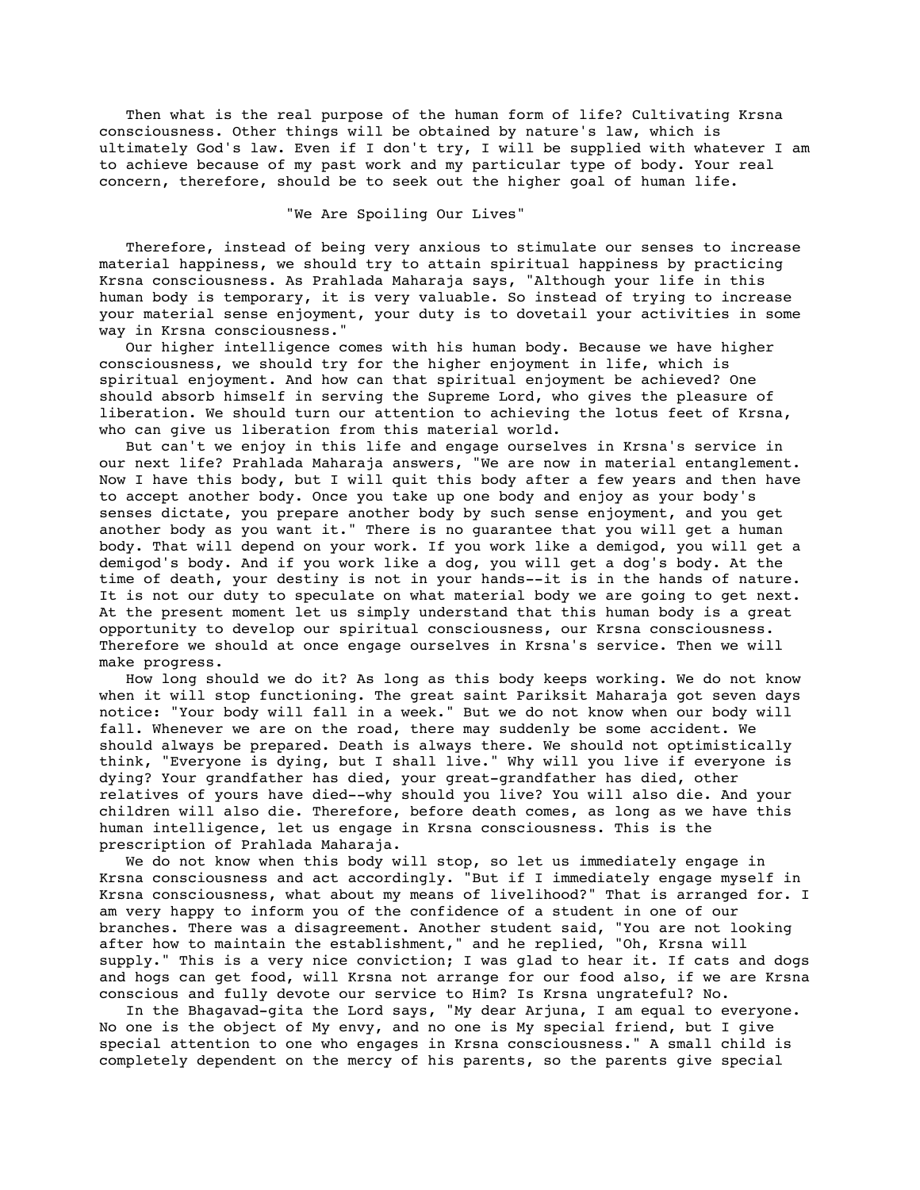Then what is the real purpose of the human form of life? Cultivating Krsna consciousness. Other things will be obtained by nature's law, which is ultimately God's law. Even if I don't try, I will be supplied with whatever I am to achieve because of my past work and my particular type of body. Your real concern, therefore, should be to seek out the higher goal of human life.

## "We Are Spoiling Our Lives"

Therefore, instead of being very anxious to stimulate our senses to increase material happiness, we should try to attain spiritual happiness by practicing Krsna consciousness. As Prahlada Maharaja says, "Although your life in this human body is temporary, it is very valuable. So instead of trying to increase your material sense enjoyment, your duty is to dovetail your activities in some way in Krsna consciousness."

Our higher intelligence comes with his human body. Because we have higher consciousness, we should try for the higher enjoyment in life, which is spiritual enjoyment. And how can that spiritual enjoyment be achieved? One should absorb himself in serving the Supreme Lord, who gives the pleasure of liberation. We should turn our attention to achieving the lotus feet of Krsna, who can give us liberation from this material world.

But can't we enjoy in this life and engage ourselves in Krsna's service in our next life? Prahlada Maharaja answers, "We are now in material entanglement. Now I have this body, but I will quit this body after a few years and then have to accept another body. Once you take up one body and enjoy as your body's senses dictate, you prepare another body by such sense enjoyment, and you get another body as you want it." There is no guarantee that you will get a human body. That will depend on your work. If you work like a demigod, you will get a demigod's body. And if you work like a dog, you will get a dog's body. At the time of death, your destiny is not in your hands--it is in the hands of nature. It is not our duty to speculate on what material body we are going to get next. At the present moment let us simply understand that this human body is a great opportunity to develop our spiritual consciousness, our Krsna consciousness. Therefore we should at once engage ourselves in Krsna's service. Then we will make progress.

How long should we do it? As long as this body keeps working. We do not know when it will stop functioning. The great saint Pariksit Maharaja got seven days notice: "Your body will fall in a week." But we do not know when our body will fall. Whenever we are on the road, there may suddenly be some accident. We should always be prepared. Death is always there. We should not optimistically think, "Everyone is dying, but I shall live." Why will you live if everyone is dying? Your grandfather has died, your great-grandfather has died, other relatives of yours have died--why should you live? You will also die. And your children will also die. Therefore, before death comes, as long as we have this human intelligence, let us engage in Krsna consciousness. This is the prescription of Prahlada Maharaja.

We do not know when this body will stop, so let us immediately engage in Krsna consciousness and act accordingly. "But if I immediately engage myself in Krsna consciousness, what about my means of livelihood?" That is arranged for. I am very happy to inform you of the confidence of a student in one of our branches. There was a disagreement. Another student said, "You are not looking after how to maintain the establishment," and he replied, "Oh, Krsna will supply." This is a very nice conviction; I was glad to hear it. If cats and dogs and hogs can get food, will Krsna not arrange for our food also, if we are Krsna conscious and fully devote our service to Him? Is Krsna ungrateful? No.

In the Bhagavad-gita the Lord says, "My dear Arjuna, I am equal to everyone. No one is the object of My envy, and no one is My special friend, but I give special attention to one who engages in Krsna consciousness." A small child is completely dependent on the mercy of his parents, so the parents give special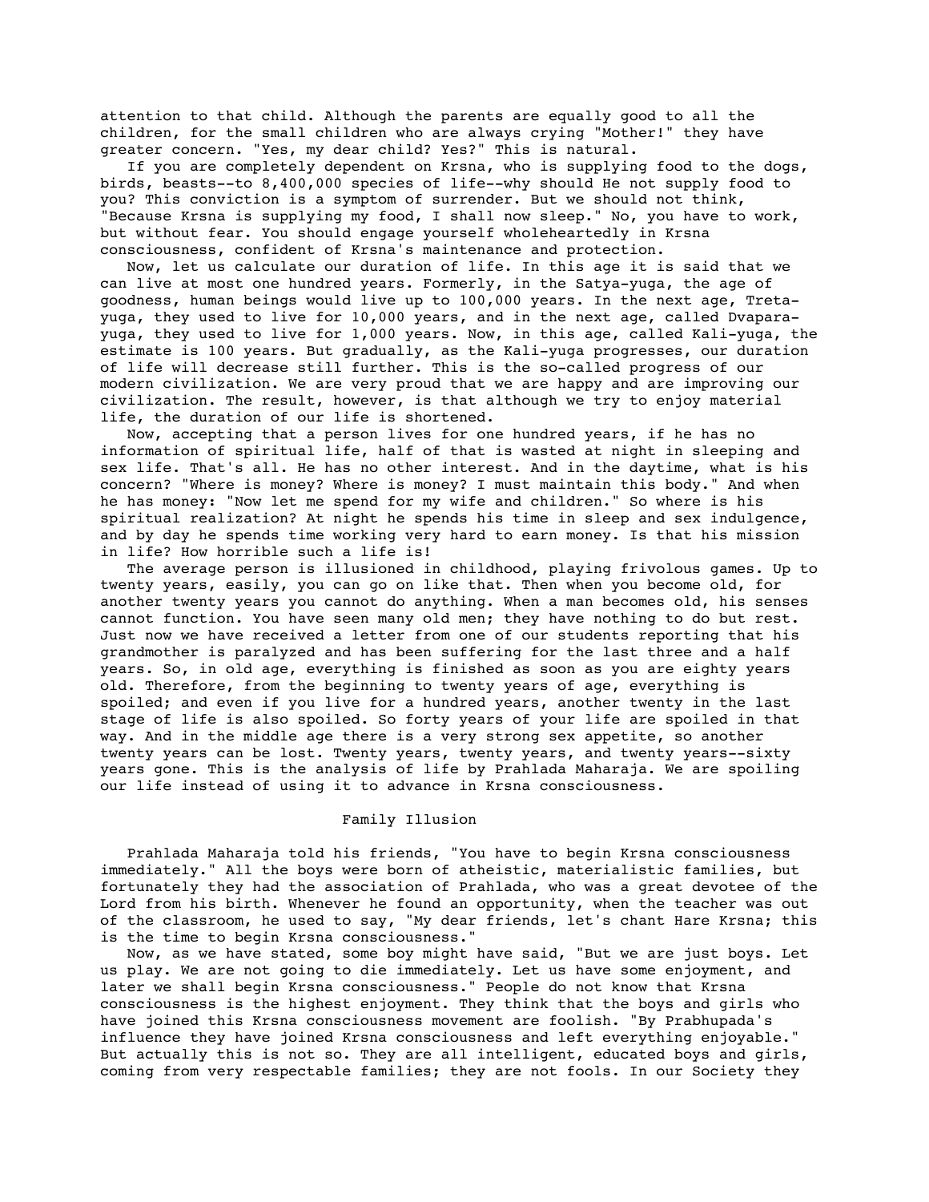attention to that child. Although the parents are equally good to all the children, for the small children who are always crying "Mother!" they have greater concern. "Yes, my dear child? Yes?" This is natural.

If you are completely dependent on Krsna, who is supplying food to the dogs, birds, beasts--to 8,400,000 species of life--why should He not supply food to you? This conviction is a symptom of surrender. But we should not think, "Because Krsna is supplying my food, I shall now sleep." No, you have to work, but without fear. You should engage yourself wholeheartedly in Krsna consciousness, confident of Krsna's maintenance and protection.

Now, let us calculate our duration of life. In this age it is said that we can live at most one hundred years. Formerly, in the Satya-yuga, the age of goodness, human beings would live up to 100,000 years. In the next age, Treta-yuga, they used to live for 10,000 years, and in the next age, called Dvapara-yuga, they used to live for 1,000 years. Now, in this age, called Kali-yuga, the estimate is 100 years. But gradually, as the Kali-yuga progresses, our duration of life will decrease still further. This is the so-called progress of our modern civilization. We are very proud that we are happy and are improving our civilization. The result, however, is that although we try to enjoy material life, the duration of our life is shortened.

Now, accepting that a person lives for one hundred years, if he has no information of spiritual life, half of that is wasted at night in sleeping and sex life. That's all. He has no other interest. And in the daytime, what is his concern? "Where is money? Where is money? I must maintain this body." And when he has money: "Now let me spend for my wife and children." So where is his spiritual realization? At night he spends his time in sleep and sex indulgence, and by day he spends time working very hard to earn money. Is that his mission in life? How horrible such a life is!

The average person is illusioned in childhood, playing frivolous games. Up to twenty years, easily, you can go on like that. Then when you become old, for another twenty years you cannot do anything. When a man becomes old, his senses cannot function. You have seen many old men; they have nothing to do but rest. Just now we have received a letter from one of our students reporting that his grandmother is paralyzed and has been suffering for the last three and a half years. So, in old age, everything is finished as soon as you are eighty years old. Therefore, from the beginning to twenty years of age, everything is spoiled; and even if you live for a hundred years, another twenty in the last stage of life is also spoiled. So forty years of your life are spoiled in that way. And in the middle age there is a very strong sex appetite, so another twenty years can be lost. Twenty years, twenty years, and twenty years--sixty years gone. This is the analysis of life by Prahlada Maharaja. We are spoiling our life instead of using it to advance in Krsna consciousness.

## Family Illusion

Prahlada Maharaja told his friends, "You have to begin Krsna consciousness immediately." All the boys were born of atheistic, materialistic families, but fortunately they had the association of Prahlada, who was a great devotee of the Lord from his birth. Whenever he found an opportunity, when the teacher was out of the classroom, he used to say, "My dear friends, let's chant Hare Krsna; this is the time to begin Krsna consciousness."

Now, as we have stated, some boy might have said, "But we are just boys. Let us play. We are not going to die immediately. Let us have some enjoyment, and later we shall begin Krsna consciousness." People do not know that Krsna consciousness is the highest enjoyment. They think that the boys and girls who have joined this Krsna consciousness movement are foolish. "By Prabhupada's influence they have joined Krsna consciousness and left everything enjoyable." But actually this is not so. They are all intelligent, educated boys and girls, coming from very respectable families; they are not fools. In our Society they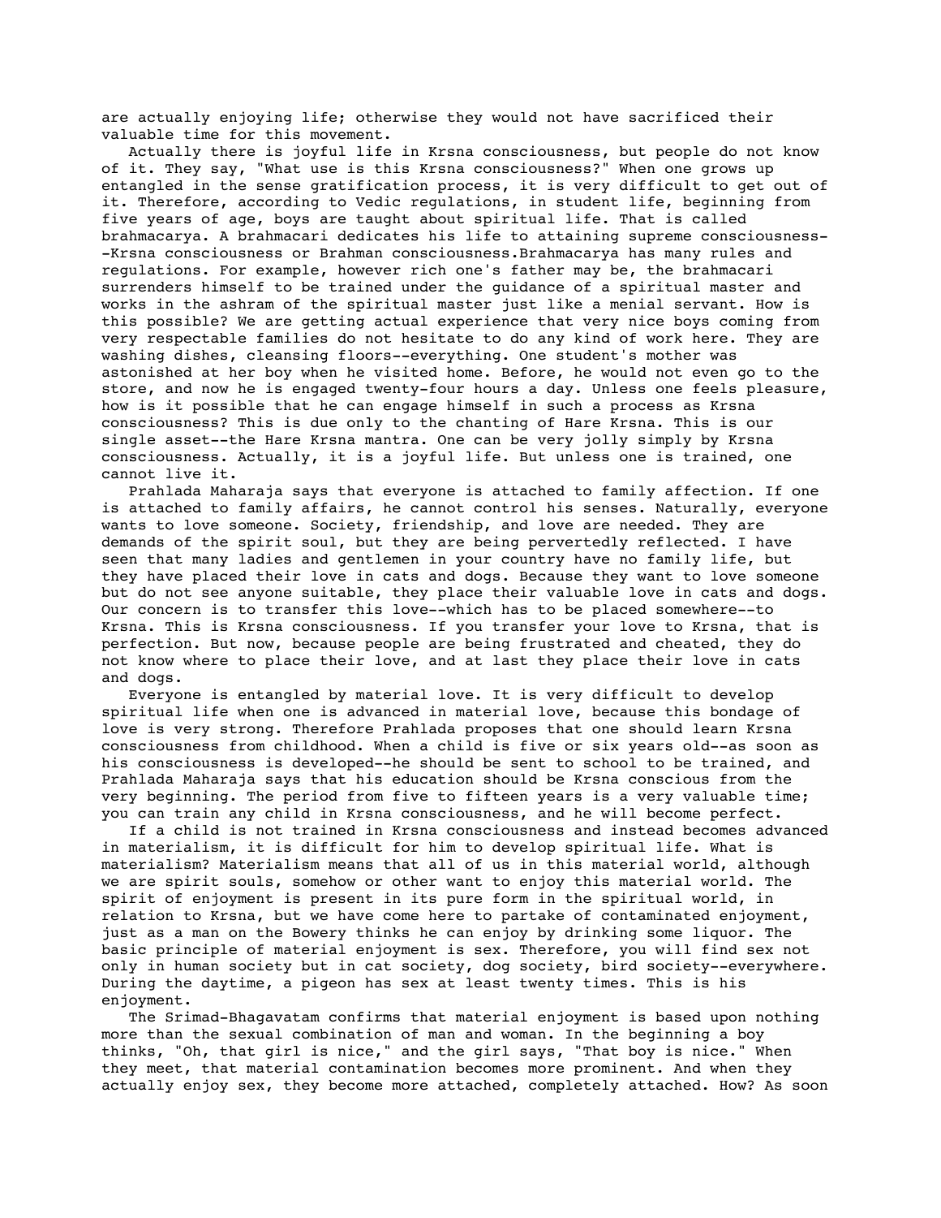are actually enjoying life; otherwise they would not have sacrificed their valuable time for this movement.

Actually there is joyful life in Krsna consciousness, but people do not know of it. They say, "What use is this Krsna consciousness?" When one grows up entangled in the sense gratification process, it is very difficult to get out of it. Therefore, according to Vedic regulations, in student life, beginning from five years of age, boys are taught about spiritual life. That is called brahmacarya. A brahmacari dedicates his life to attaining supreme consciousness--Krsna consciousness or Brahman consciousness.Brahmacarya has many rules and regulations. For example, however rich one's father may be, the brahmacari surrenders himself to be trained under the guidance of a spiritual master and works in the ashram of the spiritual master just like a menial servant. How is this possible? We are getting actual experience that very nice boys coming from very respectable families do not hesitate to do any kind of work here. They are washing dishes, cleansing floors--everything. One student's mother was astonished at her boy when he visited home. Before, he would not even go to the store, and now he is engaged twenty-four hours a day. Unless one feels pleasure, how is it possible that he can engage himself in such a process as Krsna consciousness? This is due only to the chanting of Hare Krsna. This is our single asset--the Hare Krsna mantra. One can be very jolly simply by Krsna consciousness. Actually, it is a joyful life. But unless one is trained, one cannot live it.

Prahlada Maharaja says that everyone is attached to family affection. If one is attached to family affairs, he cannot control his senses. Naturally, everyone wants to love someone. Society, friendship, and love are needed. They are demands of the spirit soul, but they are being pervertedly reflected. I have seen that many ladies and gentlemen in your country have no family life, but they have placed their love in cats and dogs. Because they want to love someone but do not see anyone suitable, they place their valuable love in cats and dogs. Our concern is to transfer this love--which has to be placed somewhere--to Krsna. This is Krsna consciousness. If you transfer your love to Krsna, that is perfection. But now, because people are being frustrated and cheated, they do not know where to place their love, and at last they place their love in cats and dogs.

Everyone is entangled by material love. It is very difficult to develop spiritual life when one is advanced in material love, because this bondage of love is very strong. Therefore Prahlada proposes that one should learn Krsna consciousness from childhood. When a child is five or six years old--as soon as his consciousness is developed--he should be sent to school to be trained, and Prahlada Maharaja says that his education should be Krsna conscious from the very beginning. The period from five to fifteen years is a very valuable time; you can train any child in Krsna consciousness, and he will become perfect.

If a child is not trained in Krsna consciousness and instead becomes advanced in materialism, it is difficult for him to develop spiritual life. What is materialism? Materialism means that all of us in this material world, although we are spirit souls, somehow or other want to enjoy this material world. The spirit of enjoyment is present in its pure form in the spiritual world, in relation to Krsna, but we have come here to partake of contaminated enjoyment, just as a man on the Bowery thinks he can enjoy by drinking some liquor. The basic principle of material enjoyment is sex. Therefore, you will find sex not only in human society but in cat society, dog society, bird society--everywhere. During the daytime, a pigeon has sex at least twenty times. This is his enjoyment.

The Srimad-Bhagavatam confirms that material enjoyment is based upon nothing more than the sexual combination of man and woman. In the beginning a boy thinks, "Oh, that girl is nice," and the girl says, "That boy is nice." When they meet, that material contamination becomes more prominent. And when they actually enjoy sex, they become more attached, completely attached. How? As soon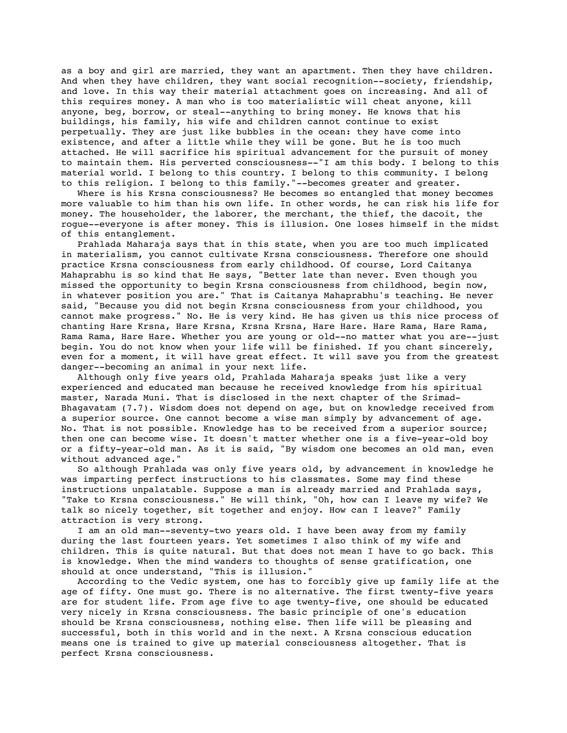as a boy and girl are married, they want an apartment. Then they have children. And when they have children, they want social recognition--society, friendship, and love. In this way their material attachment goes on increasing. And all of this requires money. A man who is too materialistic will cheat anyone, kill anyone, beg, borrow, or steal--anything to bring money. He knows that his buildings, his family, his wife and children cannot continue to exist perpetually. They are just like bubbles in the ocean: they have come into existence, and after a little while they will be gone. But he is too much attached. He will sacrifice his spiritual advancement for the pursuit of money to maintain them. His perverted consciousness--"I am this body. I belong to this material world. I belong to this country. I belong to this community. I belong to this religion. I belong to this family."--becomes greater and greater.

Where is his Krsna consciousness? He becomes so entangled that money becomes more valuable to him than his own life. In other words, he can risk his life for money. The householder, the laborer, the merchant, the thief, the dacoit, the rogue--everyone is after money. This is illusion. One loses himself in the midst of this entanglement.

Prahlada Maharaja says that in this state, when you are too much implicated in materialism, you cannot cultivate Krsna consciousness. Therefore one should practice Krsna consciousness from early childhood. Of course, Lord Caitanya Mahaprabhu is so kind that He says, "Better late than never. Even though you missed the opportunity to begin Krsna consciousness from childhood, begin now, in whatever position you are." That is Caitanya Mahaprabhu's teaching. He never said, "Because you did not begin Krsna consciousness from your childhood, you cannot make progress." No. He is very kind. He has given us this nice process of chanting Hare Krsna, Hare Krsna, Krsna Krsna, Hare Hare. Hare Rama, Hare Rama, Rama Rama, Hare Hare. Whether you are young or old--no matter what you are--just begin. You do not know when your life will be finished. If you chant sincerely, even for a moment, it will have great effect. It will save you from the greatest danger--becoming an animal in your next life.

Although only five years old, Prahlada Maharaja speaks just like a very experienced and educated man because he received knowledge from his spiritual master, Narada Muni. That is disclosed in the next chapter of the Srimad-Bhagavatam (7.7). Wisdom does not depend on age, but on knowledge received from a superior source. One cannot become a wise man simply by advancement of age. No. That is not possible. Knowledge has to be received from a superior source; then one can become wise. It doesn't matter whether one is a five-year-old boy or a fifty-year-old man. As it is said, "By wisdom one becomes an old man, even without advanced age."

So although Prahlada was only five years old, by advancement in knowledge he was imparting perfect instructions to his classmates. Some may find these instructions unpalatable. Suppose a man is already married and Prahlada says, "Take to Krsna consciousness." He will think, "Oh, how can I leave my wife? We talk so nicely together, sit together and enjoy. How can I leave?" Family attraction is very strong.

I am an old man--seventy-two years old. I have been away from my family during the last fourteen years. Yet sometimes I also think of my wife and children. This is quite natural. But that does not mean I have to go back. This is knowledge. When the mind wanders to thoughts of sense gratification, one should at once understand, "This is illusion."

According to the Vedic system, one has to forcibly give up family life at the age of fifty. One must go. There is no alternative. The first twenty-five years are for student life. From age five to age twenty-five, one should be educated very nicely in Krsna consciousness. The basic principle of one's education should be Krsna consciousness, nothing else. Then life will be pleasing and successful, both in this world and in the next. A Krsna conscious education means one is trained to give up material consciousness altogether. That is perfect Krsna consciousness.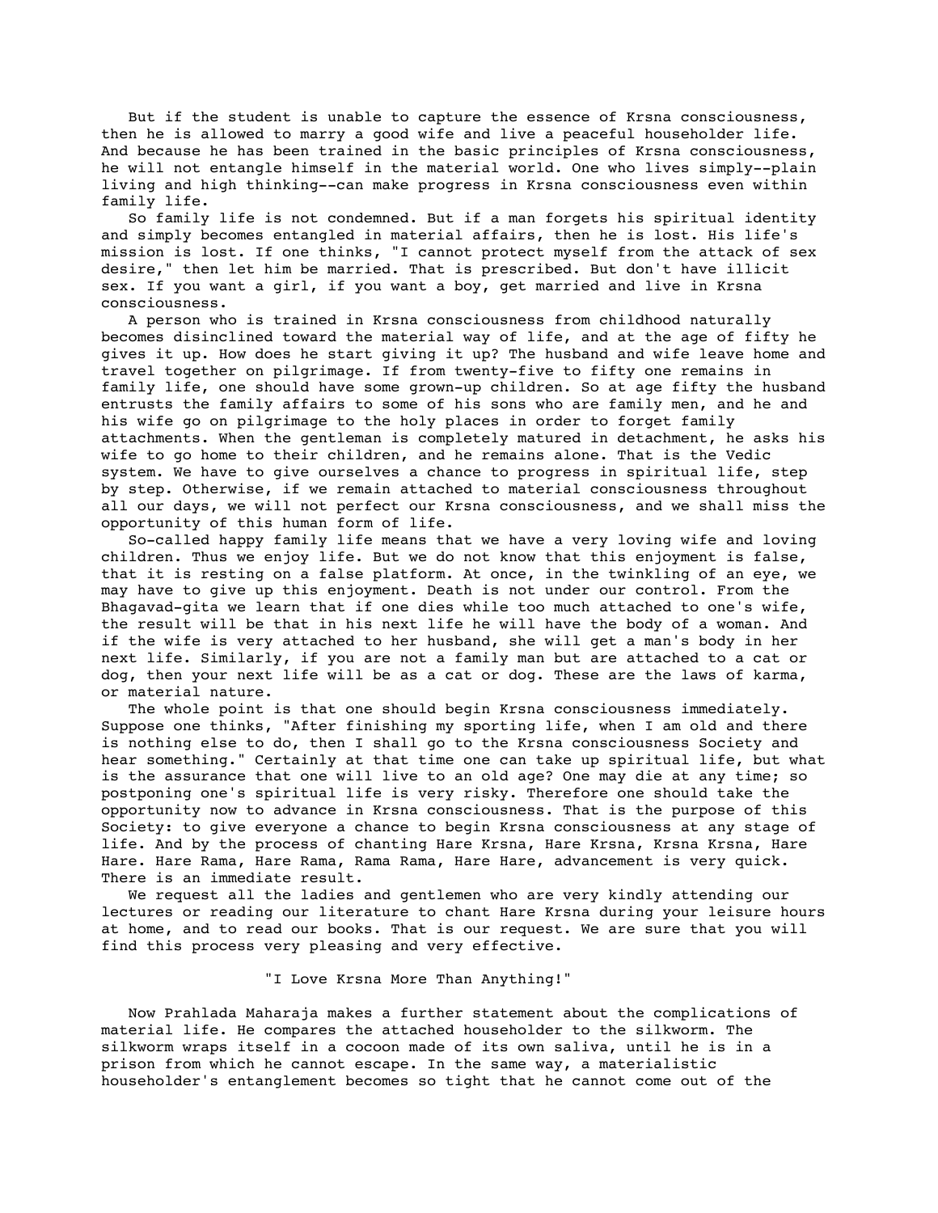But if the student is unable to capture the essence of Krsna consciousness, then he is allowed to marry a good wife and live a peaceful householder life. And because he has been trained in the basic principles of Krsna consciousness, he will not entangle himself in the material world. One who lives simply--plain living and high thinking--can make progress in Krsna consciousness even within family life.

So family life is not condemned. But if a man forgets his spiritual identity and simply becomes entangled in material affairs, then he is lost. His life's mission is lost. If one thinks, "I cannot protect myself from the attack of sex desire," then let him be married. That is prescribed. But don't have illicit sex. If you want a girl, if you want a boy, get married and live in Krsna consciousness.

A person who is trained in Krsna consciousness from childhood naturally becomes disinclined toward the material way of life, and at the age of fifty he gives it up. How does he start giving it up? The husband and wife leave home and travel together on pilgrimage. If from twenty-five to fifty one remains in family life, one should have some grown-up children. So at age fifty the husband entrusts the family affairs to some of his sons who are family men, and he and his wife go on pilgrimage to the holy places in order to forget family attachments. When the gentleman is completely matured in detachment, he asks his wife to go home to their children, and he remains alone. That is the Vedic system. We have to give ourselves a chance to progress in spiritual life, step by step. Otherwise, if we remain attached to material consciousness throughout all our days, we will not perfect our Krsna consciousness, and we shall miss the opportunity of this human form of life.

So-called happy family life means that we have a very loving wife and loving children. Thus we enjoy life. But we do not know that this enjoyment is false, that it is resting on a false platform. At once, in the twinkling of an eye, we may have to give up this enjoyment. Death is not under our control. From the Bhagavad-gita we learn that if one dies while too much attached to one's wife, the result will be that in his next life he will have the body of a woman. And if the wife is very attached to her husband, she will get a man's body in her next life. Similarly, if you are not a family man but are attached to a cat or dog, then your next life will be as a cat or dog. These are the laws of karma, or material nature.

The whole point is that one should begin Krsna consciousness immediately. Suppose one thinks, "After finishing my sporting life, when I am old and there is nothing else to do, then I shall go to the Krsna consciousness Society and hear something." Certainly at that time one can take up spiritual life, but what is the assurance that one will live to an old age? One may die at any time; so postponing one's spiritual life is very risky. Therefore one should take the opportunity now to advance in Krsna consciousness. That is the purpose of this Society: to give everyone a chance to begin Krsna consciousness at any stage of life. And by the process of chanting Hare Krsna, Hare Krsna, Krsna Krsna, Hare Hare. Hare Rama, Hare Rama, Rama Rama, Hare Hare, advancement is very quick. There is an immediate result.

We request all the ladies and gentlemen who are very kindly attending our lectures or reading our literature to chant Hare Krsna during your leisure hours at home, and to read our books. That is our request. We are sure that you will find this process very pleasing and very effective.

## "I Love Krsna More Than Anything!"

Now Prahlada Maharaja makes a further statement about the complications of material life. He compares the attached householder to the silkworm. The silkworm wraps itself in a cocoon made of its own saliva, until he is in a prison from which he cannot escape. In the same way, a materialistic householder's entanglement becomes so tight that he cannot come out of the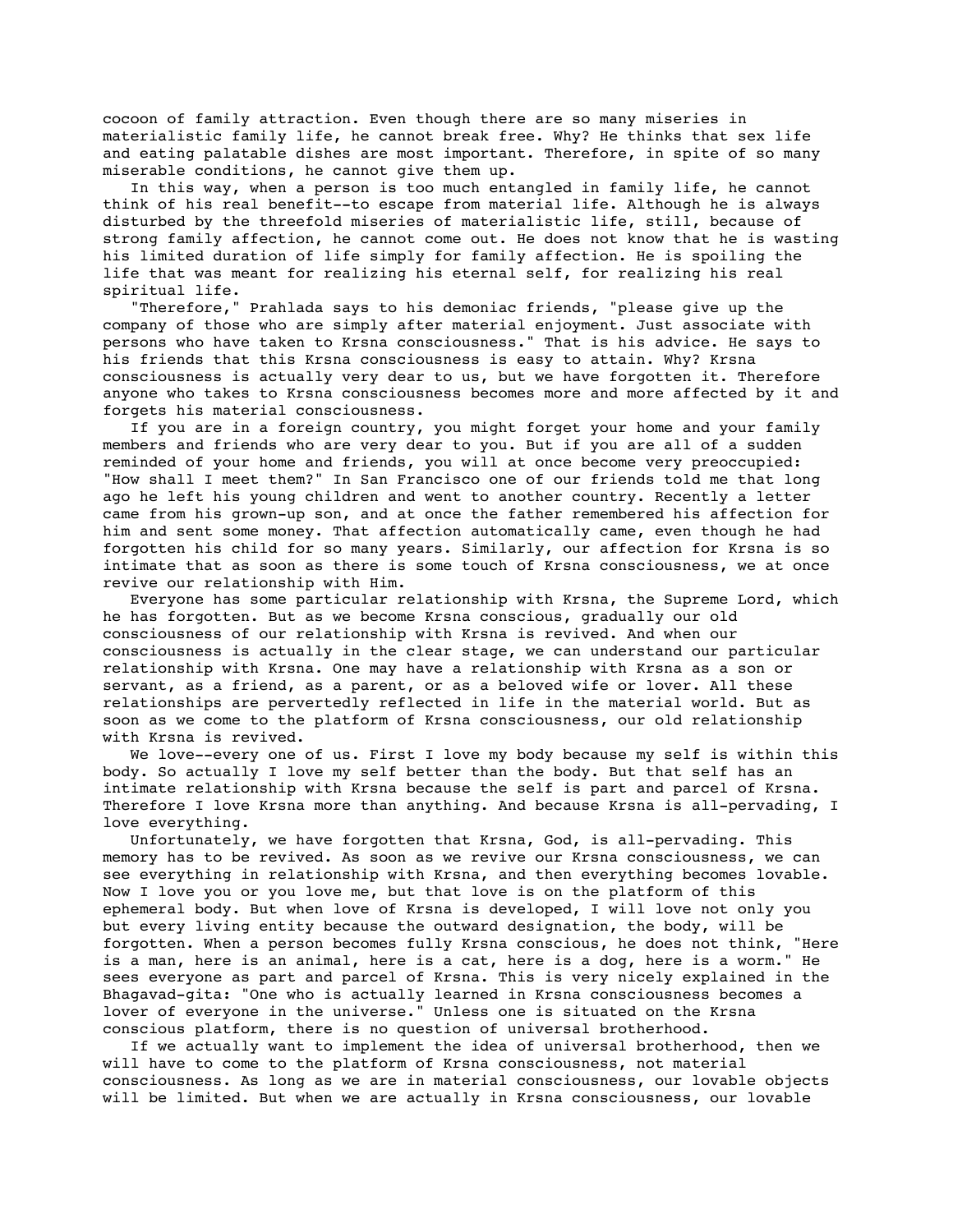cocoon of family attraction. Even though there are so many miseries in materialistic family life, he cannot break free. Why? He thinks that sex life and eating palatable dishes are most important. Therefore, in spite of so many miserable conditions, he cannot give them up.

In this way, when a person is too much entangled in family life, he cannot think of his real benefit--to escape from material life. Although he is always disturbed by the threefold miseries of materialistic life, still, because of strong family affection, he cannot come out. He does not know that he is wasting his limited duration of life simply for family affection. He is spoiling the life that was meant for realizing his eternal self, for realizing his real spiritual life.

"Therefore," Prahlada says to his demoniac friends, "please give up the company of those who are simply after material enjoyment. Just associate with persons who have taken to Krsna consciousness." That is his advice. He says to his friends that this Krsna consciousness is easy to attain. Why? Krsna consciousness is actually very dear to us, but we have forgotten it. Therefore anyone who takes to Krsna consciousness becomes more and more affected by it and forgets his material consciousness.

If you are in a foreign country, you might forget your home and your family members and friends who are very dear to you. But if you are all of a sudden reminded of your home and friends, you will at once become very preoccupied: "How shall I meet them?" In San Francisco one of our friends told me that long ago he left his young children and went to another country. Recently a letter came from his grown-up son, and at once the father remembered his affection for him and sent some money. That affection automatically came, even though he had forgotten his child for so many years. Similarly, our affection for Krsna is so intimate that as soon as there is some touch of Krsna consciousness, we at once revive our relationship with Him.

Everyone has some particular relationship with Krsna, the Supreme Lord, which he has forgotten. But as we become Krsna conscious, gradually our old consciousness of our relationship with Krsna is revived. And when our consciousness is actually in the clear stage, we can understand our particular relationship with Krsna. One may have a relationship with Krsna as a son or servant, as a friend, as a parent, or as a beloved wife or lover. All these relationships are pervertedly reflected in life in the material world. But as soon as we come to the platform of Krsna consciousness, our old relationship with Krsna is revived.

We love--every one of us. First I love my body because my self is within this body. So actually I love my self better than the body. But that self has an intimate relationship with Krsna because the self is part and parcel of Krsna. Therefore I love Krsna more than anything. And because Krsna is all-pervading, I love everything.

Unfortunately, we have forgotten that Krsna, God, is all-pervading. This memory has to be revived. As soon as we revive our Krsna consciousness, we can see everything in relationship with Krsna, and then everything becomes lovable. Now I love you or you love me, but that love is on the platform of this ephemeral body. But when love of Krsna is developed, I will love not only you but every living entity because the outward designation, the body, will be forgotten. When a person becomes fully Krsna conscious, he does not think, "Here is a man, here is an animal, here is a cat, here is a dog, here is a worm." He sees everyone as part and parcel of Krsna. This is very nicely explained in the Bhagavad-gita: "One who is actually learned in Krsna consciousness becomes a lover of everyone in the universe." Unless one is situated on the Krsna conscious platform, there is no question of universal brotherhood.

If we actually want to implement the idea of universal brotherhood, then we will have to come to the platform of Krsna consciousness, not material consciousness. As long as we are in material consciousness, our lovable objects will be limited. But when we are actually in Krsna consciousness, our lovable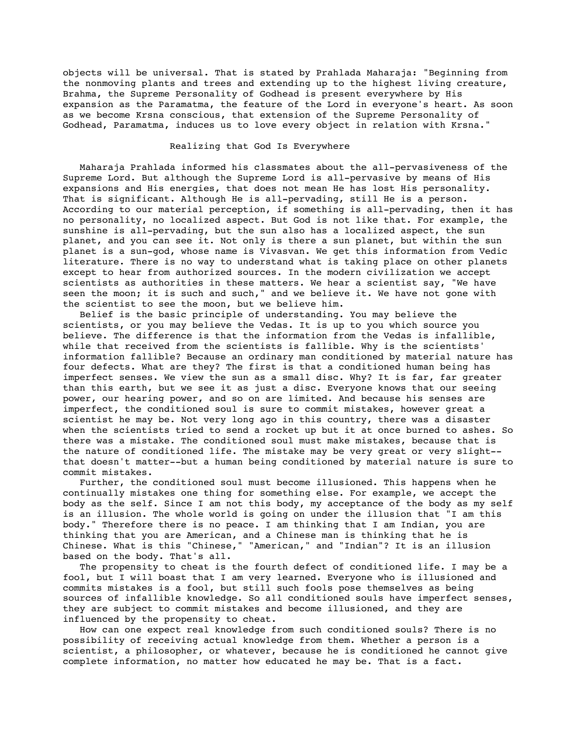objects will be universal. That is stated by Prahlada Maharaja: "Beginning from the nonmoving plants and trees and extending up to the highest living creature, Brahma, the Supreme Personality of Godhead is present everywhere by His expansion as the Paramatma, the feature of the Lord in everyone's heart. As soon as we become Krsna conscious, that extension of the Supreme Personality of Godhead, Paramatma, induces us to love every object in relation with Krsna."

## Realizing that God Is Everywhere

Maharaja Prahlada informed his classmates about the all-pervasiveness of the Supreme Lord. But although the Supreme Lord is all-pervasive by means of His expansions and His energies, that does not mean He has lost His personality. That is significant. Although He is all-pervading, still He is a person. According to our material perception, if something is all-pervading, then it has no personality, no localized aspect. But God is not like that. For example, the sunshine is all-pervading, but the sun also has a localized aspect, the sun planet, and you can see it. Not only is there a sun planet, but within the sun planet is a sun-god, whose name is Vivasvan. We get this information from Vedic literature. There is no way to understand what is taking place on other planets except to hear from authorized sources. In the modern civilization we accept scientists as authorities in these matters. We hear a scientist say, "We have seen the moon; it is such and such," and we believe it. We have not gone with the scientist to see the moon, but we believe him.

Belief is the basic principle of understanding. You may believe the scientists, or you may believe the Vedas. It is up to you which source you believe. The difference is that the information from the Vedas is infallible, while that received from the scientists is fallible. Why is the scientists' information fallible? Because an ordinary man conditioned by material nature has four defects. What are they? The first is that a conditioned human being has imperfect senses. We view the sun as a small disc. Why? It is far, far greater than this earth, but we see it as just a disc. Everyone knows that our seeing power, our hearing power, and so on are limited. And because his senses are imperfect, the conditioned soul is sure to commit mistakes, however great a scientist he may be. Not very long ago in this country, there was a disaster when the scientists tried to send a rocket up but it at once burned to ashes. So there was a mistake. The conditioned soul must make mistakes, because that is the nature of conditioned life. The mistake may be very great or very slight--that doesn't matter--but a human being conditioned by material nature is sure to commit mistakes.

Further, the conditioned soul must become illusioned. This happens when he continually mistakes one thing for something else. For example, we accept the body as the self. Since I am not this body, my acceptance of the body as my self is an illusion. The whole world is going on under the illusion that "I am this body." Therefore there is no peace. I am thinking that I am Indian, you are thinking that you are American, and a Chinese man is thinking that he is Chinese. What is this "Chinese," "American," and "Indian"? It is an illusion based on the body. That's all.

The propensity to cheat is the fourth defect of conditioned life. I may be a fool, but I will boast that I am very learned. Everyone who is illusioned and commits mistakes is a fool, but still such fools pose themselves as being sources of infallible knowledge. So all conditioned souls have imperfect senses, they are subject to commit mistakes and become illusioned, and they are influenced by the propensity to cheat.

How can one expect real knowledge from such conditioned souls? There is no possibility of receiving actual knowledge from them. Whether a person is a scientist, a philosopher, or whatever, because he is conditioned he cannot give complete information, no matter how educated he may be. That is a fact.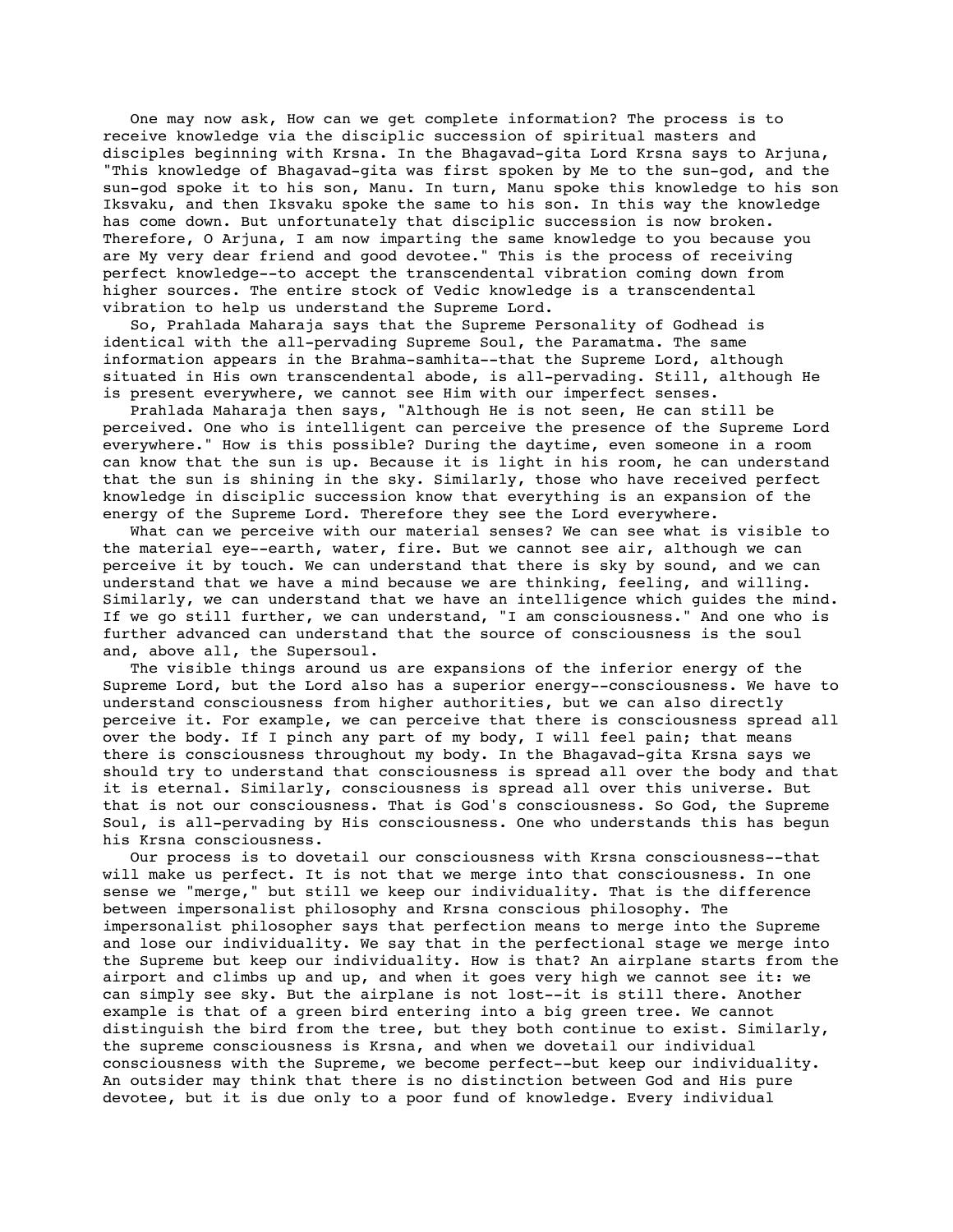One may now ask, How can we get complete information? The process is to receive knowledge via the disciplic succession of spiritual masters and disciples beginning with Krsna. In the Bhagavad-gita Lord Krsna says to Arjuna, "This knowledge of Bhagavad-gita was first spoken by Me to the sun-god, and the sun-god spoke it to his son, Manu. In turn, Manu spoke this knowledge to his son Iksvaku, and then Iksvaku spoke the same to his son. In this way the knowledge has come down. But unfortunately that disciplic succession is now broken. Therefore, O Arjuna, I am now imparting the same knowledge to you because you are My very dear friend and good devotee." This is the process of receiving perfect knowledge--to accept the transcendental vibration coming down from higher sources. The entire stock of Vedic knowledge is a transcendental vibration to help us understand the Supreme Lord.

So, Prahlada Maharaja says that the Supreme Personality of Godhead is identical with the all-pervading Supreme Soul, the Paramatma. The same information appears in the Brahma-samhita--that the Supreme Lord, although situated in His own transcendental abode, is all-pervading. Still, although He is present everywhere, we cannot see Him with our imperfect senses.

Prahlada Maharaja then says, "Although He is not seen, He can still be perceived. One who is intelligent can perceive the presence of the Supreme Lord everywhere." How is this possible? During the daytime, even someone in a room can know that the sun is up. Because it is light in his room, he can understand that the sun is shining in the sky. Similarly, those who have received perfect knowledge in disciplic succession know that everything is an expansion of the energy of the Supreme Lord. Therefore they see the Lord everywhere.

What can we perceive with our material senses? We can see what is visible to the material eye--earth, water, fire. But we cannot see air, although we can perceive it by touch. We can understand that there is sky by sound, and we can understand that we have a mind because we are thinking, feeling, and willing. Similarly, we can understand that we have an intelligence which guides the mind. If we go still further, we can understand, "I am consciousness." And one who is further advanced can understand that the source of consciousness is the soul and, above all, the Supersoul.

The visible things around us are expansions of the inferior energy of the Supreme Lord, but the Lord also has a superior energy--consciousness. We have to understand consciousness from higher authorities, but we can also directly perceive it. For example, we can perceive that there is consciousness spread all over the body. If I pinch any part of my body, I will feel pain; that means there is consciousness throughout my body. In the Bhagavad-gita Krsna says we should try to understand that consciousness is spread all over the body and that it is eternal. Similarly, consciousness is spread all over this universe. But that is not our consciousness. That is God's consciousness. So God, the Supreme Soul, is all-pervading by His consciousness. One who understands this has begun his Krsna consciousness.

Our process is to dovetail our consciousness with Krsna consciousness--that will make us perfect. It is not that we merge into that consciousness. In one sense we "merge," but still we keep our individuality. That is the difference between impersonalist philosophy and Krsna conscious philosophy. The impersonalist philosopher says that perfection means to merge into the Supreme and lose our individuality. We say that in the perfectional stage we merge into the Supreme but keep our individuality. How is that? An airplane starts from the airport and climbs up and up, and when it goes very high we cannot see it: we can simply see sky. But the airplane is not lost--it is still there. Another example is that of a green bird entering into a big green tree. We cannot distinguish the bird from the tree, but they both continue to exist. Similarly, the supreme consciousness is Krsna, and when we dovetail our individual consciousness with the Supreme, we become perfect--but keep our individuality. An outsider may think that there is no distinction between God and His pure devotee, but it is due only to a poor fund of knowledge. Every individual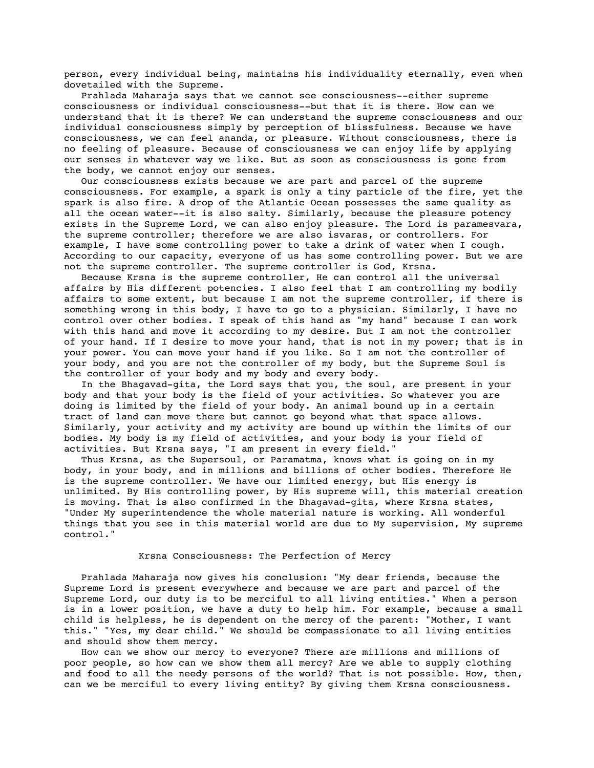person, every individual being, maintains his individuality eternally, even when dovetailed with the Supreme.

Prahlada Maharaja says that we cannot see consciousness--either supreme consciousness or individual consciousness--but that it is there. How can we understand that it is there? We can understand the supreme consciousness and our individual consciousness simply by perception of blissfulness. Because we have consciousness, we can feel ananda, or pleasure. Without consciousness, there is no feeling of pleasure. Because of consciousness we can enjoy life by applying our senses in whatever way we like. But as soon as consciousness is gone from the body, we cannot enjoy our senses.

Our consciousness exists because we are part and parcel of the supreme consciousness. For example, a spark is only a tiny particle of the fire, yet the spark is also fire. A drop of the Atlantic Ocean possesses the same quality as all the ocean water--it is also salty. Similarly, because the pleasure potency exists in the Supreme Lord, we can also enjoy pleasure. The Lord is paramesvara, the supreme controller; therefore we are also isvaras, or controllers. For example, I have some controlling power to take a drink of water when I cough. According to our capacity, everyone of us has some controlling power. But we are not the supreme controller. The supreme controller is God, Krsna.

Because Krsna is the supreme controller, He can control all the universal affairs by His different potencies. I also feel that I am controlling my bodily affairs to some extent, but because I am not the supreme controller, if there is something wrong in this body, I have to go to a physician. Similarly, I have no control over other bodies. I speak of this hand as "my hand" because I can work with this hand and move it according to my desire. But I am not the controller of your hand. If I desire to move your hand, that is not in my power; that is in your power. You can move your hand if you like. So I am not the controller of your body, and you are not the controller of my body, but the Supreme Soul is the controller of your body and my body and every body.

In the Bhagavad-gita, the Lord says that you, the soul, are present in your body and that your body is the field of your activities. So whatever you are doing is limited by the field of your body. An animal bound up in a certain tract of land can move there but cannot go beyond what that space allows. Similarly, your activity and my activity are bound up within the limits of our bodies. My body is my field of activities, and your body is your field of activities. But Krsna says, "I am present in every field."

Thus Krsna, as the Supersoul, or Paramatma, knows what is going on in my body, in your body, and in millions and billions of other bodies. Therefore He is the supreme controller. We have our limited energy, but His energy is unlimited. By His controlling power, by His supreme will, this material creation is moving. That is also confirmed in the Bhagavad-gita, where Krsna states, "Under My superintendence the whole material nature is working. All wonderful things that you see in this material world are due to My supervision, My supreme control."

## Krsna Consciousness: The Perfection of Mercy

Prahlada Maharaja now gives his conclusion: "My dear friends, because the Supreme Lord is present everywhere and because we are part and parcel of the Supreme Lord, our duty is to be merciful to all living entities." When a person is in a lower position, we have a duty to help him. For example, because a small child is helpless, he is dependent on the mercy of the parent: "Mother, I want this." "Yes, my dear child." We should be compassionate to all living entities and should show them mercy.

How can we show our mercy to everyone? There are millions and millions of poor people, so how can we show them all mercy? Are we able to supply clothing and food to all the needy persons of the world? That is not possible. How, then, can we be merciful to every living entity? By giving them Krsna consciousness.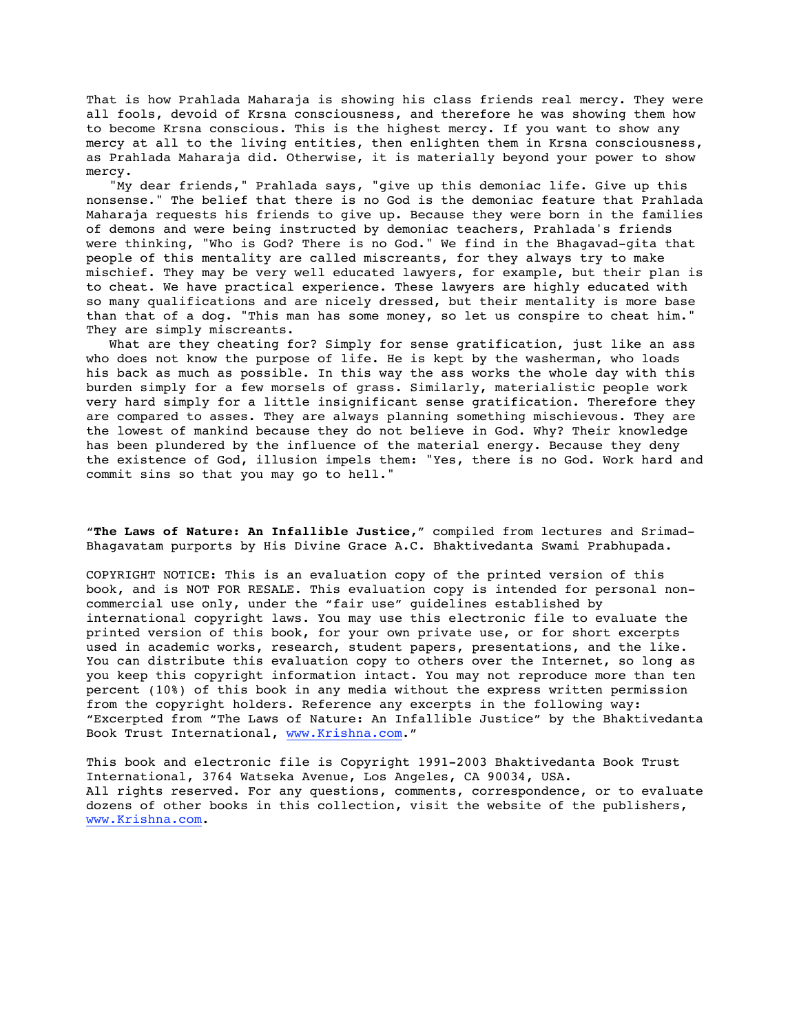That is how Prahlada Maharaja is showing his class friends real mercy. They were all fools, devoid of Krsna consciousness, and therefore he was showing them how to become Krsna conscious. This is the highest mercy. If you want to show any mercy at all to the living entities, then enlighten them in Krsna consciousness, as Prahlada Maharaja did. Otherwise, it is materially beyond your power to show mercy.

"My dear friends," Prahlada says, "give up this demoniac life. Give up this nonsense." The belief that there is no God is the demoniac feature that Prahlada Maharaja requests his friends to give up. Because they were born in the families of demons and were being instructed by demoniac teachers, Prahlada's friends were thinking, "Who is God? There is no God." We find in the Bhagavad-gita that people of this mentality are called miscreants, for they always try to make mischief. They may be very well educated lawyers, for example, but their plan is to cheat. We have practical experience. These lawyers are highly educated with so many qualifications and are nicely dressed, but their mentality is more base than that of a dog. "This man has some money, so let us conspire to cheat him." They are simply miscreants.

What are they cheating for? Simply for sense gratification, just like an ass who does not know the purpose of life. He is kept by the washerman, who loads his back as much as possible. In this way the ass works the whole day with this burden simply for a few morsels of grass. Similarly, materialistic people work very hard simply for a little insignificant sense gratification. Therefore they are compared to asses. They are always planning something mischievous. They are the lowest of mankind because they do not believe in God. Why? Their knowledge has been plundered by the influence of the material energy. Because they deny the existence of God, illusion impels them: "Yes, there is no God. Work hard and commit sins so that you may go to hell."

"**The Laws of Nature: An Infallible Justice,**" compiled from lectures and Srimad-Bhagavatam purports by His Divine Grace A.C. Bhaktivedanta Swami Prabhupada.

COPYRIGHT NOTICE: This is an evaluation copy of the printed version of this book, and is NOT FOR RESALE. This evaluation copy is intended for personal non-commercial use only, under the "fair use" guidelines established by international copyright laws. You may use this electronic file to evaluate the printed version of this book, for your own private use, or for short excerpts used in academic works, research, student papers, presentations, and the like. You can distribute this evaluation copy to others over the Internet, so long as you keep this copyright information intact. You may not reproduce more than ten percent (10%) of this book in any media without the express written permission from the copyright holders. Reference any excerpts in the following way: "Excerpted from "The Laws of Nature: An Infallible Justice" by the Bhaktivedanta Book Trust International, www.Krishna.com."

This book and electronic file is Copyright 1991-2003 Bhaktivedanta Book Trust International, 3764 Watseka Avenue, Los Angeles, CA 90034, USA. All rights reserved. For any questions, comments, correspondence, or to evaluate dozens of other books in this collection, visit the website of the publishers, www.Krishna.com.